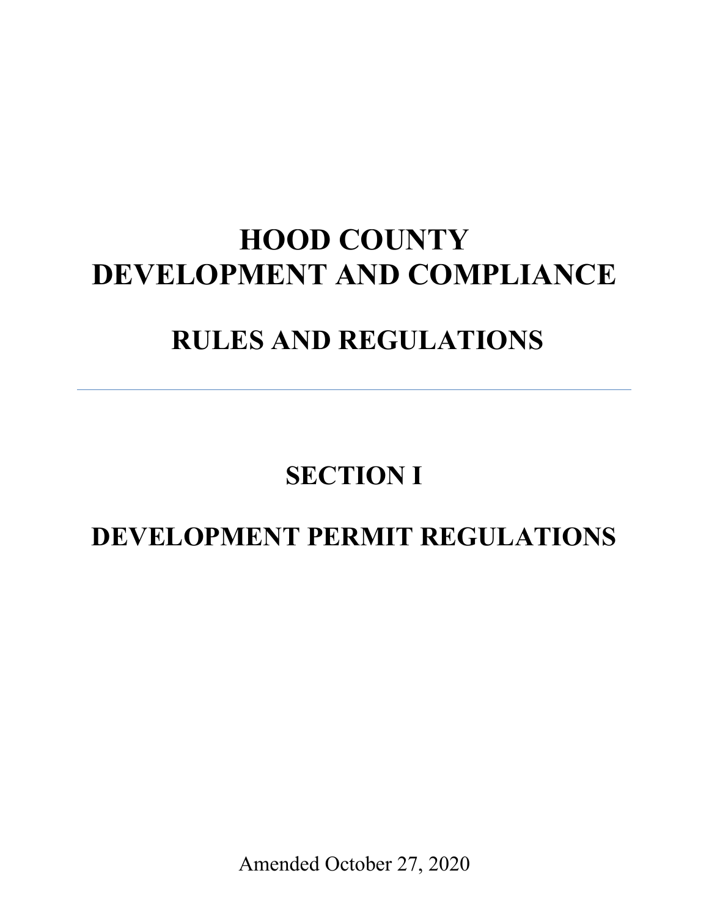# HOOD COUNTY
# DEVELOPMENT AND COMPLIANCE

# RULES AND REGULATIONS

---

# SECTION I

# DEVELOPMENT PERMIT REGULATIONS

Amended October 27, 2020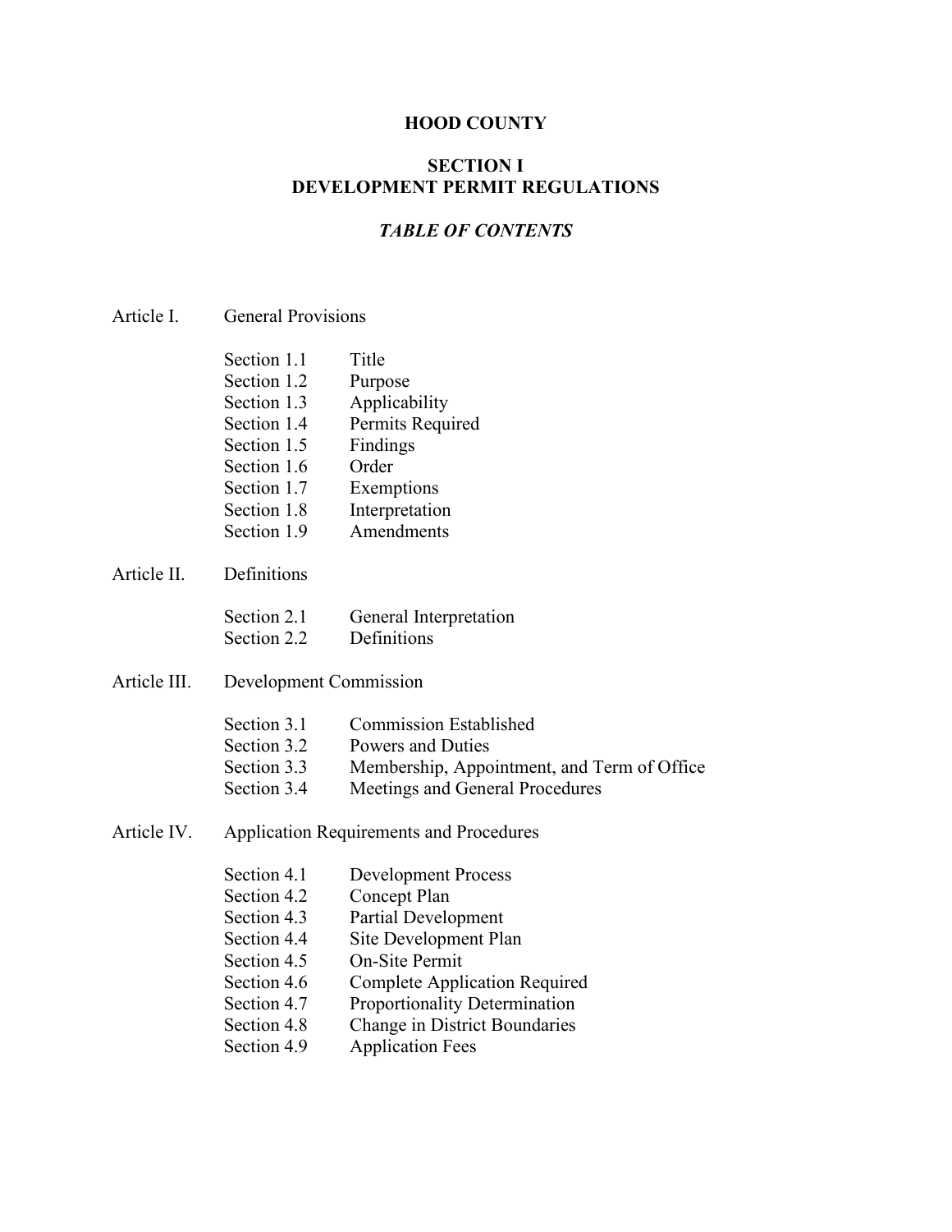# HOOD COUNTY

## SECTION I
## DEVELOPMENT PERMIT REGULATIONS

### *TABLE OF CONTENTS*

Article I. General Provisions

- Section 1.1 Title
- Section 1.2 Purpose
- Section 1.3 Applicability
- Section 1.4 Permits Required
- Section 1.5 Findings
- Section 1.6 Order
- Section 1.7 Exemptions
- Section 1.8 Interpretation
- Section 1.9 Amendments

Article II. Definitions

- Section 2.1 General Interpretation
- Section 2.2 Definitions

Article III. Development Commission

- Section 3.1 Commission Established
- Section 3.2 Powers and Duties
- Section 3.3 Membership, Appointment, and Term of Office
- Section 3.4 Meetings and General Procedures

Article IV. Application Requirements and Procedures

- Section 4.1 Development Process
- Section 4.2 Concept Plan
- Section 4.3 Partial Development
- Section 4.4 Site Development Plan
- Section 4.5 On-Site Permit
- Section 4.6 Complete Application Required
- Section 4.7 Proportionality Determination
- Section 4.8 Change in District Boundaries
- Section 4.9 Application Fees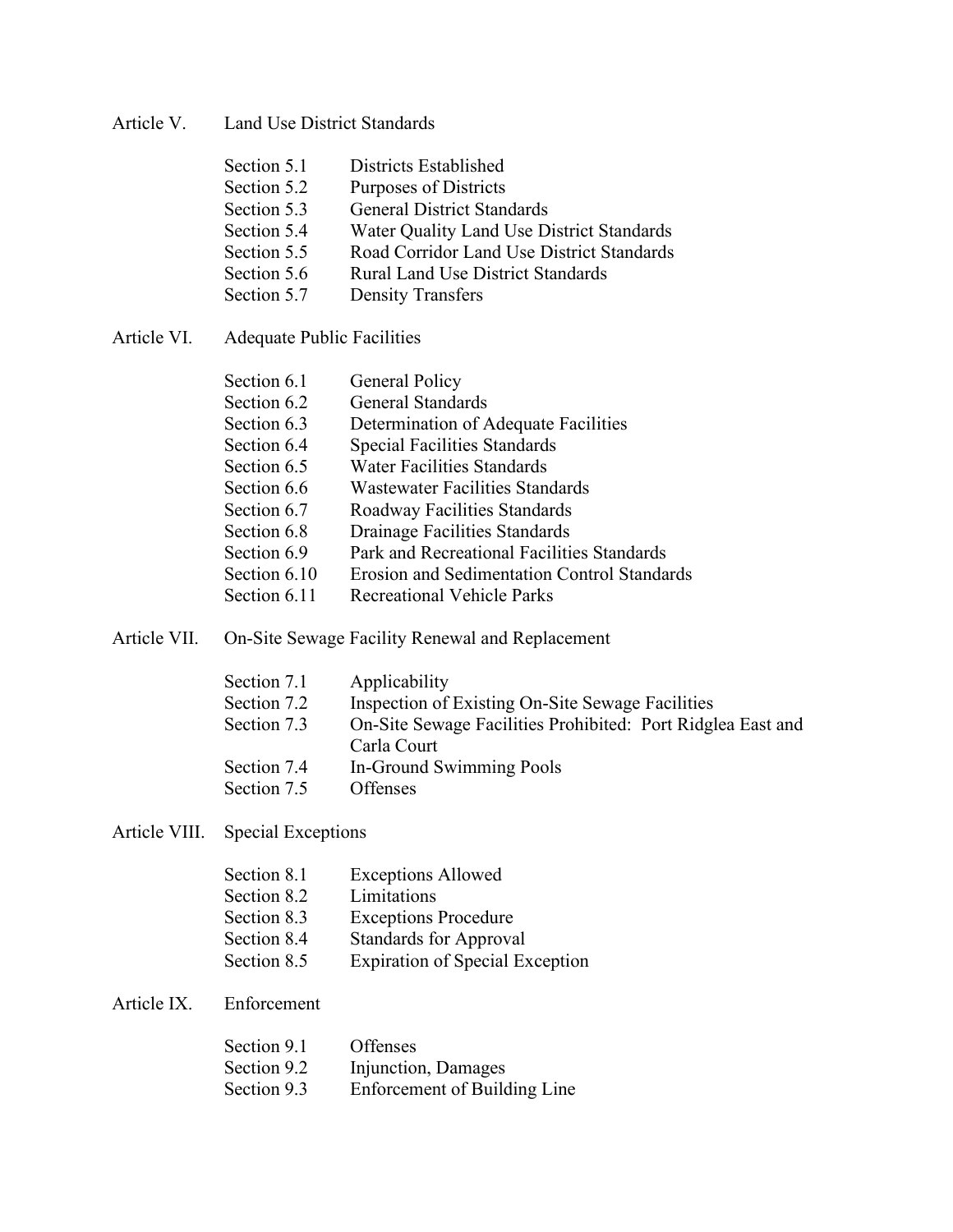Article V. Land Use District Standards

- Section 5.1 Districts Established
- Section 5.2 Purposes of Districts
- Section 5.3 General District Standards
- Section 5.4 Water Quality Land Use District Standards
- Section 5.5 Road Corridor Land Use District Standards
- Section 5.6 Rural Land Use District Standards
- Section 5.7 Density Transfers

Article VI. Adequate Public Facilities

- Section 6.1 General Policy
- Section 6.2 General Standards
- Section 6.3 Determination of Adequate Facilities
- Section 6.4 Special Facilities Standards
- Section 6.5 Water Facilities Standards
- Section 6.6 Wastewater Facilities Standards
- Section 6.7 Roadway Facilities Standards
- Section 6.8 Drainage Facilities Standards
- Section 6.9 Park and Recreational Facilities Standards
- Section 6.10 Erosion and Sedimentation Control Standards
- Section 6.11 Recreational Vehicle Parks

Article VII. On-Site Sewage Facility Renewal and Replacement

- Section 7.1 Applicability
- Section 7.2 Inspection of Existing On-Site Sewage Facilities
- Section 7.3 On-Site Sewage Facilities Prohibited: Port Ridglea East and Carla Court
- Section 7.4 In-Ground Swimming Pools
- Section 7.5 Offenses

Article VIII. Special Exceptions

- Section 8.1 Exceptions Allowed
- Section 8.2 Limitations
- Section 8.3 Exceptions Procedure
- Section 8.4 Standards for Approval
- Section 8.5 Expiration of Special Exception

Article IX. Enforcement

- Section 9.1 Offenses
- Section 9.2 Injunction, Damages
- Section 9.3 Enforcement of Building Line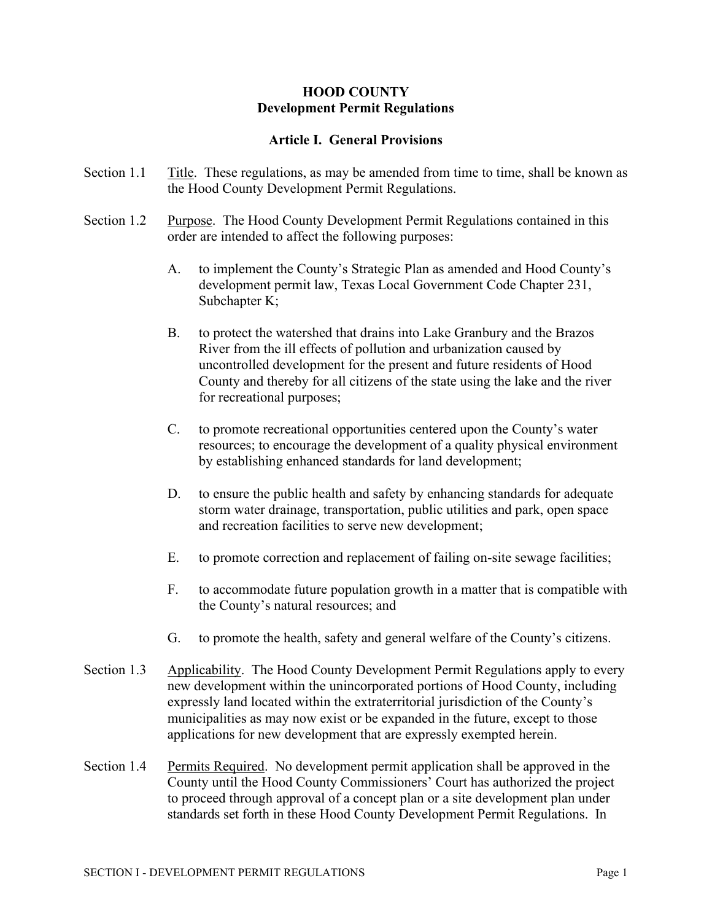# HOOD COUNTY
## Development Permit Regulations

### Article I. General Provisions

Section 1.1 Title. These regulations, as may be amended from time to time, shall be known as the Hood County Development Permit Regulations.

Section 1.2 Purpose. The Hood County Development Permit Regulations contained in this order are intended to affect the following purposes:

A. to implement the County's Strategic Plan as amended and Hood County's development permit law, Texas Local Government Code Chapter 231, Subchapter K;

B. to protect the watershed that drains into Lake Granbury and the Brazos River from the ill effects of pollution and urbanization caused by uncontrolled development for the present and future residents of Hood County and thereby for all citizens of the state using the lake and the river for recreational purposes;

C. to promote recreational opportunities centered upon the County's water resources; to encourage the development of a quality physical environment by establishing enhanced standards for land development;

D. to ensure the public health and safety by enhancing standards for adequate storm water drainage, transportation, public utilities and park, open space and recreation facilities to serve new development;

E. to promote correction and replacement of failing on-site sewage facilities;

F. to accommodate future population growth in a matter that is compatible with the County's natural resources; and

G. to promote the health, safety and general welfare of the County's citizens.

Section 1.3 Applicability. The Hood County Development Permit Regulations apply to every new development within the unincorporated portions of Hood County, including expressly land located within the extraterritorial jurisdiction of the County's municipalities as may now exist or be expanded in the future, except to those applications for new development that are expressly exempted herein.

Section 1.4 Permits Required. No development permit application shall be approved in the County until the Hood County Commissioners' Court has authorized the project to proceed through approval of a concept plan or a site development plan under standards set forth in these Hood County Development Permit Regulations. In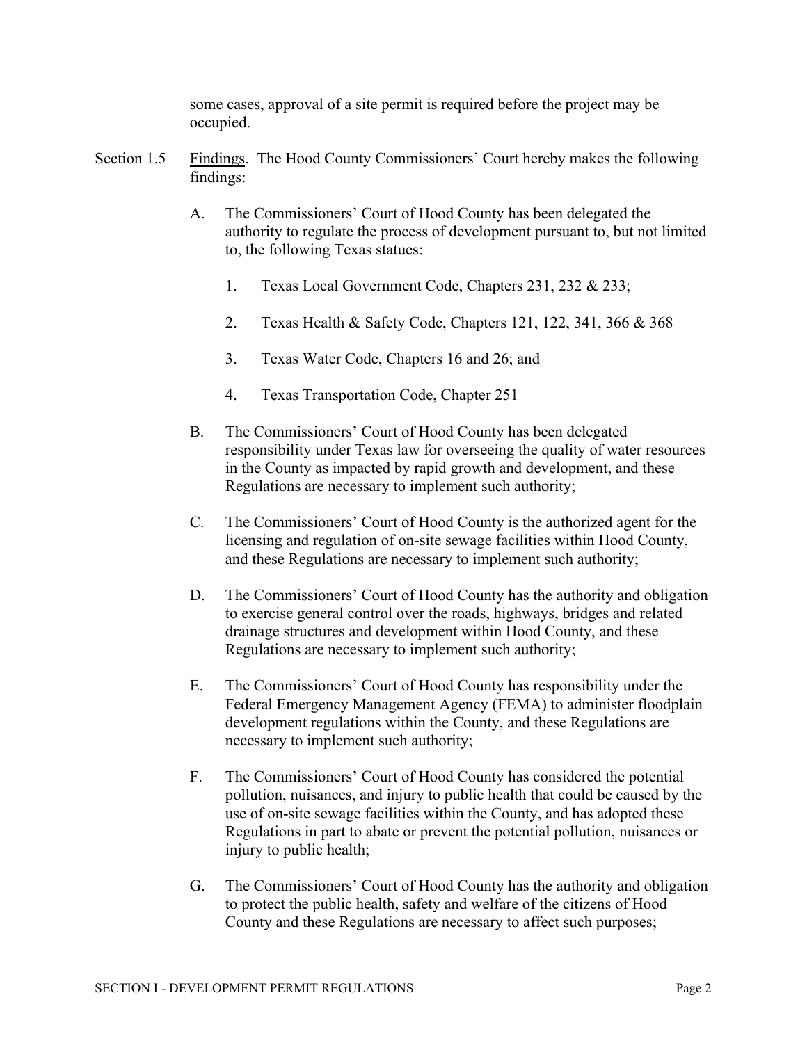some cases, approval of a site permit is required before the project may be occupied.

Section 1.5 Findings. The Hood County Commissioners' Court hereby makes the following findings:

A. The Commissioners' Court of Hood County has been delegated the authority to regulate the process of development pursuant to, but not limited to, the following Texas statues:

   1. Texas Local Government Code, Chapters 231, 232 & 233;

   2. Texas Health & Safety Code, Chapters 121, 122, 341, 366 & 368

   3. Texas Water Code, Chapters 16 and 26; and

   4. Texas Transportation Code, Chapter 251

B. The Commissioners' Court of Hood County has been delegated responsibility under Texas law for overseeing the quality of water resources in the County as impacted by rapid growth and development, and these Regulations are necessary to implement such authority;

C. The Commissioners' Court of Hood County is the authorized agent for the licensing and regulation of on-site sewage facilities within Hood County, and these Regulations are necessary to implement such authority;

D. The Commissioners' Court of Hood County has the authority and obligation to exercise general control over the roads, highways, bridges and related drainage structures and development within Hood County, and these Regulations are necessary to implement such authority;

E. The Commissioners' Court of Hood County has responsibility under the Federal Emergency Management Agency (FEMA) to administer floodplain development regulations within the County, and these Regulations are necessary to implement such authority;

F. The Commissioners' Court of Hood County has considered the potential pollution, nuisances, and injury to public health that could be caused by the use of on-site sewage facilities within the County, and has adopted these Regulations in part to abate or prevent the potential pollution, nuisances or injury to public health;

G. The Commissioners' Court of Hood County has the authority and obligation to protect the public health, safety and welfare of the citizens of Hood County and these Regulations are necessary to affect such purposes;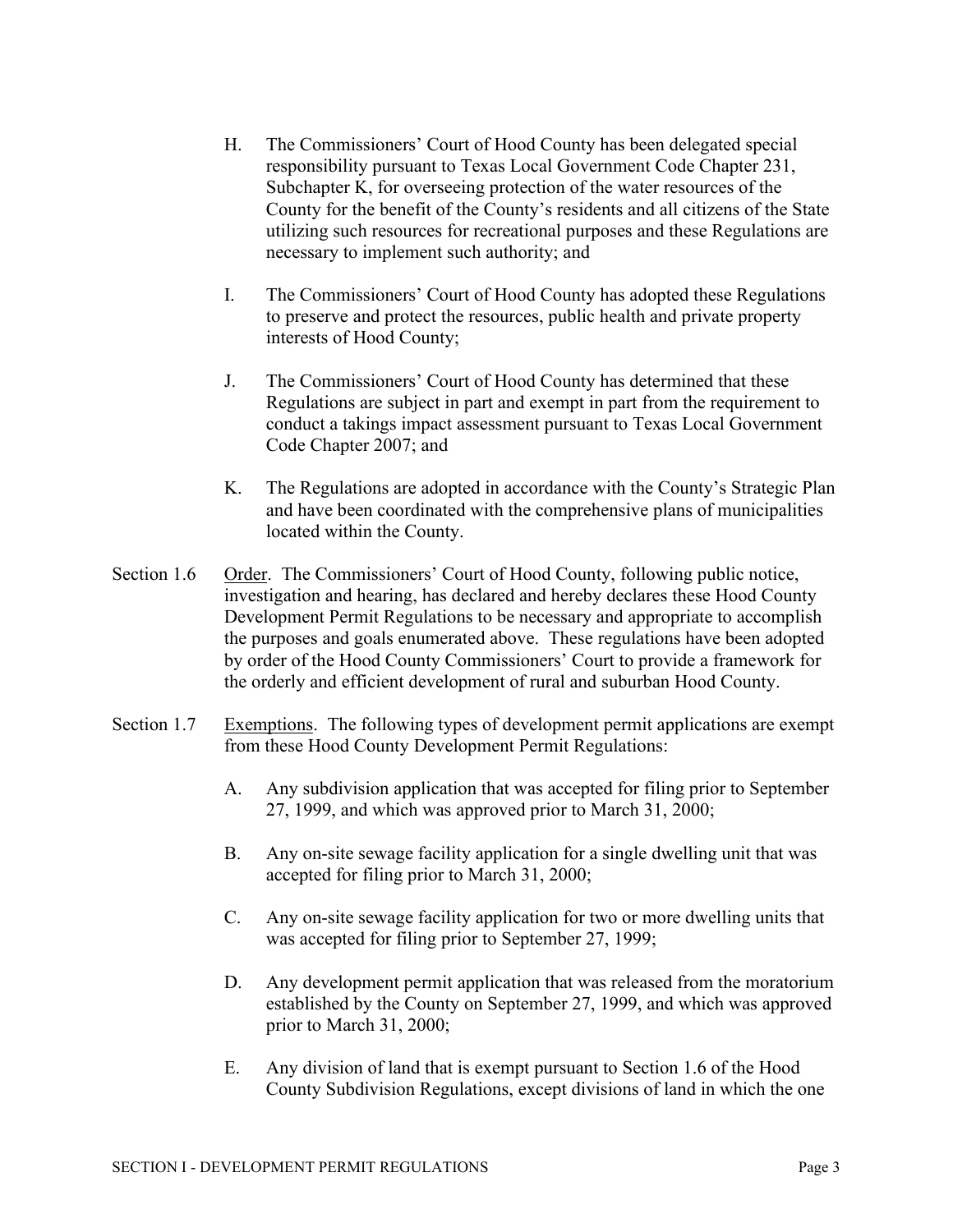H. The Commissioners' Court of Hood County has been delegated special responsibility pursuant to Texas Local Government Code Chapter 231, Subchapter K, for overseeing protection of the water resources of the County for the benefit of the County's residents and all citizens of the State utilizing such resources for recreational purposes and these Regulations are necessary to implement such authority; and

I. The Commissioners' Court of Hood County has adopted these Regulations to preserve and protect the resources, public health and private property interests of Hood County;

J. The Commissioners' Court of Hood County has determined that these Regulations are subject in part and exempt in part from the requirement to conduct a takings impact assessment pursuant to Texas Local Government Code Chapter 2007; and

K. The Regulations are adopted in accordance with the County's Strategic Plan and have been coordinated with the comprehensive plans of municipalities located within the County.

Section 1.6 Order. The Commissioners' Court of Hood County, following public notice, investigation and hearing, has declared and hereby declares these Hood County Development Permit Regulations to be necessary and appropriate to accomplish the purposes and goals enumerated above. These regulations have been adopted by order of the Hood County Commissioners' Court to provide a framework for the orderly and efficient development of rural and suburban Hood County.

Section 1.7 Exemptions. The following types of development permit applications are exempt from these Hood County Development Permit Regulations:

A. Any subdivision application that was accepted for filing prior to September 27, 1999, and which was approved prior to March 31, 2000;

B. Any on-site sewage facility application for a single dwelling unit that was accepted for filing prior to March 31, 2000;

C. Any on-site sewage facility application for two or more dwelling units that was accepted for filing prior to September 27, 1999;

D. Any development permit application that was released from the moratorium established by the County on September 27, 1999, and which was approved prior to March 31, 2000;

E. Any division of land that is exempt pursuant to Section 1.6 of the Hood County Subdivision Regulations, except divisions of land in which the one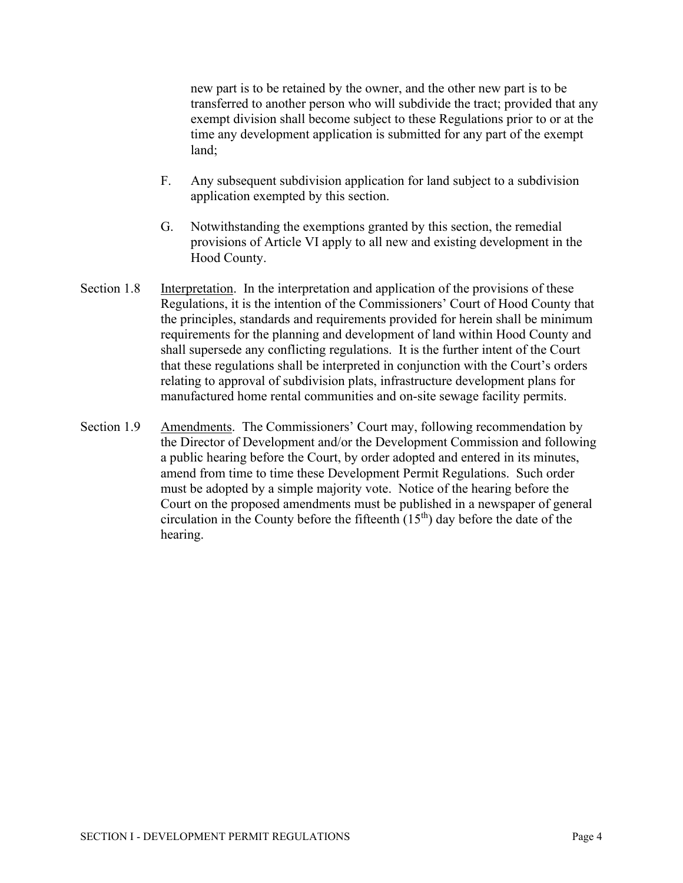new part is to be retained by the owner, and the other new part is to be transferred to another person who will subdivide the tract; provided that any exempt division shall become subject to these Regulations prior to or at the time any development application is submitted for any part of the exempt land;

F. Any subsequent subdivision application for land subject to a subdivision application exempted by this section.

G. Notwithstanding the exemptions granted by this section, the remedial provisions of Article VI apply to all new and existing development in the Hood County.

Section 1.8 Interpretation. In the interpretation and application of the provisions of these Regulations, it is the intention of the Commissioners' Court of Hood County that the principles, standards and requirements provided for herein shall be minimum requirements for the planning and development of land within Hood County and shall supersede any conflicting regulations. It is the further intent of the Court that these regulations shall be interpreted in conjunction with the Court's orders relating to approval of subdivision plats, infrastructure development plans for manufactured home rental communities and on-site sewage facility permits.

Section 1.9 Amendments. The Commissioners' Court may, following recommendation by the Director of Development and/or the Development Commission and following a public hearing before the Court, by order adopted and entered in its minutes, amend from time to time these Development Permit Regulations. Such order must be adopted by a simple majority vote. Notice of the hearing before the Court on the proposed amendments must be published in a newspaper of general circulation in the County before the fifteenth (15th) day before the date of the hearing.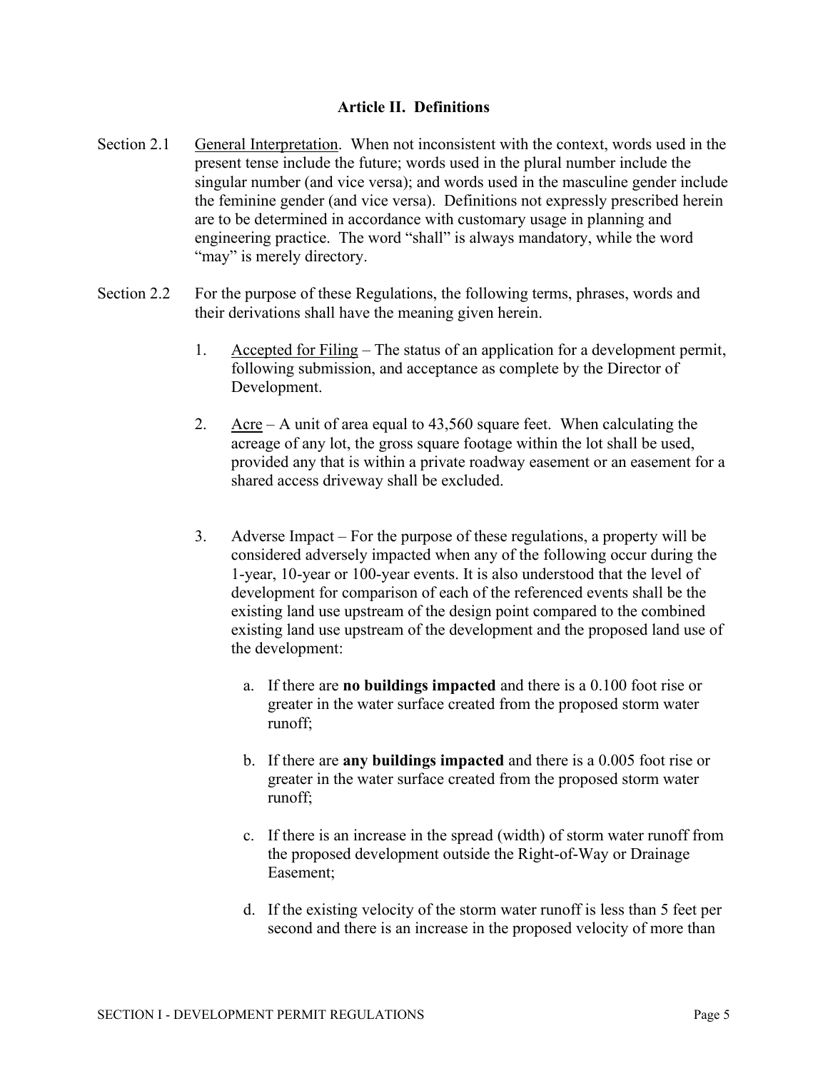## Article II. Definitions

Section 2.1 General Interpretation. When not inconsistent with the context, words used in the present tense include the future; words used in the plural number include the singular number (and vice versa); and words used in the masculine gender include the feminine gender (and vice versa). Definitions not expressly prescribed herein are to be determined in accordance with customary usage in planning and engineering practice. The word "shall" is always mandatory, while the word "may" is merely directory.

Section 2.2 For the purpose of these Regulations, the following terms, phrases, words and their derivations shall have the meaning given herein.

1. Accepted for Filing – The status of an application for a development permit, following submission, and acceptance as complete by the Director of Development.

2. Acre – A unit of area equal to 43,560 square feet. When calculating the acreage of any lot, the gross square footage within the lot shall be used, provided any that is within a private roadway easement or an easement for a shared access driveway shall be excluded.

3. Adverse Impact – For the purpose of these regulations, a property will be considered adversely impacted when any of the following occur during the 1-year, 10-year or 100-year events. It is also understood that the level of development for comparison of each of the referenced events shall be the existing land use upstream of the design point compared to the combined existing land use upstream of the development and the proposed land use of the development:

    a. If there are **no buildings impacted** and there is a 0.100 foot rise or greater in the water surface created from the proposed storm water runoff;

    b. If there are **any buildings impacted** and there is a 0.005 foot rise or greater in the water surface created from the proposed storm water runoff;

    c. If there is an increase in the spread (width) of storm water runoff from the proposed development outside the Right-of-Way or Drainage Easement;

    d. If the existing velocity of the storm water runoff is less than 5 feet per second and there is an increase in the proposed velocity of more than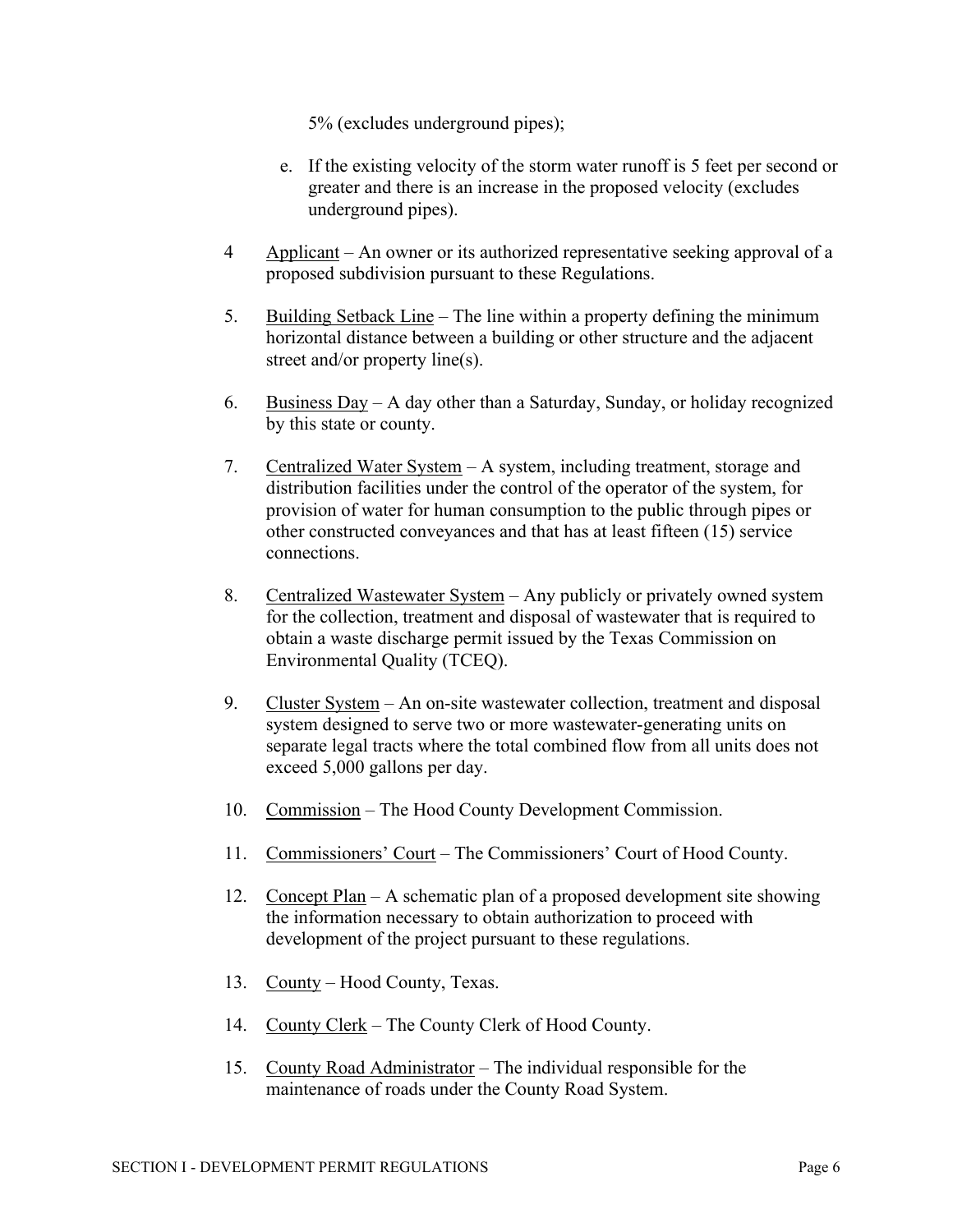5% (excludes underground pipes);

e. If the existing velocity of the storm water runoff is 5 feet per second or greater and there is an increase in the proposed velocity (excludes underground pipes).

4 <u>Applicant</u> – An owner or its authorized representative seeking approval of a proposed subdivision pursuant to these Regulations.

5. <u>Building Setback Line</u> – The line within a property defining the minimum horizontal distance between a building or other structure and the adjacent street and/or property line(s).

6. <u>Business Day</u> – A day other than a Saturday, Sunday, or holiday recognized by this state or county.

7. <u>Centralized Water System</u> – A system, including treatment, storage and distribution facilities under the control of the operator of the system, for provision of water for human consumption to the public through pipes or other constructed conveyances and that has at least fifteen (15) service connections.

8. <u>Centralized Wastewater System</u> – Any publicly or privately owned system for the collection, treatment and disposal of wastewater that is required to obtain a waste discharge permit issued by the Texas Commission on Environmental Quality (TCEQ).

9. <u>Cluster System</u> – An on-site wastewater collection, treatment and disposal system designed to serve two or more wastewater-generating units on separate legal tracts where the total combined flow from all units does not exceed 5,000 gallons per day.

10. <u>Commission</u> – The Hood County Development Commission.

11. <u>Commissioners' Court</u> – The Commissioners' Court of Hood County.

12. <u>Concept Plan</u> – A schematic plan of a proposed development site showing the information necessary to obtain authorization to proceed with development of the project pursuant to these regulations.

13. <u>County</u> – Hood County, Texas.

14. <u>County Clerk</u> – The County Clerk of Hood County.

15. <u>County Road Administrator</u> – The individual responsible for the maintenance of roads under the County Road System.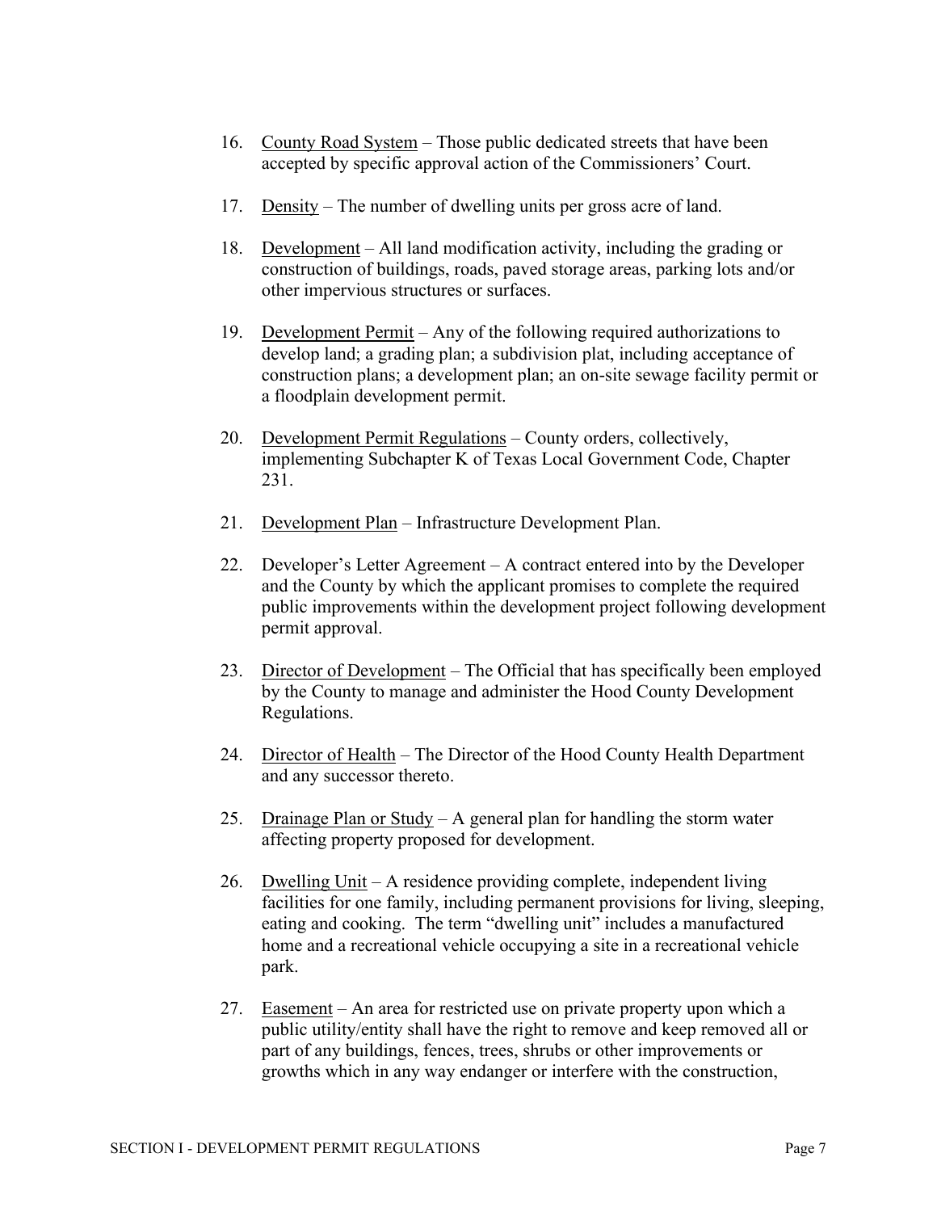16. <u>County Road System</u> – Those public dedicated streets that have been accepted by specific approval action of the Commissioners' Court.

17. <u>Density</u> – The number of dwelling units per gross acre of land.

18. <u>Development</u> – All land modification activity, including the grading or construction of buildings, roads, paved storage areas, parking lots and/or other impervious structures or surfaces.

19. <u>Development Permit</u> – Any of the following required authorizations to develop land; a grading plan; a subdivision plat, including acceptance of construction plans; a development plan; an on-site sewage facility permit or a floodplain development permit.

20. <u>Development Permit Regulations</u> – County orders, collectively, implementing Subchapter K of Texas Local Government Code, Chapter 231.

21. <u>Development Plan</u> – Infrastructure Development Plan.

22. Developer's Letter Agreement – A contract entered into by the Developer and the County by which the applicant promises to complete the required public improvements within the development project following development permit approval.

23. <u>Director of Development</u> – The Official that has specifically been employed by the County to manage and administer the Hood County Development Regulations.

24. <u>Director of Health</u> – The Director of the Hood County Health Department and any successor thereto.

25. <u>Drainage Plan or Study</u> – A general plan for handling the storm water affecting property proposed for development.

26. <u>Dwelling Unit</u> – A residence providing complete, independent living facilities for one family, including permanent provisions for living, sleeping, eating and cooking. The term "dwelling unit" includes a manufactured home and a recreational vehicle occupying a site in a recreational vehicle park.

27. <u>Easement</u> – An area for restricted use on private property upon which a public utility/entity shall have the right to remove and keep removed all or part of any buildings, fences, trees, shrubs or other improvements or growths which in any way endanger or interfere with the construction,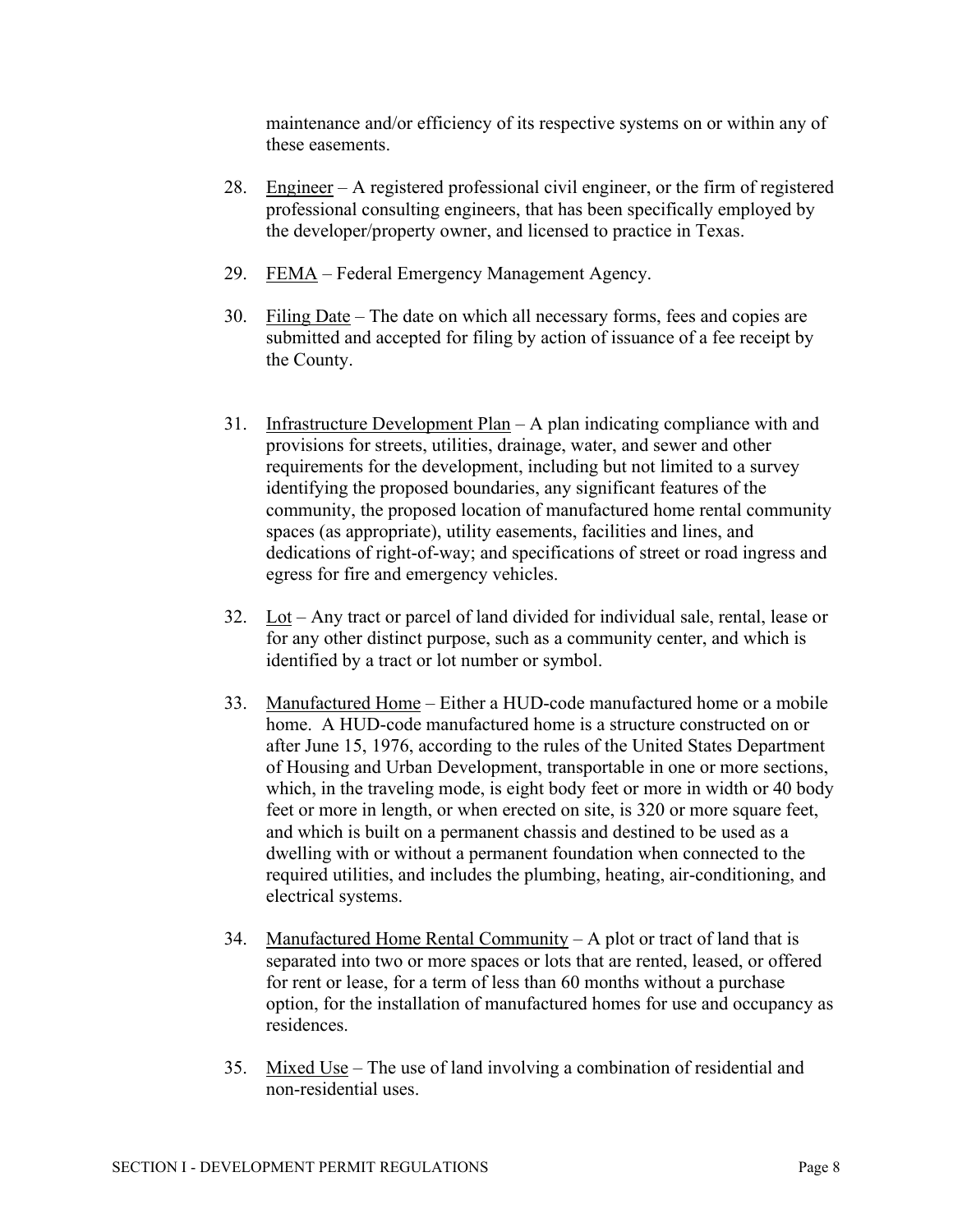maintenance and/or efficiency of its respective systems on or within any of these easements.

28. Engineer – A registered professional civil engineer, or the firm of registered professional consulting engineers, that has been specifically employed by the developer/property owner, and licensed to practice in Texas.

29. FEMA – Federal Emergency Management Agency.

30. Filing Date – The date on which all necessary forms, fees and copies are submitted and accepted for filing by action of issuance of a fee receipt by the County.

31. Infrastructure Development Plan – A plan indicating compliance with and provisions for streets, utilities, drainage, water, and sewer and other requirements for the development, including but not limited to a survey identifying the proposed boundaries, any significant features of the community, the proposed location of manufactured home rental community spaces (as appropriate), utility easements, facilities and lines, and dedications of right-of-way; and specifications of street or road ingress and egress for fire and emergency vehicles.

32. Lot – Any tract or parcel of land divided for individual sale, rental, lease or for any other distinct purpose, such as a community center, and which is identified by a tract or lot number or symbol.

33. Manufactured Home – Either a HUD-code manufactured home or a mobile home. A HUD-code manufactured home is a structure constructed on or after June 15, 1976, according to the rules of the United States Department of Housing and Urban Development, transportable in one or more sections, which, in the traveling mode, is eight body feet or more in width or 40 body feet or more in length, or when erected on site, is 320 or more square feet, and which is built on a permanent chassis and destined to be used as a dwelling with or without a permanent foundation when connected to the required utilities, and includes the plumbing, heating, air-conditioning, and electrical systems.

34. Manufactured Home Rental Community – A plot or tract of land that is separated into two or more spaces or lots that are rented, leased, or offered for rent or lease, for a term of less than 60 months without a purchase option, for the installation of manufactured homes for use and occupancy as residences.

35. Mixed Use – The use of land involving a combination of residential and non-residential uses.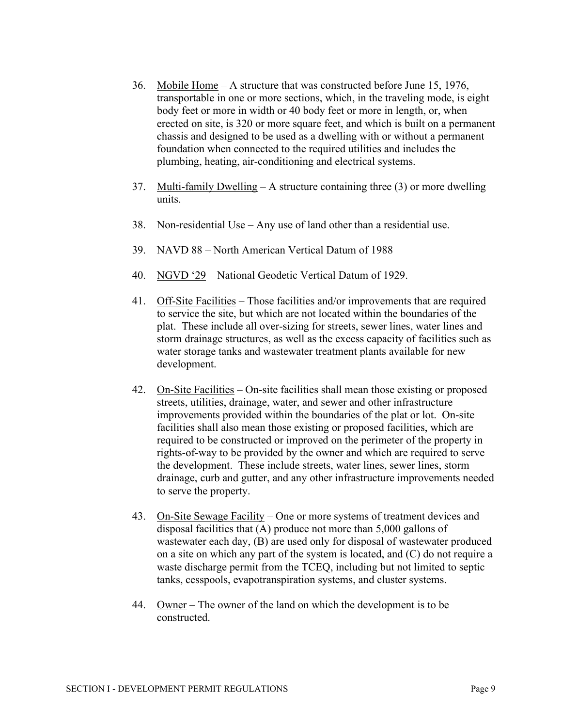36. Mobile Home – A structure that was constructed before June 15, 1976, transportable in one or more sections, which, in the traveling mode, is eight body feet or more in width or 40 body feet or more in length, or, when erected on site, is 320 or more square feet, and which is built on a permanent chassis and designed to be used as a dwelling with or without a permanent foundation when connected to the required utilities and includes the plumbing, heating, air-conditioning and electrical systems.

37. Multi-family Dwelling – A structure containing three (3) or more dwelling units.

38. Non-residential Use – Any use of land other than a residential use.

39. NAVD 88 – North American Vertical Datum of 1988

40. NGVD '29 – National Geodetic Vertical Datum of 1929.

41. Off-Site Facilities – Those facilities and/or improvements that are required to service the site, but which are not located within the boundaries of the plat. These include all over-sizing for streets, sewer lines, water lines and storm drainage structures, as well as the excess capacity of facilities such as water storage tanks and wastewater treatment plants available for new development.

42. On-Site Facilities – On-site facilities shall mean those existing or proposed streets, utilities, drainage, water, and sewer and other infrastructure improvements provided within the boundaries of the plat or lot. On-site facilities shall also mean those existing or proposed facilities, which are required to be constructed or improved on the perimeter of the property in rights-of-way to be provided by the owner and which are required to serve the development. These include streets, water lines, sewer lines, storm drainage, curb and gutter, and any other infrastructure improvements needed to serve the property.

43. On-Site Sewage Facility – One or more systems of treatment devices and disposal facilities that (A) produce not more than 5,000 gallons of wastewater each day, (B) are used only for disposal of wastewater produced on a site on which any part of the system is located, and (C) do not require a waste discharge permit from the TCEQ, including but not limited to septic tanks, cesspools, evapotranspiration systems, and cluster systems.

44. Owner – The owner of the land on which the development is to be constructed.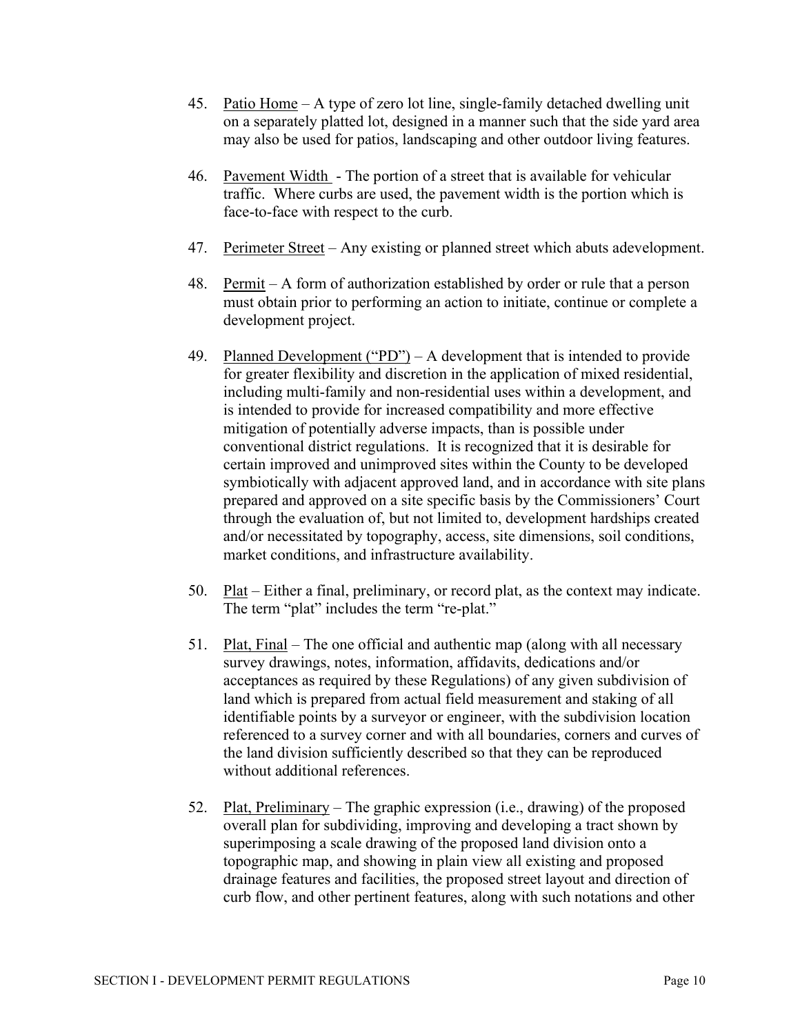45. Patio Home – A type of zero lot line, single-family detached dwelling unit on a separately platted lot, designed in a manner such that the side yard area may also be used for patios, landscaping and other outdoor living features.

46. Pavement Width - The portion of a street that is available for vehicular traffic. Where curbs are used, the pavement width is the portion which is face-to-face with respect to the curb.

47. Perimeter Street – Any existing or planned street which abuts adevelopment.

48. Permit – A form of authorization established by order or rule that a person must obtain prior to performing an action to initiate, continue or complete a development project.

49. Planned Development ("PD") – A development that is intended to provide for greater flexibility and discretion in the application of mixed residential, including multi-family and non-residential uses within a development, and is intended to provide for increased compatibility and more effective mitigation of potentially adverse impacts, than is possible under conventional district regulations. It is recognized that it is desirable for certain improved and unimproved sites within the County to be developed symbiotically with adjacent approved land, and in accordance with site plans prepared and approved on a site specific basis by the Commissioners' Court through the evaluation of, but not limited to, development hardships created and/or necessitated by topography, access, site dimensions, soil conditions, market conditions, and infrastructure availability.

50. Plat – Either a final, preliminary, or record plat, as the context may indicate. The term "plat" includes the term "re-plat."

51. Plat, Final – The one official and authentic map (along with all necessary survey drawings, notes, information, affidavits, dedications and/or acceptances as required by these Regulations) of any given subdivision of land which is prepared from actual field measurement and staking of all identifiable points by a surveyor or engineer, with the subdivision location referenced to a survey corner and with all boundaries, corners and curves of the land division sufficiently described so that they can be reproduced without additional references.

52. Plat, Preliminary – The graphic expression (i.e., drawing) of the proposed overall plan for subdividing, improving and developing a tract shown by superimposing a scale drawing of the proposed land division onto a topographic map, and showing in plain view all existing and proposed drainage features and facilities, the proposed street layout and direction of curb flow, and other pertinent features, along with such notations and other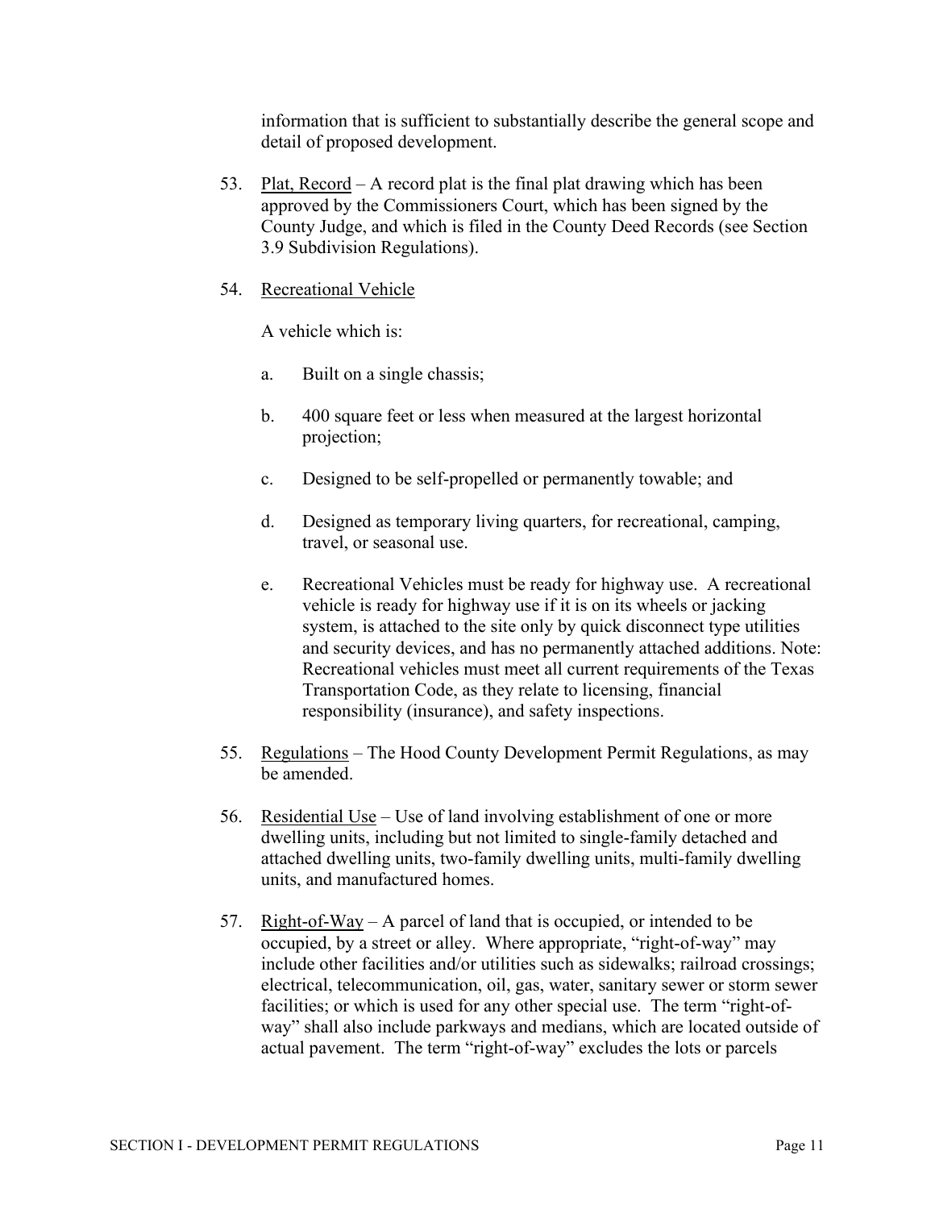information that is sufficient to substantially describe the general scope and detail of proposed development.

53. Plat, Record – A record plat is the final plat drawing which has been approved by the Commissioners Court, which has been signed by the County Judge, and which is filed in the County Deed Records (see Section 3.9 Subdivision Regulations).

54. Recreational Vehicle

    A vehicle which is:

    a. Built on a single chassis;

    b. 400 square feet or less when measured at the largest horizontal projection;

    c. Designed to be self-propelled or permanently towable; and

    d. Designed as temporary living quarters, for recreational, camping, travel, or seasonal use.

    e. Recreational Vehicles must be ready for highway use. A recreational vehicle is ready for highway use if it is on its wheels or jacking system, is attached to the site only by quick disconnect type utilities and security devices, and has no permanently attached additions. Note: Recreational vehicles must meet all current requirements of the Texas Transportation Code, as they relate to licensing, financial responsibility (insurance), and safety inspections.

55. Regulations – The Hood County Development Permit Regulations, as may be amended.

56. Residential Use – Use of land involving establishment of one or more dwelling units, including but not limited to single-family detached and attached dwelling units, two-family dwelling units, multi-family dwelling units, and manufactured homes.

57. Right-of-Way – A parcel of land that is occupied, or intended to be occupied, by a street or alley. Where appropriate, "right-of-way" may include other facilities and/or utilities such as sidewalks; railroad crossings; electrical, telecommunication, oil, gas, water, sanitary sewer or storm sewer facilities; or which is used for any other special use. The term "right-of-way" shall also include parkways and medians, which are located outside of actual pavement. The term "right-of-way" excludes the lots or parcels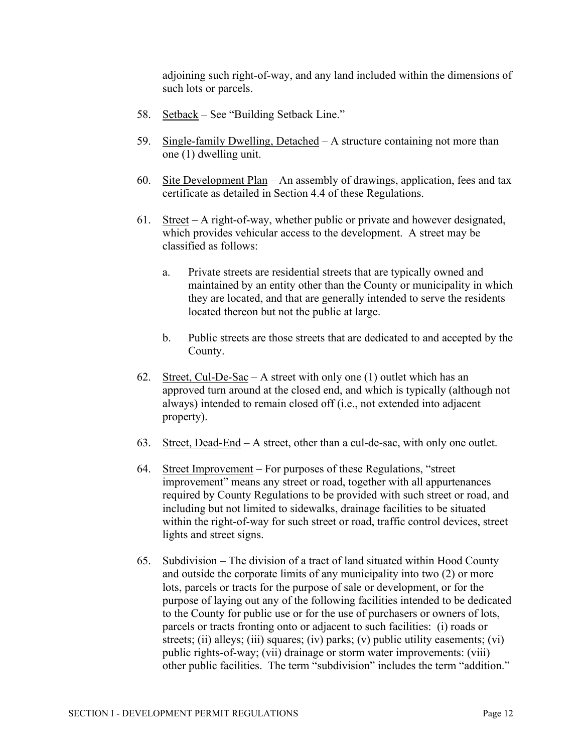adjoining such right-of-way, and any land included within the dimensions of such lots or parcels.

58. Setback – See "Building Setback Line."

59. Single-family Dwelling, Detached – A structure containing not more than one (1) dwelling unit.

60. Site Development Plan – An assembly of drawings, application, fees and tax certificate as detailed in Section 4.4 of these Regulations.

61. Street – A right-of-way, whether public or private and however designated, which provides vehicular access to the development. A street may be classified as follows:

    a. Private streets are residential streets that are typically owned and maintained by an entity other than the County or municipality in which they are located, and that are generally intended to serve the residents located thereon but not the public at large.

    b. Public streets are those streets that are dedicated to and accepted by the County.

62. Street, Cul-De-Sac – A street with only one (1) outlet which has an approved turn around at the closed end, and which is typically (although not always) intended to remain closed off (i.e., not extended into adjacent property).

63. Street, Dead-End – A street, other than a cul-de-sac, with only one outlet.

64. Street Improvement – For purposes of these Regulations, "street improvement" means any street or road, together with all appurtenances required by County Regulations to be provided with such street or road, and including but not limited to sidewalks, drainage facilities to be situated within the right-of-way for such street or road, traffic control devices, street lights and street signs.

65. Subdivision – The division of a tract of land situated within Hood County and outside the corporate limits of any municipality into two (2) or more lots, parcels or tracts for the purpose of sale or development, or for the purpose of laying out any of the following facilities intended to be dedicated to the County for public use or for the use of purchasers or owners of lots, parcels or tracts fronting onto or adjacent to such facilities: (i) roads or streets; (ii) alleys; (iii) squares; (iv) parks; (v) public utility easements; (vi) public rights-of-way; (vii) drainage or storm water improvements: (viii) other public facilities. The term "subdivision" includes the term "addition."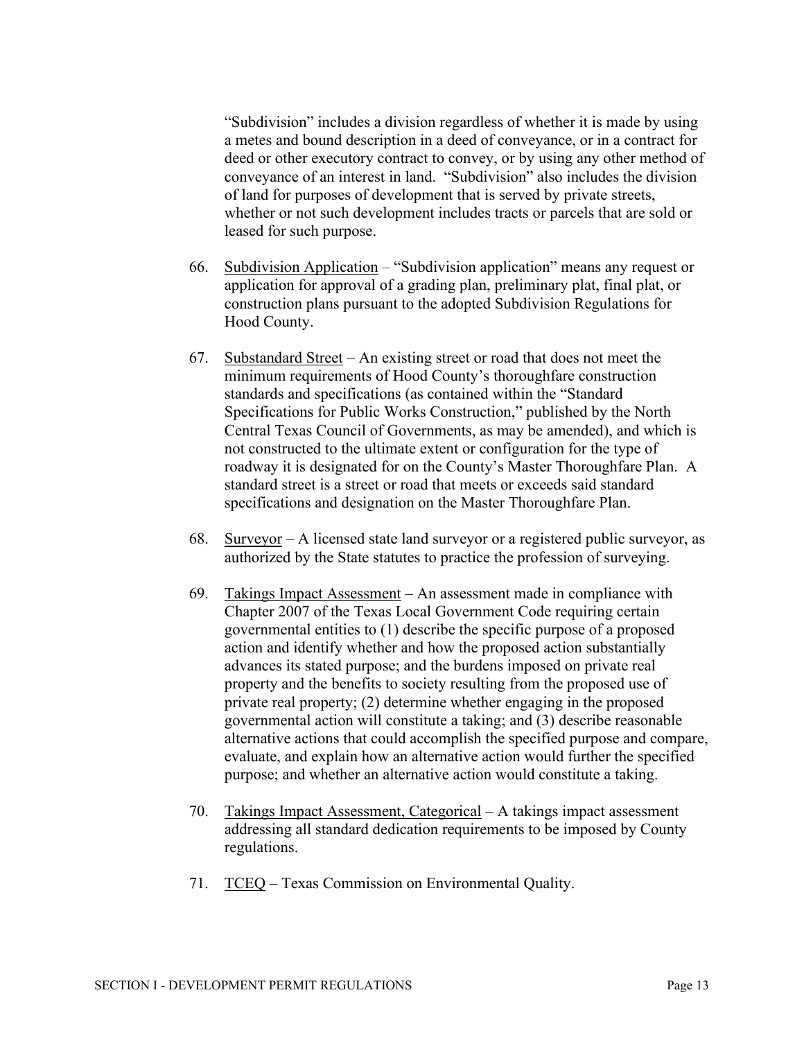"Subdivision" includes a division regardless of whether it is made by using a metes and bound description in a deed of conveyance, or in a contract for deed or other executory contract to convey, or by using any other method of conveyance of an interest in land. "Subdivision" also includes the division of land for purposes of development that is served by private streets, whether or not such development includes tracts or parcels that are sold or leased for such purpose.

66. Subdivision Application – "Subdivision application" means any request or application for approval of a grading plan, preliminary plat, final plat, or construction plans pursuant to the adopted Subdivision Regulations for Hood County.

67. Substandard Street – An existing street or road that does not meet the minimum requirements of Hood County's thoroughfare construction standards and specifications (as contained within the "Standard Specifications for Public Works Construction," published by the North Central Texas Council of Governments, as may be amended), and which is not constructed to the ultimate extent or configuration for the type of roadway it is designated for on the County's Master Thoroughfare Plan. A standard street is a street or road that meets or exceeds said standard specifications and designation on the Master Thoroughfare Plan.

68. Surveyor – A licensed state land surveyor or a registered public surveyor, as authorized by the State statutes to practice the profession of surveying.

69. Takings Impact Assessment – An assessment made in compliance with Chapter 2007 of the Texas Local Government Code requiring certain governmental entities to (1) describe the specific purpose of a proposed action and identify whether and how the proposed action substantially advances its stated purpose; and the burdens imposed on private real property and the benefits to society resulting from the proposed use of private real property; (2) determine whether engaging in the proposed governmental action will constitute a taking; and (3) describe reasonable alternative actions that could accomplish the specified purpose and compare, evaluate, and explain how an alternative action would further the specified purpose; and whether an alternative action would constitute a taking.

70. Takings Impact Assessment, Categorical – A takings impact assessment addressing all standard dedication requirements to be imposed by County regulations.

71. TCEQ – Texas Commission on Environmental Quality.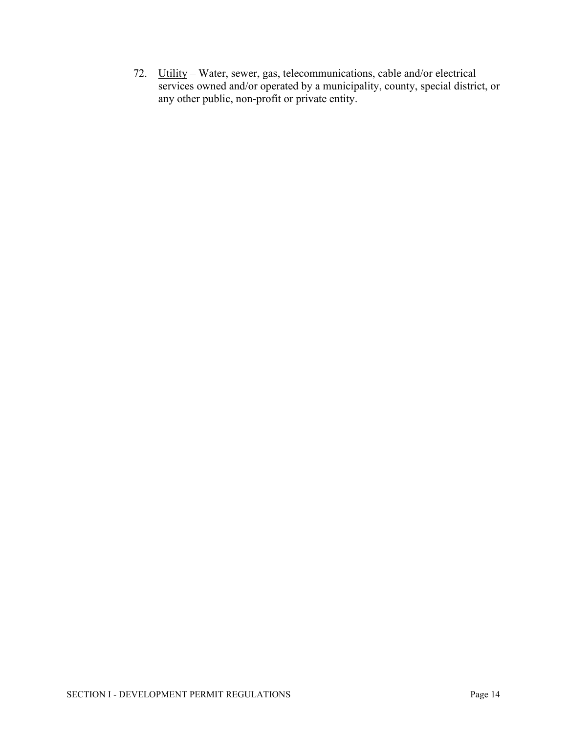72. <u>Utility</u> – Water, sewer, gas, telecommunications, cable and/or electrical services owned and/or operated by a municipality, county, special district, or any other public, non-profit or private entity.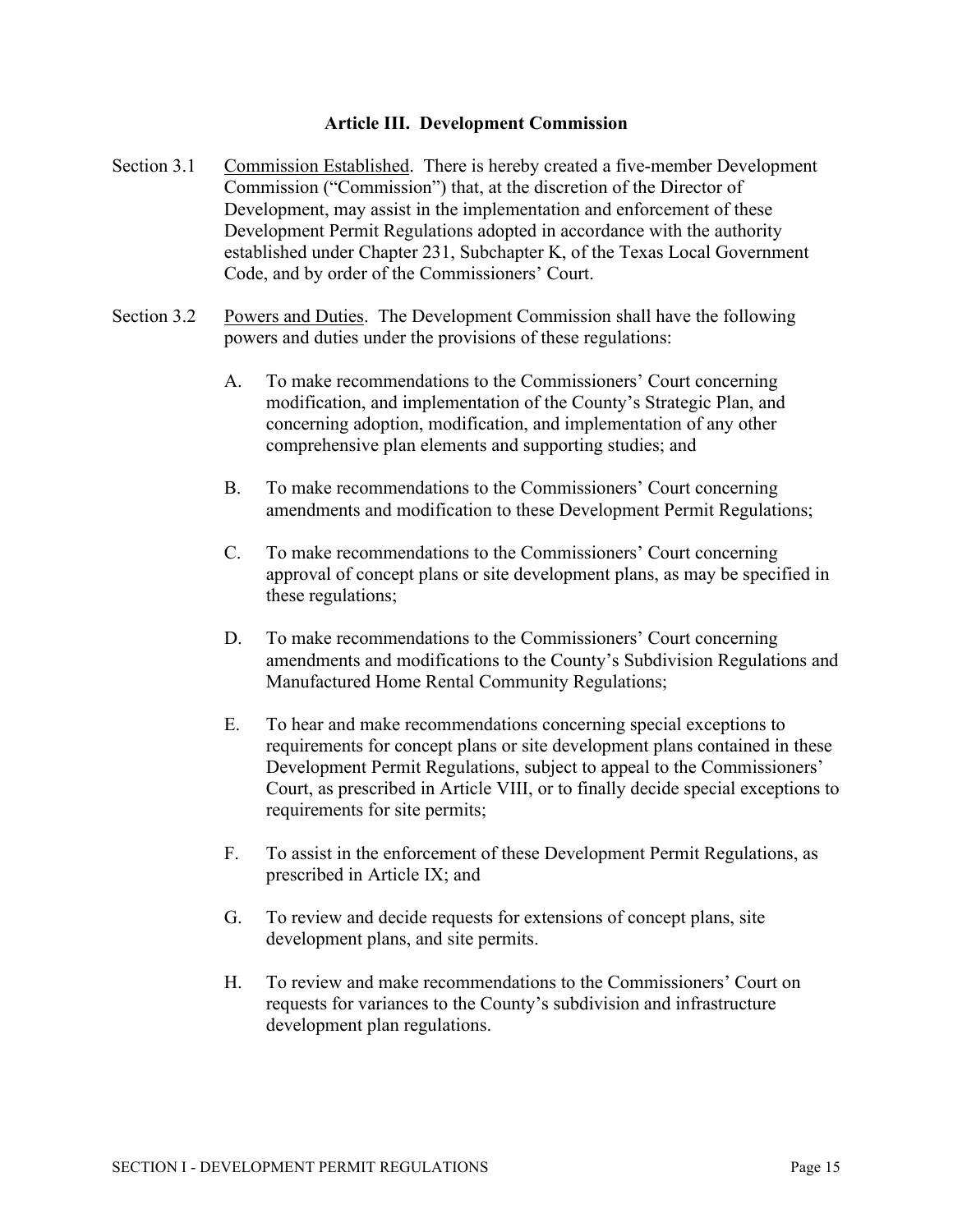## Article III. Development Commission

Section 3.1 Commission Established. There is hereby created a five-member Development Commission ("Commission") that, at the discretion of the Director of Development, may assist in the implementation and enforcement of these Development Permit Regulations adopted in accordance with the authority established under Chapter 231, Subchapter K, of the Texas Local Government Code, and by order of the Commissioners' Court.

Section 3.2 Powers and Duties. The Development Commission shall have the following powers and duties under the provisions of these regulations:

A. To make recommendations to the Commissioners' Court concerning modification, and implementation of the County's Strategic Plan, and concerning adoption, modification, and implementation of any other comprehensive plan elements and supporting studies; and

B. To make recommendations to the Commissioners' Court concerning amendments and modification to these Development Permit Regulations;

C. To make recommendations to the Commissioners' Court concerning approval of concept plans or site development plans, as may be specified in these regulations;

D. To make recommendations to the Commissioners' Court concerning amendments and modifications to the County's Subdivision Regulations and Manufactured Home Rental Community Regulations;

E. To hear and make recommendations concerning special exceptions to requirements for concept plans or site development plans contained in these Development Permit Regulations, subject to appeal to the Commissioners' Court, as prescribed in Article VIII, or to finally decide special exceptions to requirements for site permits;

F. To assist in the enforcement of these Development Permit Regulations, as prescribed in Article IX; and

G. To review and decide requests for extensions of concept plans, site development plans, and site permits.

H. To review and make recommendations to the Commissioners' Court on requests for variances to the County's subdivision and infrastructure development plan regulations.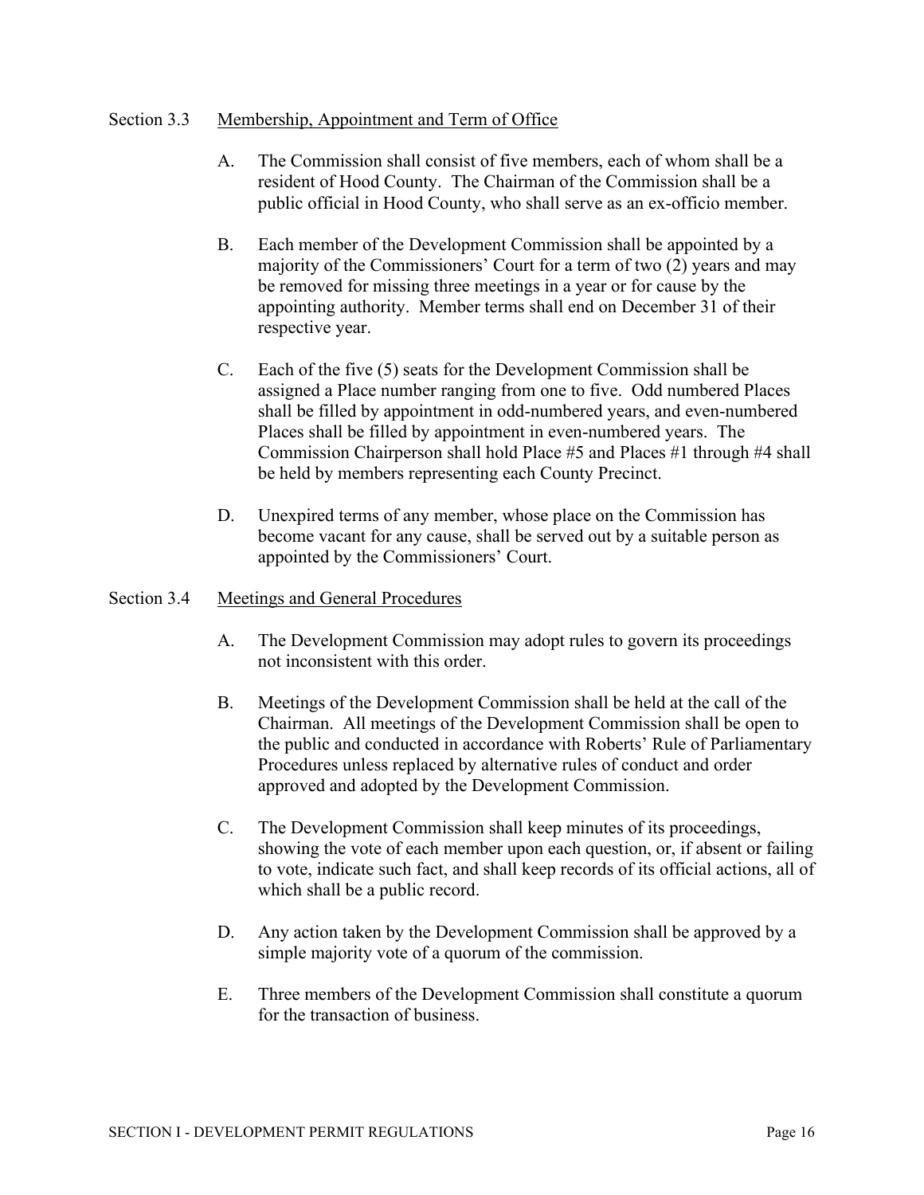## Section 3.3 Membership, Appointment and Term of Office

A. The Commission shall consist of five members, each of whom shall be a resident of Hood County. The Chairman of the Commission shall be a public official in Hood County, who shall serve as an ex-officio member.

B. Each member of the Development Commission shall be appointed by a majority of the Commissioners' Court for a term of two (2) years and may be removed for missing three meetings in a year or for cause by the appointing authority. Member terms shall end on December 31 of their respective year.

C. Each of the five (5) seats for the Development Commission shall be assigned a Place number ranging from one to five. Odd numbered Places shall be filled by appointment in odd-numbered years, and even-numbered Places shall be filled by appointment in even-numbered years. The Commission Chairperson shall hold Place #5 and Places #1 through #4 shall be held by members representing each County Precinct.

D. Unexpired terms of any member, whose place on the Commission has become vacant for any cause, shall be served out by a suitable person as appointed by the Commissioners' Court.

## Section 3.4 Meetings and General Procedures

A. The Development Commission may adopt rules to govern its proceedings not inconsistent with this order.

B. Meetings of the Development Commission shall be held at the call of the Chairman. All meetings of the Development Commission shall be open to the public and conducted in accordance with Roberts' Rule of Parliamentary Procedures unless replaced by alternative rules of conduct and order approved and adopted by the Development Commission.

C. The Development Commission shall keep minutes of its proceedings, showing the vote of each member upon each question, or, if absent or failing to vote, indicate such fact, and shall keep records of its official actions, all of which shall be a public record.

D. Any action taken by the Development Commission shall be approved by a simple majority vote of a quorum of the commission.

E. Three members of the Development Commission shall constitute a quorum for the transaction of business.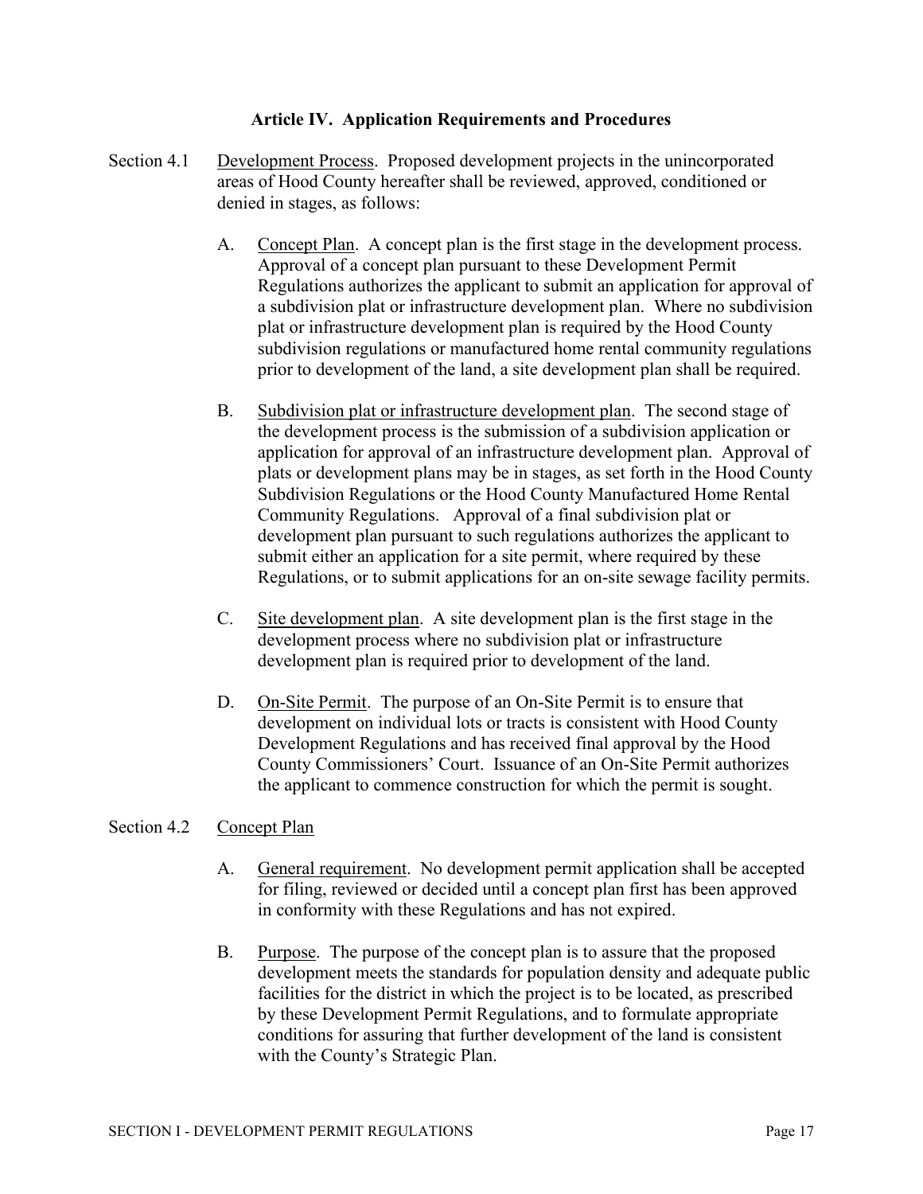## Article IV. Application Requirements and Procedures

Section 4.1 Development Process. Proposed development projects in the unincorporated areas of Hood County hereafter shall be reviewed, approved, conditioned or denied in stages, as follows:

A. Concept Plan. A concept plan is the first stage in the development process. Approval of a concept plan pursuant to these Development Permit Regulations authorizes the applicant to submit an application for approval of a subdivision plat or infrastructure development plan. Where no subdivision plat or infrastructure development plan is required by the Hood County subdivision regulations or manufactured home rental community regulations prior to development of the land, a site development plan shall be required.

B. Subdivision plat or infrastructure development plan. The second stage of the development process is the submission of a subdivision application or application for approval of an infrastructure development plan. Approval of plats or development plans may be in stages, as set forth in the Hood County Subdivision Regulations or the Hood County Manufactured Home Rental Community Regulations. Approval of a final subdivision plat or development plan pursuant to such regulations authorizes the applicant to submit either an application for a site permit, where required by these Regulations, or to submit applications for an on-site sewage facility permits.

C. Site development plan. A site development plan is the first stage in the development process where no subdivision plat or infrastructure development plan is required prior to development of the land.

D. On-Site Permit. The purpose of an On-Site Permit is to ensure that development on individual lots or tracts is consistent with Hood County Development Regulations and has received final approval by the Hood County Commissioners' Court. Issuance of an On-Site Permit authorizes the applicant to commence construction for which the permit is sought.

Section 4.2 Concept Plan

A. General requirement. No development permit application shall be accepted for filing, reviewed or decided until a concept plan first has been approved in conformity with these Regulations and has not expired.

B. Purpose. The purpose of the concept plan is to assure that the proposed development meets the standards for population density and adequate public facilities for the district in which the project is to be located, as prescribed by these Development Permit Regulations, and to formulate appropriate conditions for assuring that further development of the land is consistent with the County's Strategic Plan.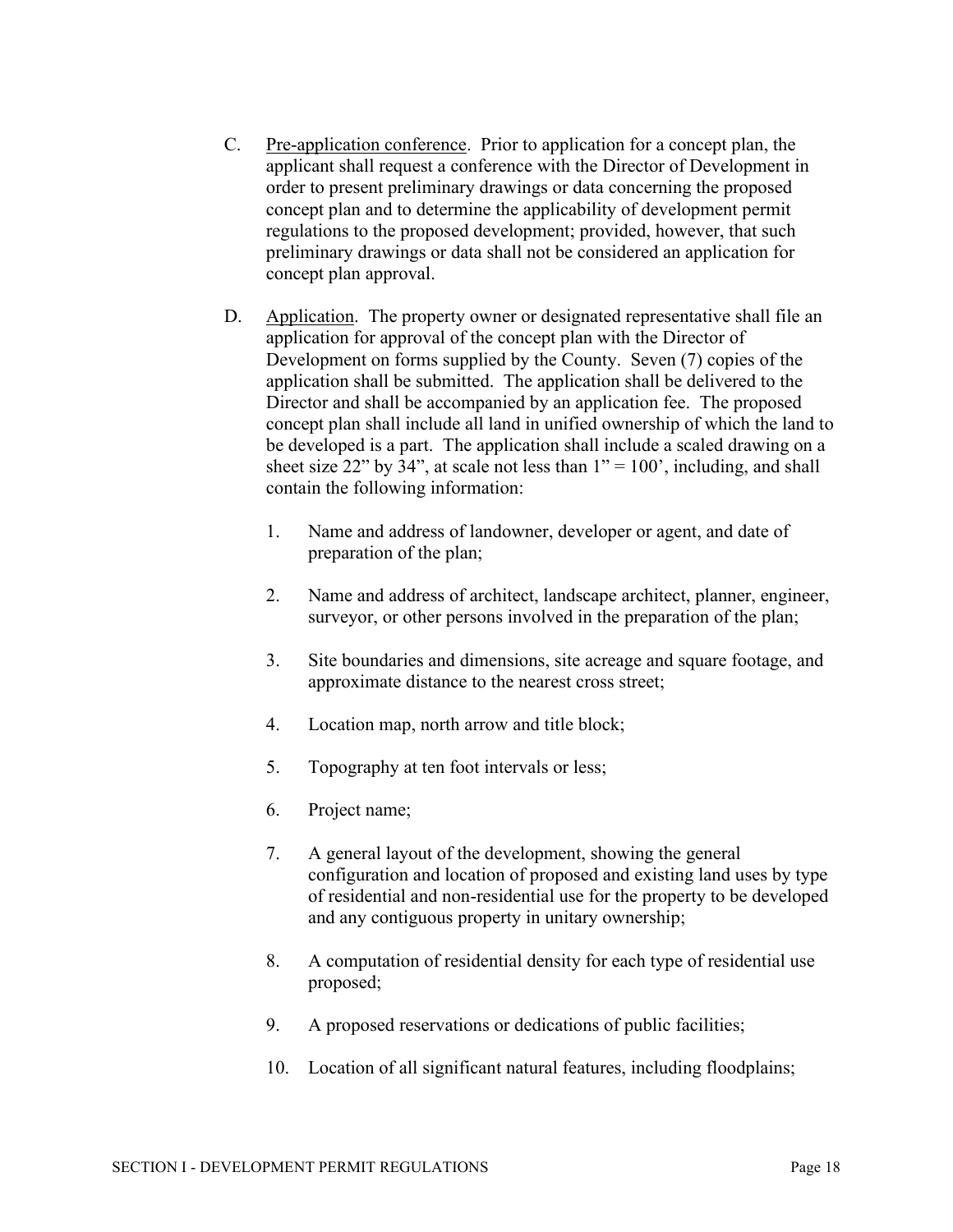C. Pre-application conference. Prior to application for a concept plan, the applicant shall request a conference with the Director of Development in order to present preliminary drawings or data concerning the proposed concept plan and to determine the applicability of development permit regulations to the proposed development; provided, however, that such preliminary drawings or data shall not be considered an application for concept plan approval.

D. Application. The property owner or designated representative shall file an application for approval of the concept plan with the Director of Development on forms supplied by the County. Seven (7) copies of the application shall be submitted. The application shall be delivered to the Director and shall be accompanied by an application fee. The proposed concept plan shall include all land in unified ownership of which the land to be developed is a part. The application shall include a scaled drawing on a sheet size 22" by 34", at scale not less than 1" = 100', including, and shall contain the following information:

1. Name and address of landowner, developer or agent, and date of preparation of the plan;

2. Name and address of architect, landscape architect, planner, engineer, surveyor, or other persons involved in the preparation of the plan;

3. Site boundaries and dimensions, site acreage and square footage, and approximate distance to the nearest cross street;

4. Location map, north arrow and title block;

5. Topography at ten foot intervals or less;

6. Project name;

7. A general layout of the development, showing the general configuration and location of proposed and existing land uses by type of residential and non-residential use for the property to be developed and any contiguous property in unitary ownership;

8. A computation of residential density for each type of residential use proposed;

9. A proposed reservations or dedications of public facilities;

10. Location of all significant natural features, including floodplains;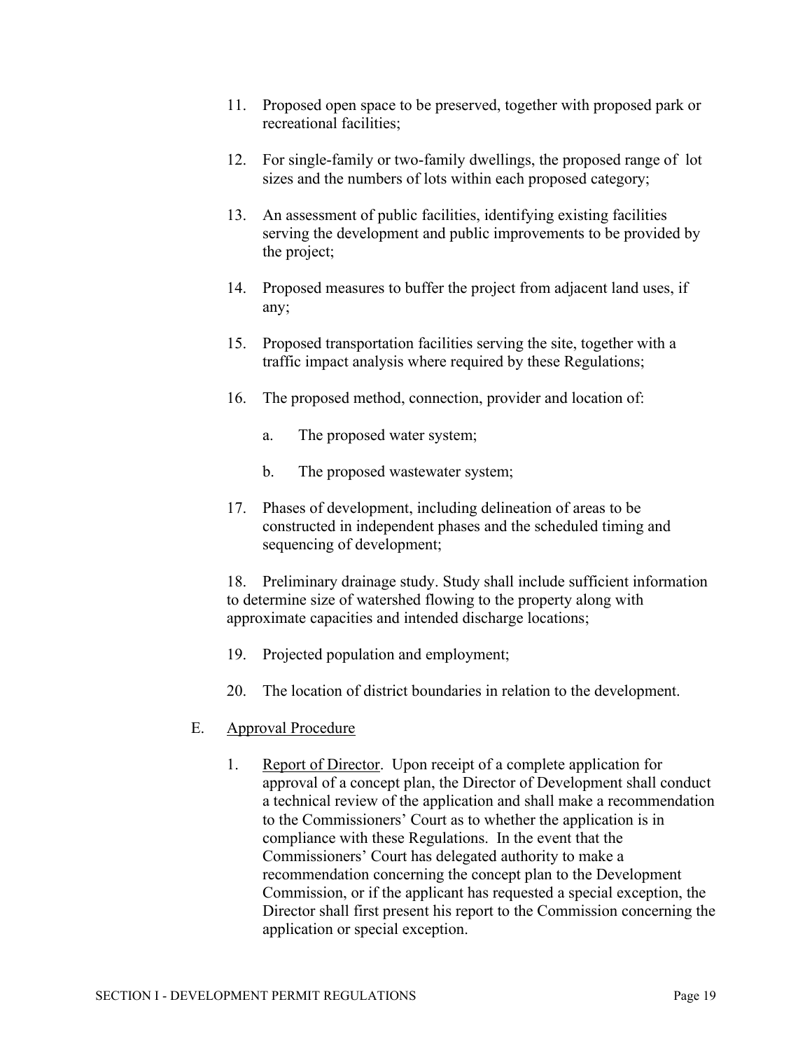11. Proposed open space to be preserved, together with proposed park or recreational facilities;

12. For single-family or two-family dwellings, the proposed range of lot sizes and the numbers of lots within each proposed category;

13. An assessment of public facilities, identifying existing facilities serving the development and public improvements to be provided by the project;

14. Proposed measures to buffer the project from adjacent land uses, if any;

15. Proposed transportation facilities serving the site, together with a traffic impact analysis where required by these Regulations;

16. The proposed method, connection, provider and location of:

    a. The proposed water system;

    b. The proposed wastewater system;

17. Phases of development, including delineation of areas to be constructed in independent phases and the scheduled timing and sequencing of development;

18. Preliminary drainage study. Study shall include sufficient information to determine size of watershed flowing to the property along with approximate capacities and intended discharge locations;

19. Projected population and employment;

20. The location of district boundaries in relation to the development.

E. <u>Approval Procedure</u>

1. <u>Report of Director</u>. Upon receipt of a complete application for approval of a concept plan, the Director of Development shall conduct a technical review of the application and shall make a recommendation to the Commissioners' Court as to whether the application is in compliance with these Regulations. In the event that the Commissioners' Court has delegated authority to make a recommendation concerning the concept plan to the Development Commission, or if the applicant has requested a special exception, the Director shall first present his report to the Commission concerning the application or special exception.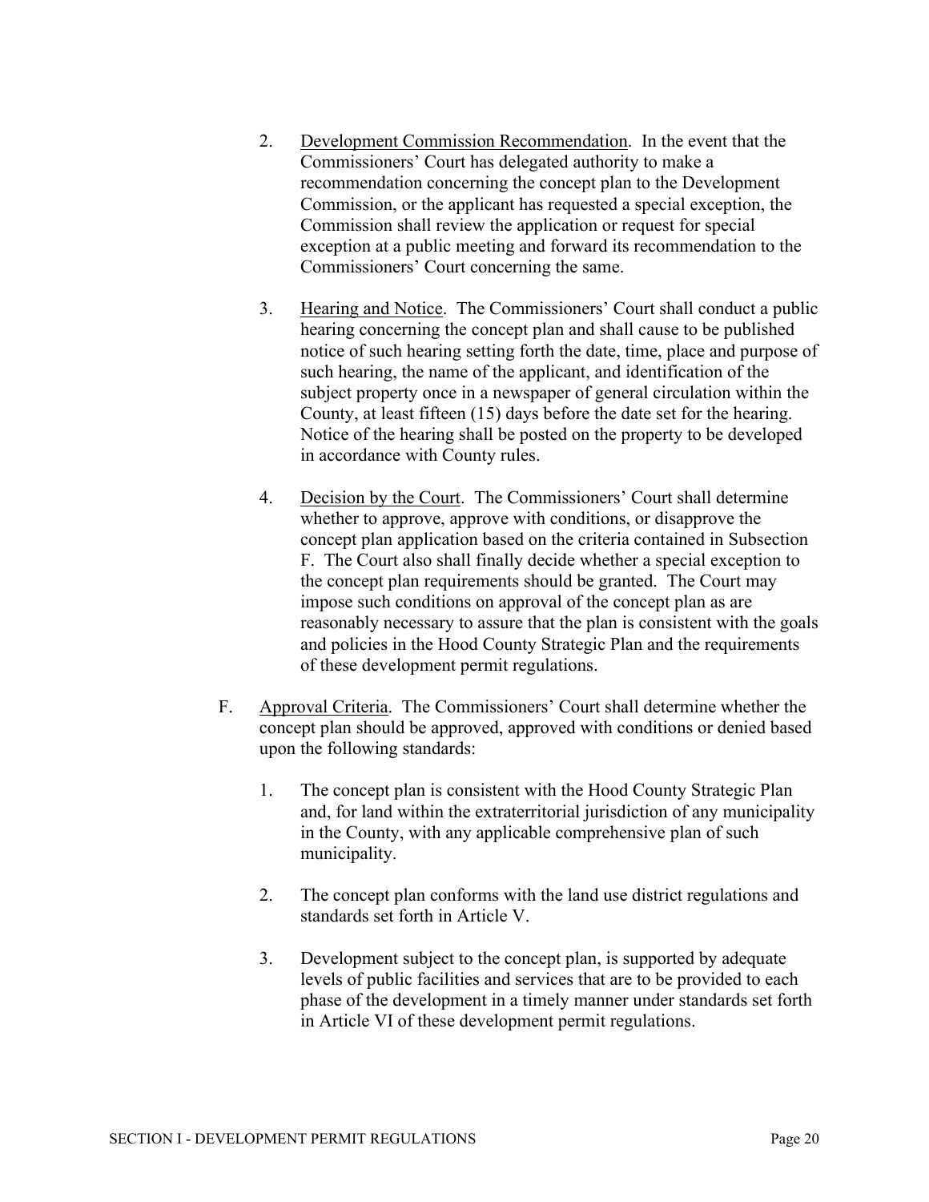2. Development Commission Recommendation. In the event that the Commissioners' Court has delegated authority to make a recommendation concerning the concept plan to the Development Commission, or the applicant has requested a special exception, the Commission shall review the application or request for special exception at a public meeting and forward its recommendation to the Commissioners' Court concerning the same.

3. Hearing and Notice. The Commissioners' Court shall conduct a public hearing concerning the concept plan and shall cause to be published notice of such hearing setting forth the date, time, place and purpose of such hearing, the name of the applicant, and identification of the subject property once in a newspaper of general circulation within the County, at least fifteen (15) days before the date set for the hearing. Notice of the hearing shall be posted on the property to be developed in accordance with County rules.

4. Decision by the Court. The Commissioners' Court shall determine whether to approve, approve with conditions, or disapprove the concept plan application based on the criteria contained in Subsection F. The Court also shall finally decide whether a special exception to the concept plan requirements should be granted. The Court may impose such conditions on approval of the concept plan as are reasonably necessary to assure that the plan is consistent with the goals and policies in the Hood County Strategic Plan and the requirements of these development permit regulations.

F. Approval Criteria. The Commissioners' Court shall determine whether the concept plan should be approved, approved with conditions or denied based upon the following standards:

1. The concept plan is consistent with the Hood County Strategic Plan and, for land within the extraterritorial jurisdiction of any municipality in the County, with any applicable comprehensive plan of such municipality.

2. The concept plan conforms with the land use district regulations and standards set forth in Article V.

3. Development subject to the concept plan, is supported by adequate levels of public facilities and services that are to be provided to each phase of the development in a timely manner under standards set forth in Article VI of these development permit regulations.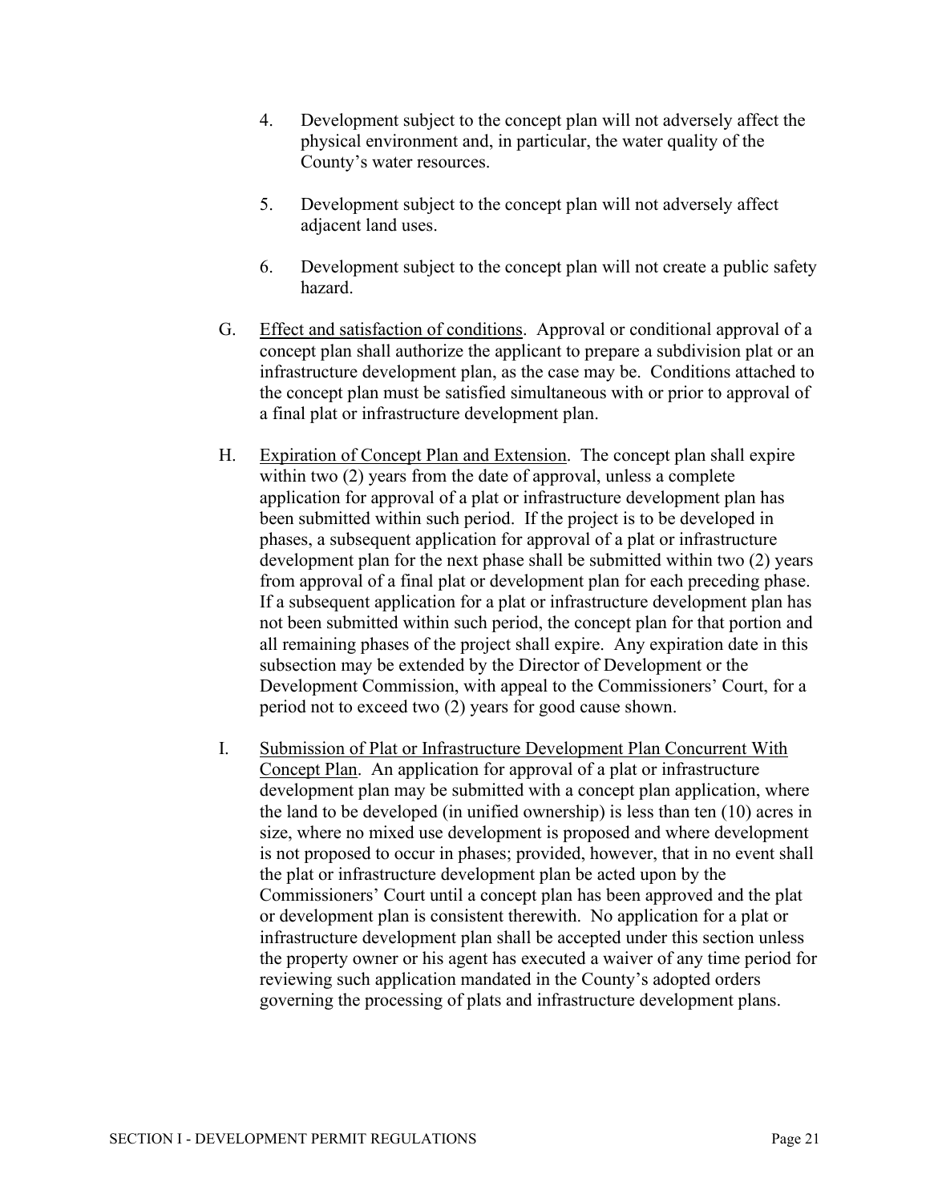4. Development subject to the concept plan will not adversely affect the physical environment and, in particular, the water quality of the County's water resources.

5. Development subject to the concept plan will not adversely affect adjacent land uses.

6. Development subject to the concept plan will not create a public safety hazard.

G. Effect and satisfaction of conditions. Approval or conditional approval of a concept plan shall authorize the applicant to prepare a subdivision plat or an infrastructure development plan, as the case may be. Conditions attached to the concept plan must be satisfied simultaneous with or prior to approval of a final plat or infrastructure development plan.

H. Expiration of Concept Plan and Extension. The concept plan shall expire within two (2) years from the date of approval, unless a complete application for approval of a plat or infrastructure development plan has been submitted within such period. If the project is to be developed in phases, a subsequent application for approval of a plat or infrastructure development plan for the next phase shall be submitted within two (2) years from approval of a final plat or development plan for each preceding phase. If a subsequent application for a plat or infrastructure development plan has not been submitted within such period, the concept plan for that portion and all remaining phases of the project shall expire. Any expiration date in this subsection may be extended by the Director of Development or the Development Commission, with appeal to the Commissioners' Court, for a period not to exceed two (2) years for good cause shown.

I. Submission of Plat or Infrastructure Development Plan Concurrent With Concept Plan. An application for approval of a plat or infrastructure development plan may be submitted with a concept plan application, where the land to be developed (in unified ownership) is less than ten (10) acres in size, where no mixed use development is proposed and where development is not proposed to occur in phases; provided, however, that in no event shall the plat or infrastructure development plan be acted upon by the Commissioners' Court until a concept plan has been approved and the plat or development plan is consistent therewith. No application for a plat or infrastructure development plan shall be accepted under this section unless the property owner or his agent has executed a waiver of any time period for reviewing such application mandated in the County's adopted orders governing the processing of plats and infrastructure development plans.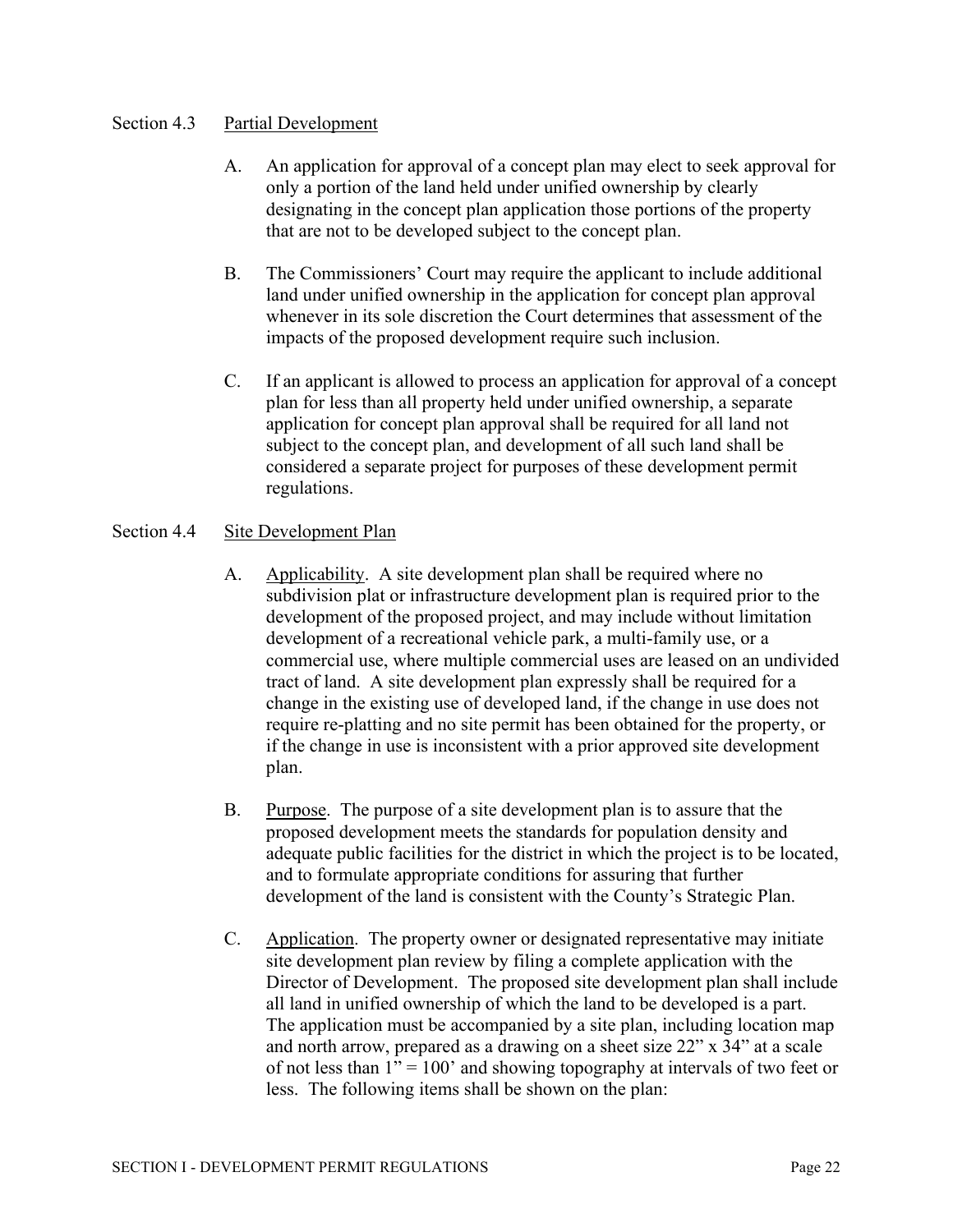### Section 4.3 Partial Development

A. An application for approval of a concept plan may elect to seek approval for only a portion of the land held under unified ownership by clearly designating in the concept plan application those portions of the property that are not to be developed subject to the concept plan.

B. The Commissioners' Court may require the applicant to include additional land under unified ownership in the application for concept plan approval whenever in its sole discretion the Court determines that assessment of the impacts of the proposed development require such inclusion.

C. If an applicant is allowed to process an application for approval of a concept plan for less than all property held under unified ownership, a separate application for concept plan approval shall be required for all land not subject to the concept plan, and development of all such land shall be considered a separate project for purposes of these development permit regulations.

### Section 4.4 Site Development Plan

A. Applicability. A site development plan shall be required where no subdivision plat or infrastructure development plan is required prior to the development of the proposed project, and may include without limitation development of a recreational vehicle park, a multi-family use, or a commercial use, where multiple commercial uses are leased on an undivided tract of land. A site development plan expressly shall be required for a change in the existing use of developed land, if the change in use does not require re-platting and no site permit has been obtained for the property, or if the change in use is inconsistent with a prior approved site development plan.

B. Purpose. The purpose of a site development plan is to assure that the proposed development meets the standards for population density and adequate public facilities for the district in which the project is to be located, and to formulate appropriate conditions for assuring that further development of the land is consistent with the County's Strategic Plan.

C. Application. The property owner or designated representative may initiate site development plan review by filing a complete application with the Director of Development. The proposed site development plan shall include all land in unified ownership of which the land to be developed is a part. The application must be accompanied by a site plan, including location map and north arrow, prepared as a drawing on a sheet size 22" x 34" at a scale of not less than 1" = 100' and showing topography at intervals of two feet or less. The following items shall be shown on the plan: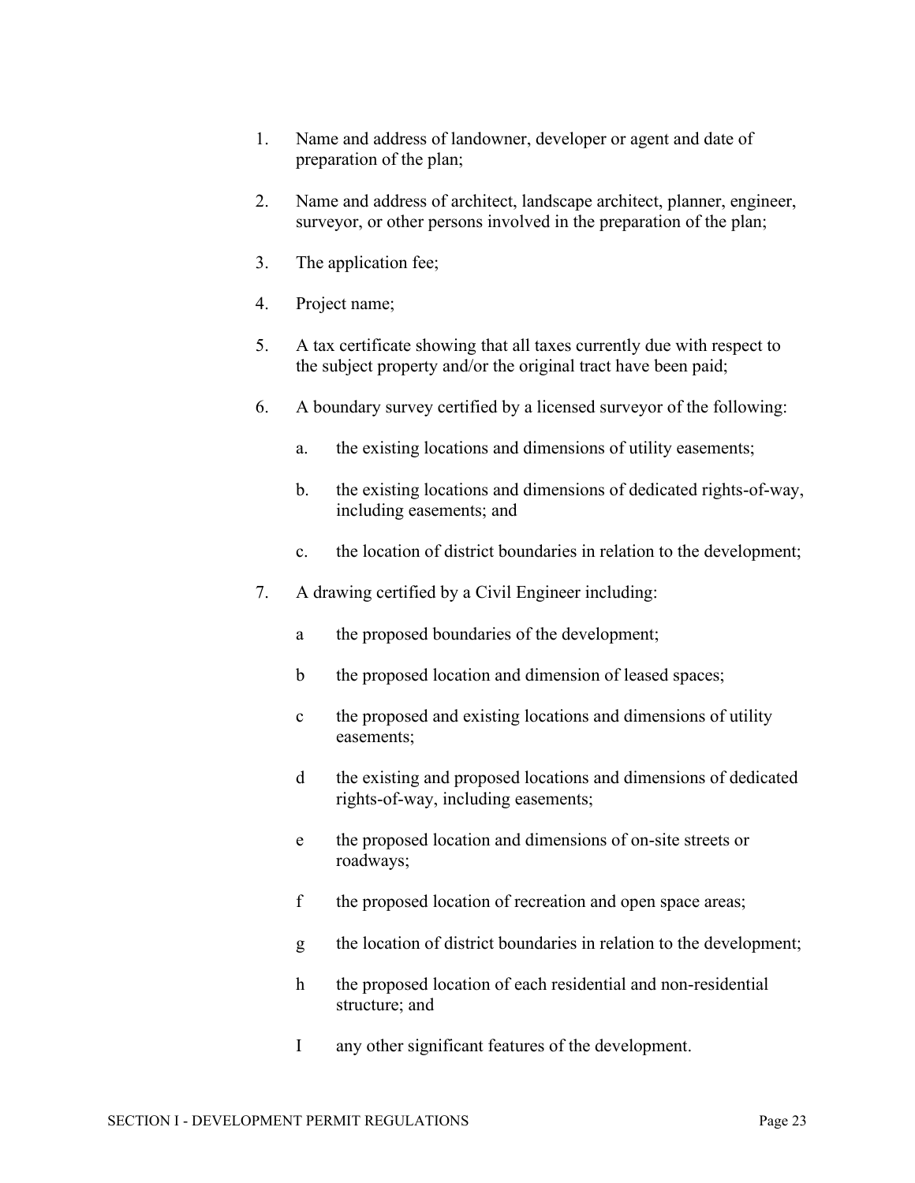1. Name and address of landowner, developer or agent and date of preparation of the plan;

2. Name and address of architect, landscape architect, planner, engineer, surveyor, or other persons involved in the preparation of the plan;

3. The application fee;

4. Project name;

5. A tax certificate showing that all taxes currently due with respect to the subject property and/or the original tract have been paid;

6. A boundary survey certified by a licensed surveyor of the following:

   a. the existing locations and dimensions of utility easements;

   b. the existing locations and dimensions of dedicated rights-of-way, including easements; and

   c. the location of district boundaries in relation to the development;

7. A drawing certified by a Civil Engineer including:

   a the proposed boundaries of the development;

   b the proposed location and dimension of leased spaces;

   c the proposed and existing locations and dimensions of utility easements;

   d the existing and proposed locations and dimensions of dedicated rights-of-way, including easements;

   e the proposed location and dimensions of on-site streets or roadways;

   f the proposed location of recreation and open space areas;

   g the location of district boundaries in relation to the development;

   h the proposed location of each residential and non-residential structure; and

   I any other significant features of the development.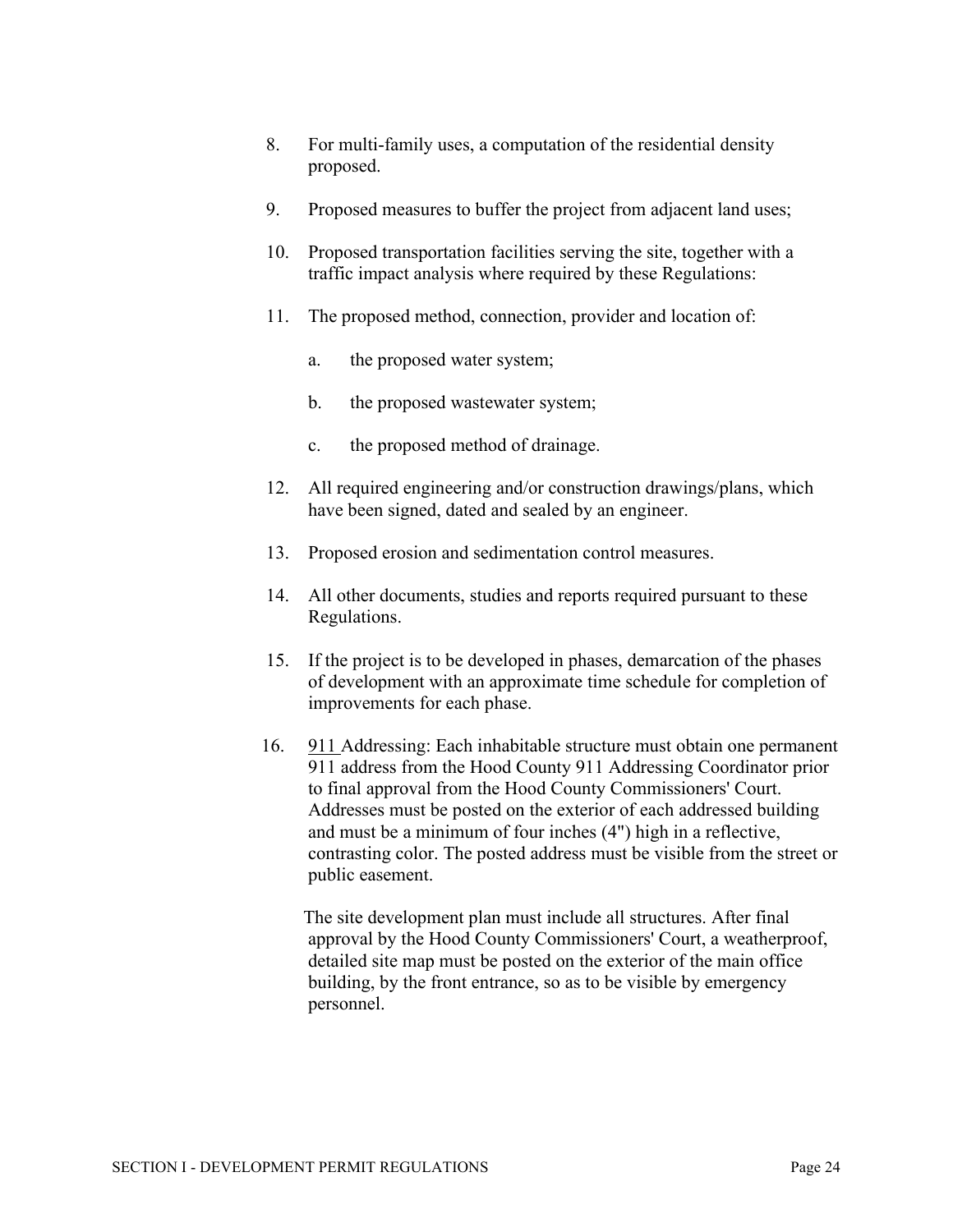8. For multi-family uses, a computation of the residential density proposed.

9. Proposed measures to buffer the project from adjacent land uses;

10. Proposed transportation facilities serving the site, together with a traffic impact analysis where required by these Regulations:

11. The proposed method, connection, provider and location of:

    a. the proposed water system;

    b. the proposed wastewater system;

    c. the proposed method of drainage.

12. All required engineering and/or construction drawings/plans, which have been signed, dated and sealed by an engineer.

13. Proposed erosion and sedimentation control measures.

14. All other documents, studies and reports required pursuant to these Regulations.

15. If the project is to be developed in phases, demarcation of the phases of development with an approximate time schedule for completion of improvements for each phase.

16. 911 Addressing: Each inhabitable structure must obtain one permanent 911 address from the Hood County 911 Addressing Coordinator prior to final approval from the Hood County Commissioners' Court. Addresses must be posted on the exterior of each addressed building and must be a minimum of four inches (4") high in a reflective, contrasting color. The posted address must be visible from the street or public easement.

    The site development plan must include all structures. After final approval by the Hood County Commissioners' Court, a weatherproof, detailed site map must be posted on the exterior of the main office building, by the front entrance, so as to be visible by emergency personnel.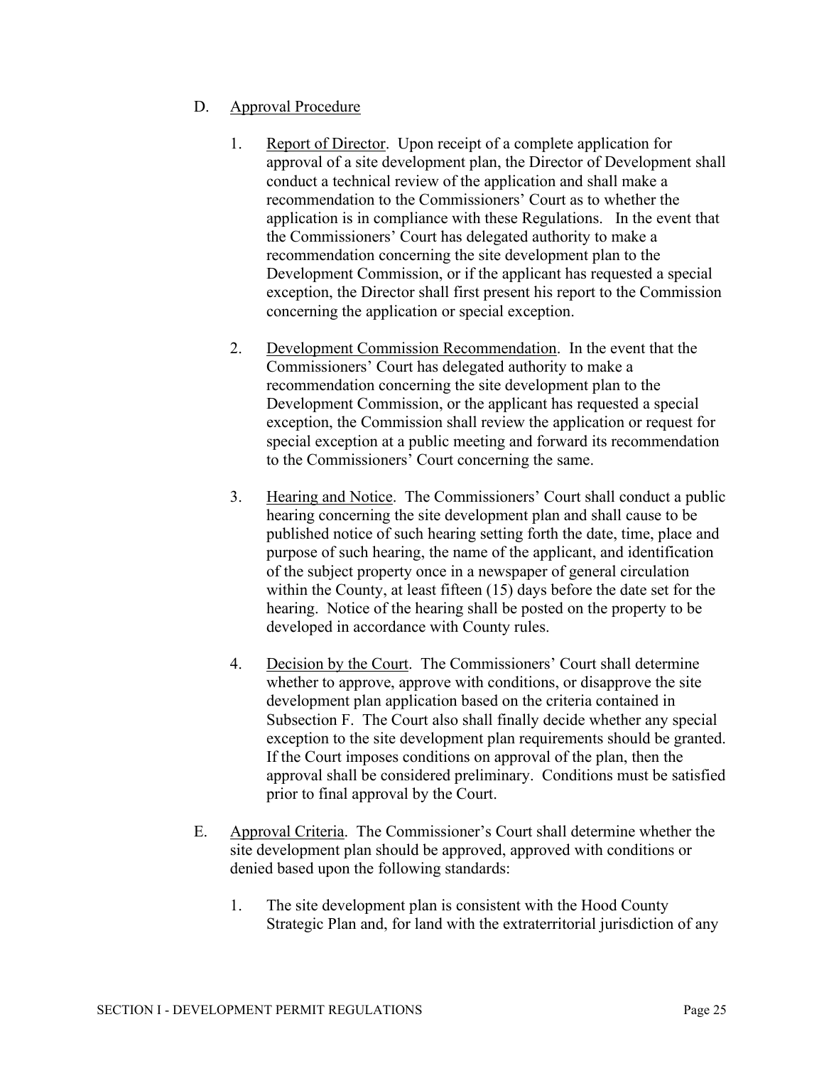D. <u>Approval Procedure</u>

1. <u>Report of Director</u>. Upon receipt of a complete application for approval of a site development plan, the Director of Development shall conduct a technical review of the application and shall make a recommendation to the Commissioners' Court as to whether the application is in compliance with these Regulations. In the event that the Commissioners' Court has delegated authority to make a recommendation concerning the site development plan to the Development Commission, or if the applicant has requested a special exception, the Director shall first present his report to the Commission concerning the application or special exception.

2. <u>Development Commission Recommendation</u>. In the event that the Commissioners' Court has delegated authority to make a recommendation concerning the site development plan to the Development Commission, or the applicant has requested a special exception, the Commission shall review the application or request for special exception at a public meeting and forward its recommendation to the Commissioners' Court concerning the same.

3. <u>Hearing and Notice</u>. The Commissioners' Court shall conduct a public hearing concerning the site development plan and shall cause to be published notice of such hearing setting forth the date, time, place and purpose of such hearing, the name of the applicant, and identification of the subject property once in a newspaper of general circulation within the County, at least fifteen (15) days before the date set for the hearing. Notice of the hearing shall be posted on the property to be developed in accordance with County rules.

4. <u>Decision by the Court</u>. The Commissioners' Court shall determine whether to approve, approve with conditions, or disapprove the site development plan application based on the criteria contained in Subsection F. The Court also shall finally decide whether any special exception to the site development plan requirements should be granted. If the Court imposes conditions on approval of the plan, then the approval shall be considered preliminary. Conditions must be satisfied prior to final approval by the Court.

E. <u>Approval Criteria</u>. The Commissioner's Court shall determine whether the site development plan should be approved, approved with conditions or denied based upon the following standards:

1. The site development plan is consistent with the Hood County Strategic Plan and, for land with the extraterritorial jurisdiction of any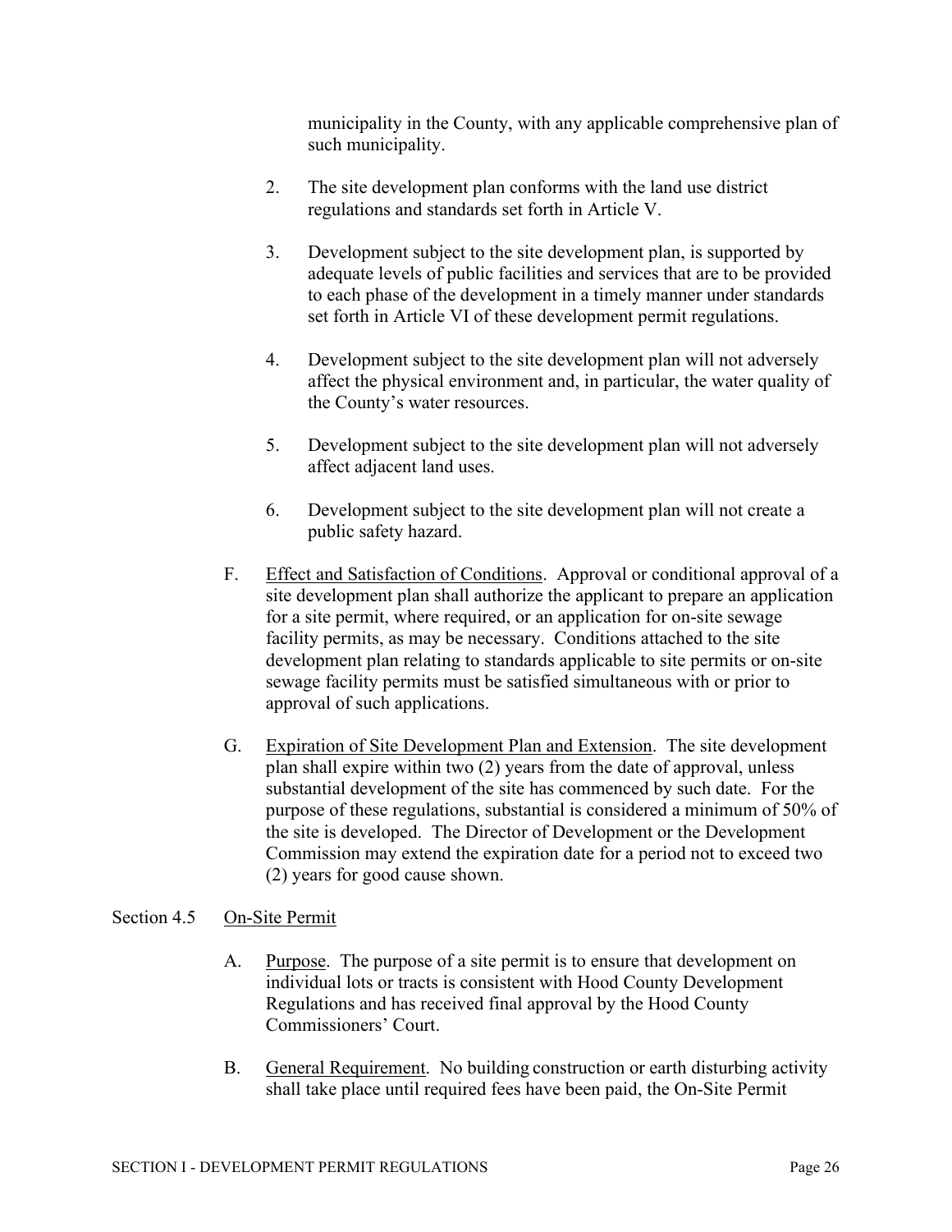municipality in the County, with any applicable comprehensive plan of such municipality.

2. The site development plan conforms with the land use district regulations and standards set forth in Article V.

3. Development subject to the site development plan, is supported by adequate levels of public facilities and services that are to be provided to each phase of the development in a timely manner under standards set forth in Article VI of these development permit regulations.

4. Development subject to the site development plan will not adversely affect the physical environment and, in particular, the water quality of the County's water resources.

5. Development subject to the site development plan will not adversely affect adjacent land uses.

6. Development subject to the site development plan will not create a public safety hazard.

F. Effect and Satisfaction of Conditions. Approval or conditional approval of a site development plan shall authorize the applicant to prepare an application for a site permit, where required, or an application for on-site sewage facility permits, as may be necessary. Conditions attached to the site development plan relating to standards applicable to site permits or on-site sewage facility permits must be satisfied simultaneous with or prior to approval of such applications.

G. Expiration of Site Development Plan and Extension. The site development plan shall expire within two (2) years from the date of approval, unless substantial development of the site has commenced by such date. For the purpose of these regulations, substantial is considered a minimum of 50% of the site is developed. The Director of Development or the Development Commission may extend the expiration date for a period not to exceed two (2) years for good cause shown.

## Section 4.5 On-Site Permit

A. Purpose. The purpose of a site permit is to ensure that development on individual lots or tracts is consistent with Hood County Development Regulations and has received final approval by the Hood County Commissioners' Court.

B. General Requirement. No building construction or earth disturbing activity shall take place until required fees have been paid, the On-Site Permit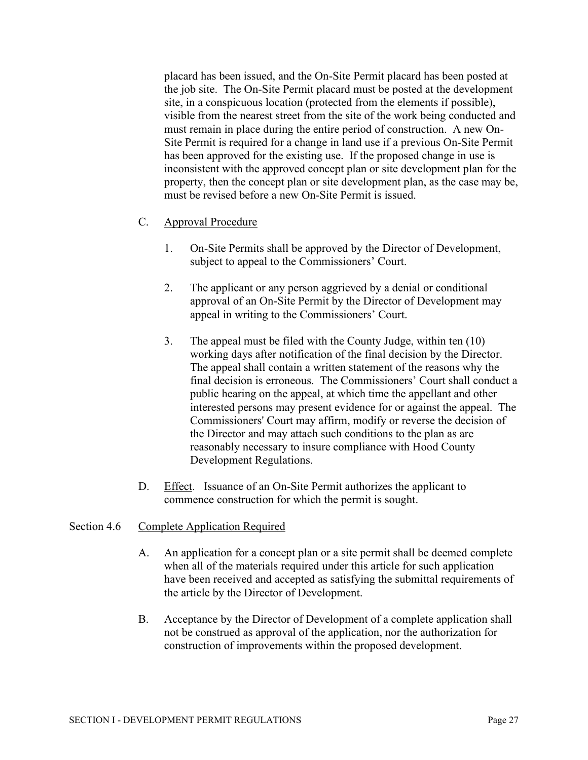placard has been issued, and the On-Site Permit placard has been posted at the job site. The On-Site Permit placard must be posted at the development site, in a conspicuous location (protected from the elements if possible), visible from the nearest street from the site of the work being conducted and must remain in place during the entire period of construction. A new On-Site Permit is required for a change in land use if a previous On-Site Permit has been approved for the existing use. If the proposed change in use is inconsistent with the approved concept plan or site development plan for the property, then the concept plan or site development plan, as the case may be, must be revised before a new On-Site Permit is issued.

C. Approval Procedure

1. On-Site Permits shall be approved by the Director of Development, subject to appeal to the Commissioners' Court.

2. The applicant or any person aggrieved by a denial or conditional approval of an On-Site Permit by the Director of Development may appeal in writing to the Commissioners' Court.

3. The appeal must be filed with the County Judge, within ten (10) working days after notification of the final decision by the Director. The appeal shall contain a written statement of the reasons why the final decision is erroneous. The Commissioners' Court shall conduct a public hearing on the appeal, at which time the appellant and other interested persons may present evidence for or against the appeal. The Commissioners' Court may affirm, modify or reverse the decision of the Director and may attach such conditions to the plan as are reasonably necessary to insure compliance with Hood County Development Regulations.

D. Effect. Issuance of an On-Site Permit authorizes the applicant to commence construction for which the permit is sought.

## Section 4.6 Complete Application Required

A. An application for a concept plan or a site permit shall be deemed complete when all of the materials required under this article for such application have been received and accepted as satisfying the submittal requirements of the article by the Director of Development.

B. Acceptance by the Director of Development of a complete application shall not be construed as approval of the application, nor the authorization for construction of improvements within the proposed development.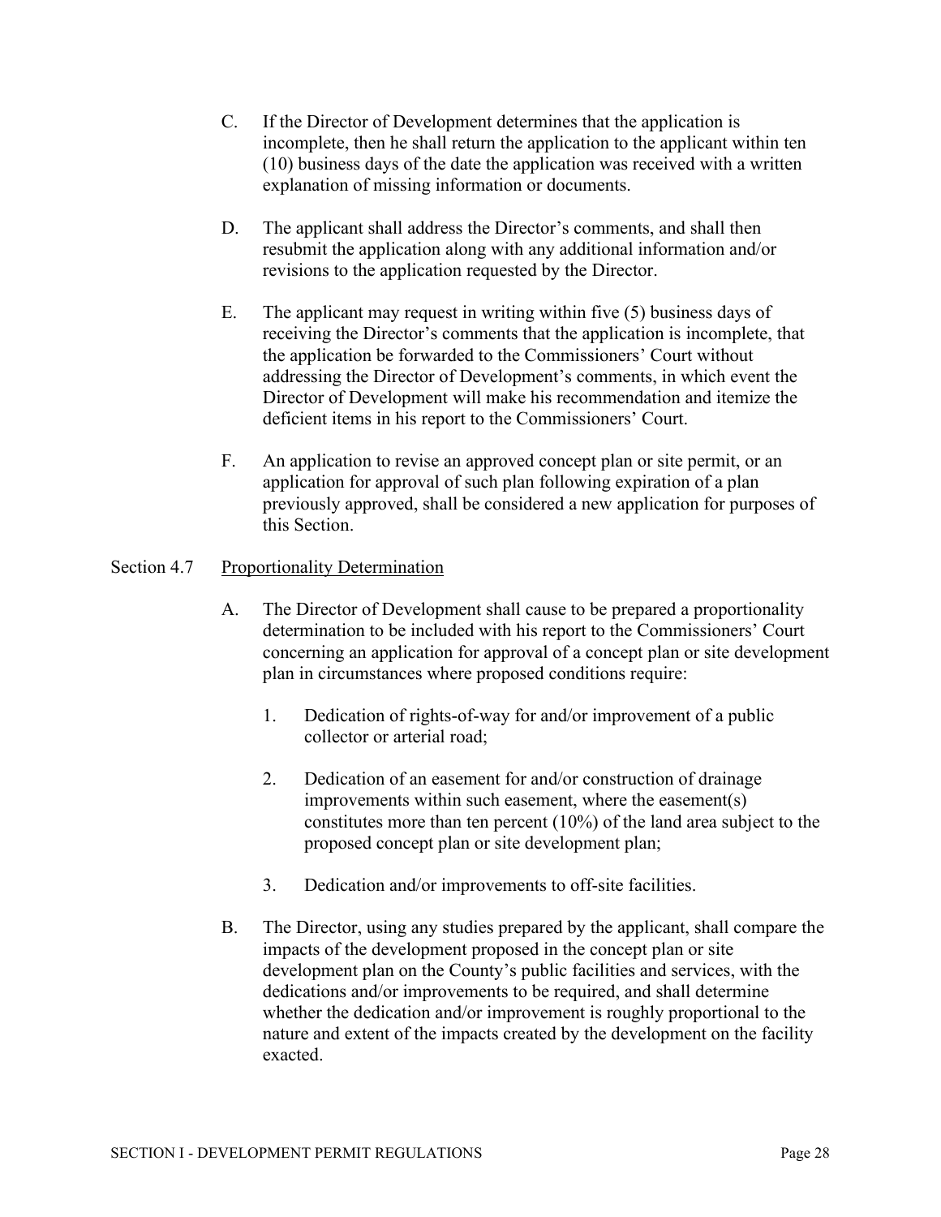C. If the Director of Development determines that the application is incomplete, then he shall return the application to the applicant within ten (10) business days of the date the application was received with a written explanation of missing information or documents.

D. The applicant shall address the Director's comments, and shall then resubmit the application along with any additional information and/or revisions to the application requested by the Director.

E. The applicant may request in writing within five (5) business days of receiving the Director's comments that the application is incomplete, that the application be forwarded to the Commissioners' Court without addressing the Director of Development's comments, in which event the Director of Development will make his recommendation and itemize the deficient items in his report to the Commissioners' Court.

F. An application to revise an approved concept plan or site permit, or an application for approval of such plan following expiration of a plan previously approved, shall be considered a new application for purposes of this Section.

## Section 4.7 Proportionality Determination

A. The Director of Development shall cause to be prepared a proportionality determination to be included with his report to the Commissioners' Court concerning an application for approval of a concept plan or site development plan in circumstances where proposed conditions require:

1. Dedication of rights-of-way for and/or improvement of a public collector or arterial road;

2. Dedication of an easement for and/or construction of drainage improvements within such easement, where the easement(s) constitutes more than ten percent (10%) of the land area subject to the proposed concept plan or site development plan;

3. Dedication and/or improvements to off-site facilities.

B. The Director, using any studies prepared by the applicant, shall compare the impacts of the development proposed in the concept plan or site development plan on the County's public facilities and services, with the dedications and/or improvements to be required, and shall determine whether the dedication and/or improvement is roughly proportional to the nature and extent of the impacts created by the development on the facility exacted.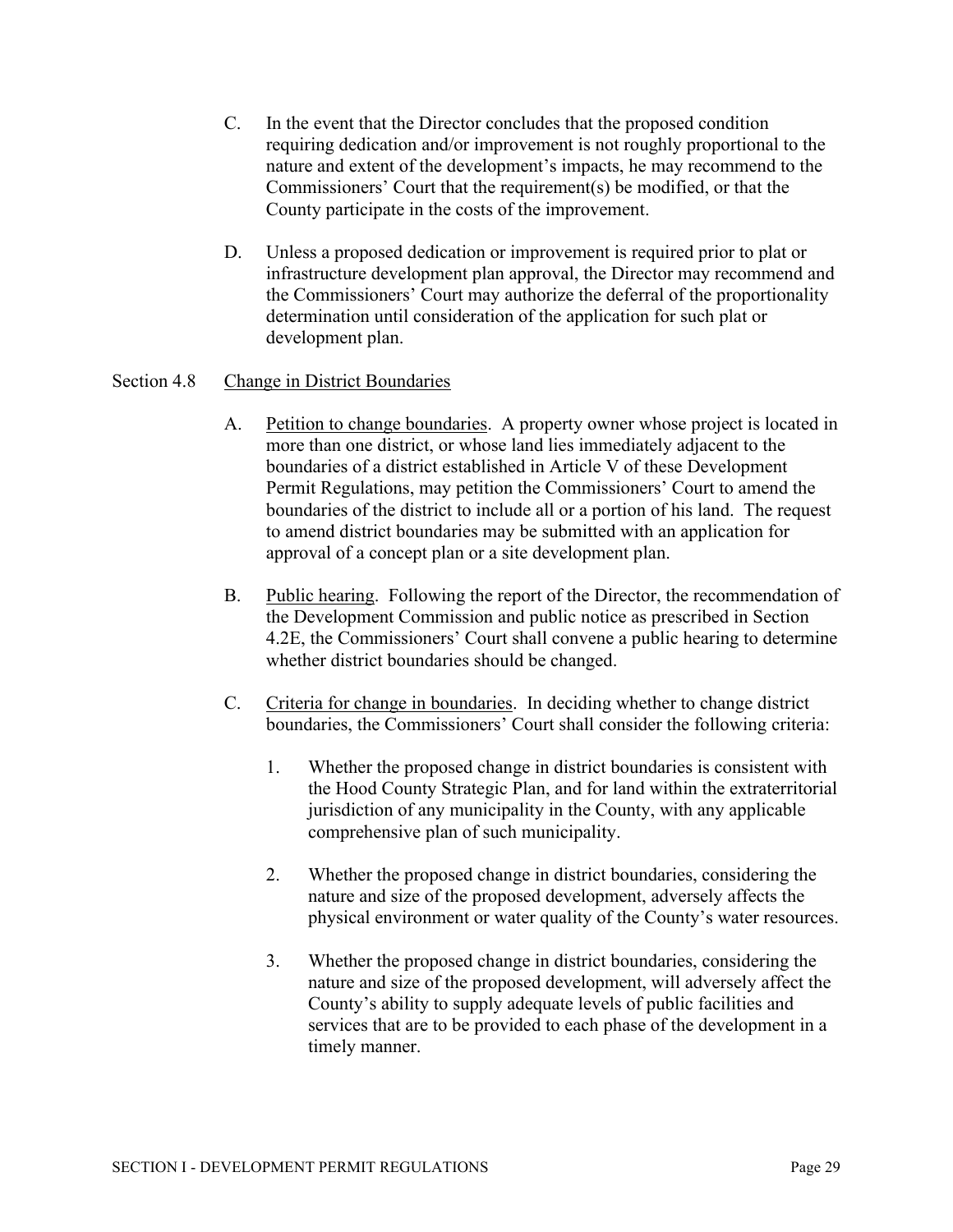C. In the event that the Director concludes that the proposed condition requiring dedication and/or improvement is not roughly proportional to the nature and extent of the development's impacts, he may recommend to the Commissioners' Court that the requirement(s) be modified, or that the County participate in the costs of the improvement.

D. Unless a proposed dedication or improvement is required prior to plat or infrastructure development plan approval, the Director may recommend and the Commissioners' Court may authorize the deferral of the proportionality determination until consideration of the application for such plat or development plan.

## Section 4.8 Change in District Boundaries

A. Petition to change boundaries. A property owner whose project is located in more than one district, or whose land lies immediately adjacent to the boundaries of a district established in Article V of these Development Permit Regulations, may petition the Commissioners' Court to amend the boundaries of the district to include all or a portion of his land. The request to amend district boundaries may be submitted with an application for approval of a concept plan or a site development plan.

B. Public hearing. Following the report of the Director, the recommendation of the Development Commission and public notice as prescribed in Section 4.2E, the Commissioners' Court shall convene a public hearing to determine whether district boundaries should be changed.

C. Criteria for change in boundaries. In deciding whether to change district boundaries, the Commissioners' Court shall consider the following criteria:

1. Whether the proposed change in district boundaries is consistent with the Hood County Strategic Plan, and for land within the extraterritorial jurisdiction of any municipality in the County, with any applicable comprehensive plan of such municipality.

2. Whether the proposed change in district boundaries, considering the nature and size of the proposed development, adversely affects the physical environment or water quality of the County's water resources.

3. Whether the proposed change in district boundaries, considering the nature and size of the proposed development, will adversely affect the County's ability to supply adequate levels of public facilities and services that are to be provided to each phase of the development in a timely manner.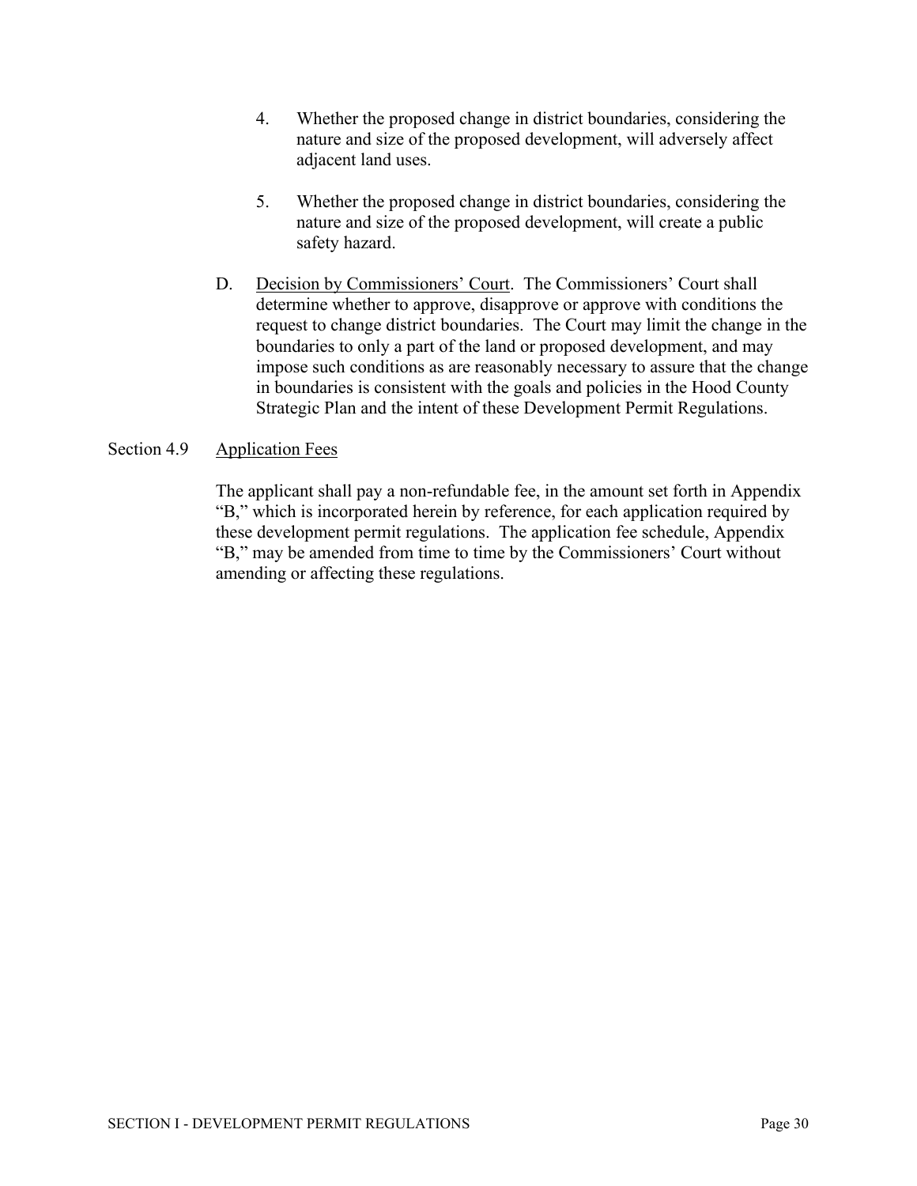4. Whether the proposed change in district boundaries, considering the nature and size of the proposed development, will adversely affect adjacent land uses.

5. Whether the proposed change in district boundaries, considering the nature and size of the proposed development, will create a public safety hazard.

D. Decision by Commissioners' Court. The Commissioners' Court shall determine whether to approve, disapprove or approve with conditions the request to change district boundaries. The Court may limit the change in the boundaries to only a part of the land or proposed development, and may impose such conditions as are reasonably necessary to assure that the change in boundaries is consistent with the goals and policies in the Hood County Strategic Plan and the intent of these Development Permit Regulations.

## Section 4.9 Application Fees

The applicant shall pay a non-refundable fee, in the amount set forth in Appendix "B," which is incorporated herein by reference, for each application required by these development permit regulations. The application fee schedule, Appendix "B," may be amended from time to time by the Commissioners' Court without amending or affecting these regulations.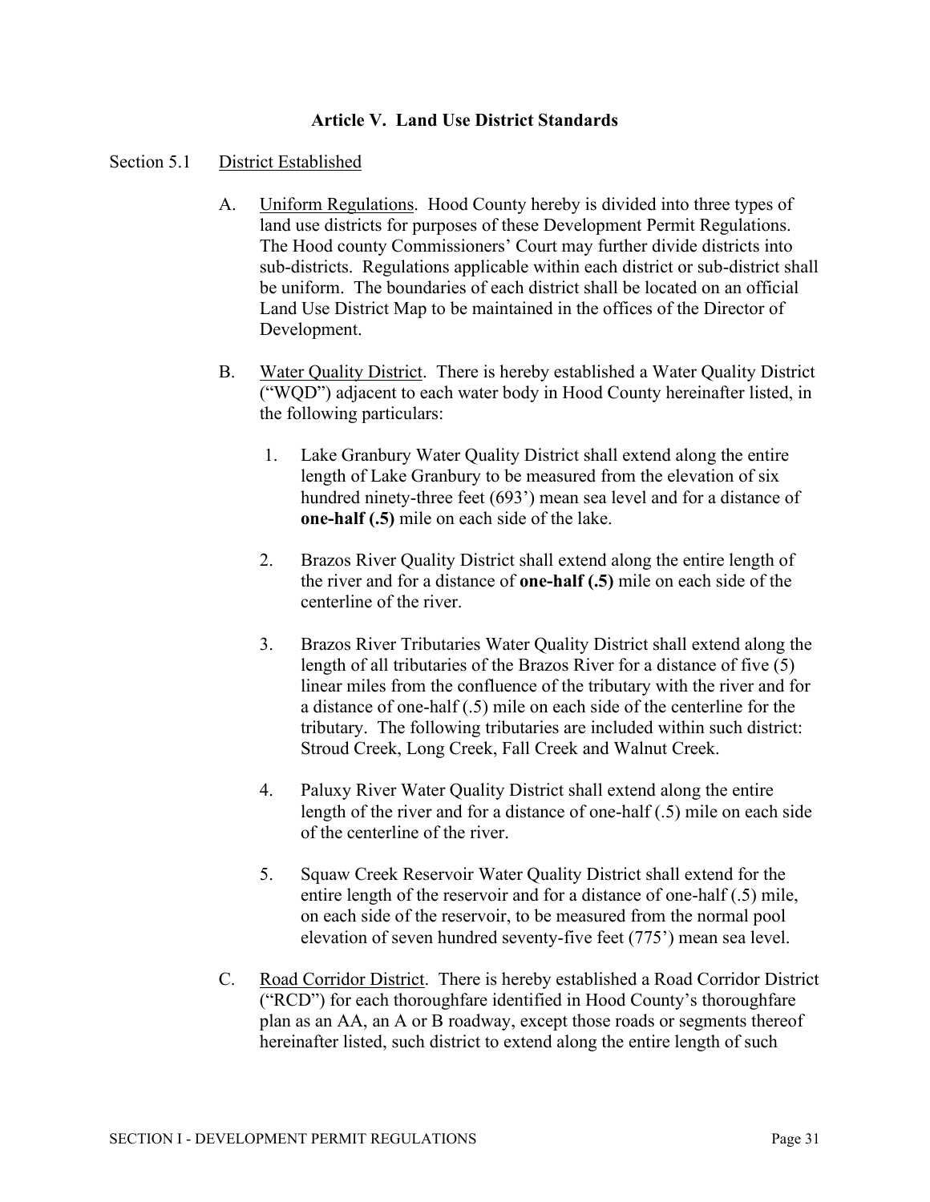## Article V. Land Use District Standards

Section 5.1 District Established

A. Uniform Regulations. Hood County hereby is divided into three types of land use districts for purposes of these Development Permit Regulations. The Hood county Commissioners' Court may further divide districts into sub-districts. Regulations applicable within each district or sub-district shall be uniform. The boundaries of each district shall be located on an official Land Use District Map to be maintained in the offices of the Director of Development.

B. Water Quality District. There is hereby established a Water Quality District ("WQD") adjacent to each water body in Hood County hereinafter listed, in the following particulars:

1. Lake Granbury Water Quality District shall extend along the entire length of Lake Granbury to be measured from the elevation of six hundred ninety-three feet (693') mean sea level and for a distance of **one-half (.5)** mile on each side of the lake.

2. Brazos River Quality District shall extend along the entire length of the river and for a distance of **one-half (.5)** mile on each side of the centerline of the river.

3. Brazos River Tributaries Water Quality District shall extend along the length of all tributaries of the Brazos River for a distance of five (5) linear miles from the confluence of the tributary with the river and for a distance of one-half (.5) mile on each side of the centerline for the tributary. The following tributaries are included within such district: Stroud Creek, Long Creek, Fall Creek and Walnut Creek.

4. Paluxy River Water Quality District shall extend along the entire length of the river and for a distance of one-half (.5) mile on each side of the centerline of the river.

5. Squaw Creek Reservoir Water Quality District shall extend for the entire length of the reservoir and for a distance of one-half (.5) mile, on each side of the reservoir, to be measured from the normal pool elevation of seven hundred seventy-five feet (775') mean sea level.

C. Road Corridor District. There is hereby established a Road Corridor District ("RCD") for each thoroughfare identified in Hood County's thoroughfare plan as an AA, an A or B roadway, except those roads or segments thereof hereinafter listed, such district to extend along the entire length of such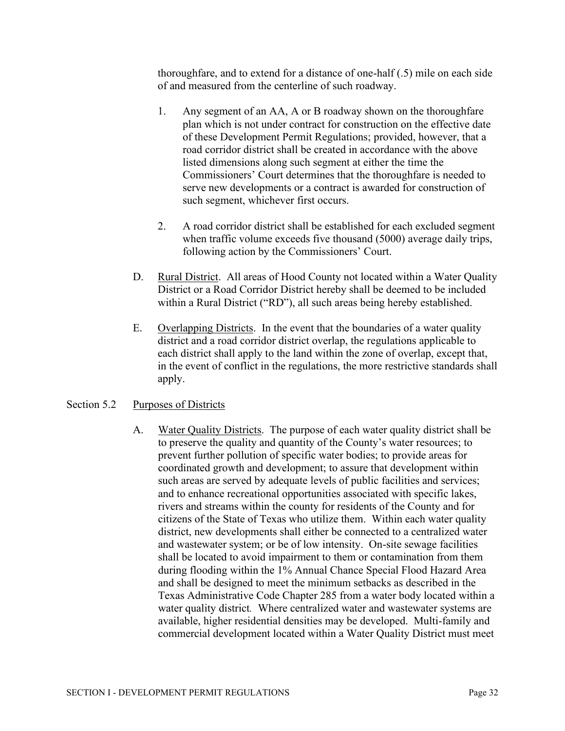thoroughfare, and to extend for a distance of one-half (.5) mile on each side of and measured from the centerline of such roadway.

1. Any segment of an AA, A or B roadway shown on the thoroughfare plan which is not under contract for construction on the effective date of these Development Permit Regulations; provided, however, that a road corridor district shall be created in accordance with the above listed dimensions along such segment at either the time the Commissioners' Court determines that the thoroughfare is needed to serve new developments or a contract is awarded for construction of such segment, whichever first occurs.

2. A road corridor district shall be established for each excluded segment when traffic volume exceeds five thousand (5000) average daily trips, following action by the Commissioners' Court.

D. Rural District. All areas of Hood County not located within a Water Quality District or a Road Corridor District hereby shall be deemed to be included within a Rural District ("RD"), all such areas being hereby established.

E. Overlapping Districts. In the event that the boundaries of a water quality district and a road corridor district overlap, the regulations applicable to each district shall apply to the land within the zone of overlap, except that, in the event of conflict in the regulations, the more restrictive standards shall apply.

## Section 5.2 Purposes of Districts

A. Water Quality Districts. The purpose of each water quality district shall be to preserve the quality and quantity of the County's water resources; to prevent further pollution of specific water bodies; to provide areas for coordinated growth and development; to assure that development within such areas are served by adequate levels of public facilities and services; and to enhance recreational opportunities associated with specific lakes, rivers and streams within the county for residents of the County and for citizens of the State of Texas who utilize them. Within each water quality district, new developments shall either be connected to a centralized water and wastewater system; or be of low intensity. On-site sewage facilities shall be located to avoid impairment to them or contamination from them during flooding within the 1% Annual Chance Special Flood Hazard Area and shall be designed to meet the minimum setbacks as described in the Texas Administrative Code Chapter 285 from a water body located within a water quality district. Where centralized water and wastewater systems are available, higher residential densities may be developed. Multi-family and commercial development located within a Water Quality District must meet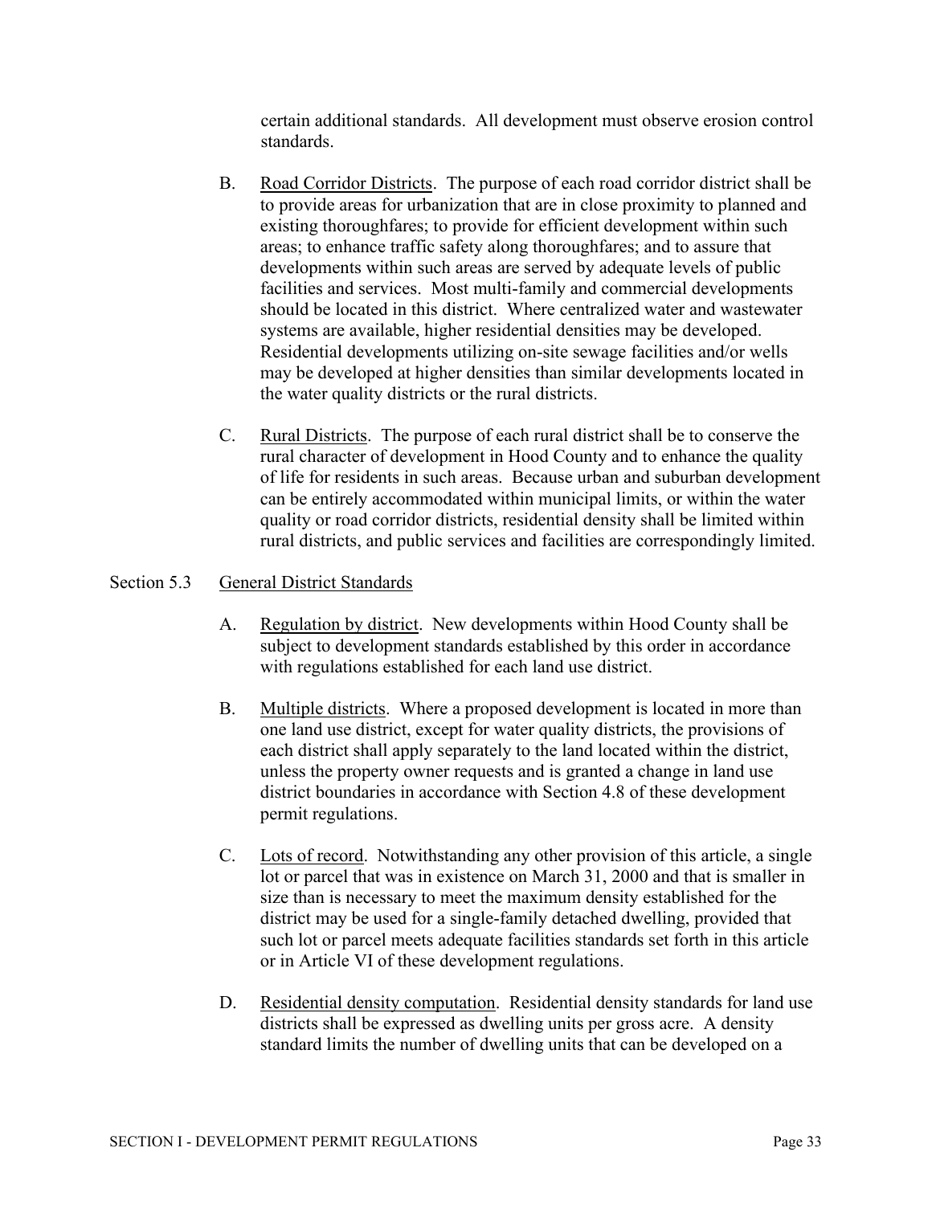certain additional standards. All development must observe erosion control standards.

B. Road Corridor Districts. The purpose of each road corridor district shall be to provide areas for urbanization that are in close proximity to planned and existing thoroughfares; to provide for efficient development within such areas; to enhance traffic safety along thoroughfares; and to assure that developments within such areas are served by adequate levels of public facilities and services. Most multi-family and commercial developments should be located in this district. Where centralized water and wastewater systems are available, higher residential densities may be developed. Residential developments utilizing on-site sewage facilities and/or wells may be developed at higher densities than similar developments located in the water quality districts or the rural districts.

C. Rural Districts. The purpose of each rural district shall be to conserve the rural character of development in Hood County and to enhance the quality of life for residents in such areas. Because urban and suburban development can be entirely accommodated within municipal limits, or within the water quality or road corridor districts, residential density shall be limited within rural districts, and public services and facilities are correspondingly limited.

## Section 5.3 General District Standards

A. Regulation by district. New developments within Hood County shall be subject to development standards established by this order in accordance with regulations established for each land use district.

B. Multiple districts. Where a proposed development is located in more than one land use district, except for water quality districts, the provisions of each district shall apply separately to the land located within the district, unless the property owner requests and is granted a change in land use district boundaries in accordance with Section 4.8 of these development permit regulations.

C. Lots of record. Notwithstanding any other provision of this article, a single lot or parcel that was in existence on March 31, 2000 and that is smaller in size than is necessary to meet the maximum density established for the district may be used for a single-family detached dwelling, provided that such lot or parcel meets adequate facilities standards set forth in this article or in Article VI of these development regulations.

D. Residential density computation. Residential density standards for land use districts shall be expressed as dwelling units per gross acre. A density standard limits the number of dwelling units that can be developed on a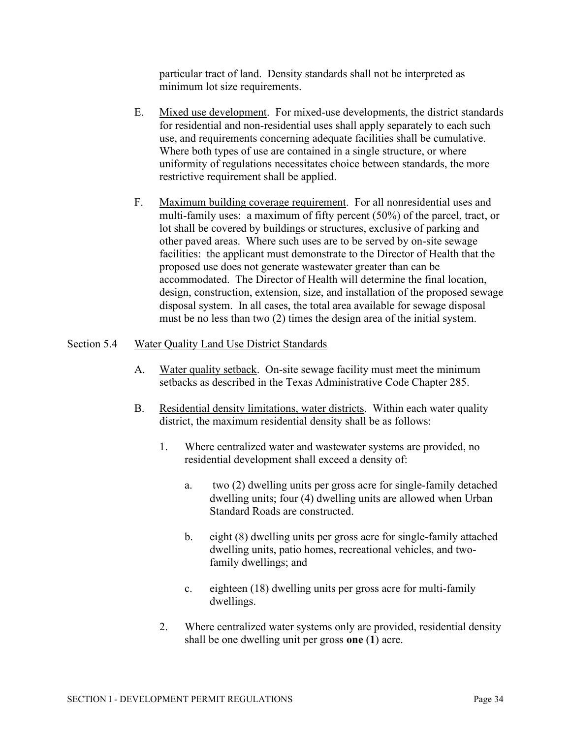particular tract of land. Density standards shall not be interpreted as minimum lot size requirements.

E. Mixed use development. For mixed-use developments, the district standards for residential and non-residential uses shall apply separately to each such use, and requirements concerning adequate facilities shall be cumulative. Where both types of use are contained in a single structure, or where uniformity of regulations necessitates choice between standards, the more restrictive requirement shall be applied.

F. Maximum building coverage requirement. For all nonresidential uses and multi-family uses: a maximum of fifty percent (50%) of the parcel, tract, or lot shall be covered by buildings or structures, exclusive of parking and other paved areas. Where such uses are to be served by on-site sewage facilities: the applicant must demonstrate to the Director of Health that the proposed use does not generate wastewater greater than can be accommodated. The Director of Health will determine the final location, design, construction, extension, size, and installation of the proposed sewage disposal system. In all cases, the total area available for sewage disposal must be no less than two (2) times the design area of the initial system.

## Section 5.4 Water Quality Land Use District Standards

A. Water quality setback. On-site sewage facility must meet the minimum setbacks as described in the Texas Administrative Code Chapter 285.

B. Residential density limitations, water districts. Within each water quality district, the maximum residential density shall be as follows:

1. Where centralized water and wastewater systems are provided, no residential development shall exceed a density of:

   a. two (2) dwelling units per gross acre for single-family detached dwelling units; four (4) dwelling units are allowed when Urban Standard Roads are constructed.

   b. eight (8) dwelling units per gross acre for single-family attached dwelling units, patio homes, recreational vehicles, and two-family dwellings; and

   c. eighteen (18) dwelling units per gross acre for multi-family dwellings.

2. Where centralized water systems only are provided, residential density shall be one dwelling unit per gross **one** (**1**) acre.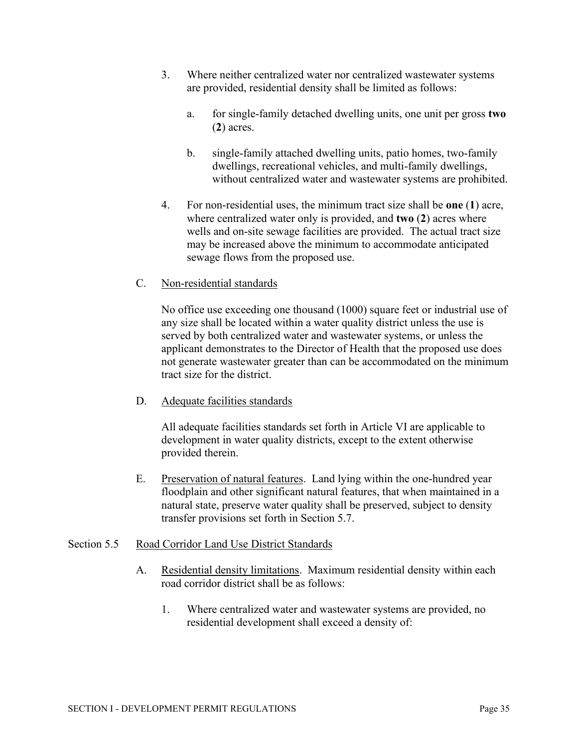3. Where neither centralized water nor centralized wastewater systems are provided, residential density shall be limited as follows:

    a. for single-family detached dwelling units, one unit per gross **two** (**2**) acres.

    b. single-family attached dwelling units, patio homes, two-family dwellings, recreational vehicles, and multi-family dwellings, without centralized water and wastewater systems are prohibited.

4. For non-residential uses, the minimum tract size shall be **one** (**1**) acre, where centralized water only is provided, and **two** (**2**) acres where wells and on-site sewage facilities are provided. The actual tract size may be increased above the minimum to accommodate anticipated sewage flows from the proposed use.

C. Non-residential standards

No office use exceeding one thousand (1000) square feet or industrial use of any size shall be located within a water quality district unless the use is served by both centralized water and wastewater systems, or unless the applicant demonstrates to the Director of Health that the proposed use does not generate wastewater greater than can be accommodated on the minimum tract size for the district.

D. Adequate facilities standards

All adequate facilities standards set forth in Article VI are applicable to development in water quality districts, except to the extent otherwise provided therein.

E. Preservation of natural features. Land lying within the one-hundred year floodplain and other significant natural features, that when maintained in a natural state, preserve water quality shall be preserved, subject to density transfer provisions set forth in Section 5.7.

## Section 5.5 Road Corridor Land Use District Standards

A. Residential density limitations. Maximum residential density within each road corridor district shall be as follows:

1. Where centralized water and wastewater systems are provided, no residential development shall exceed a density of: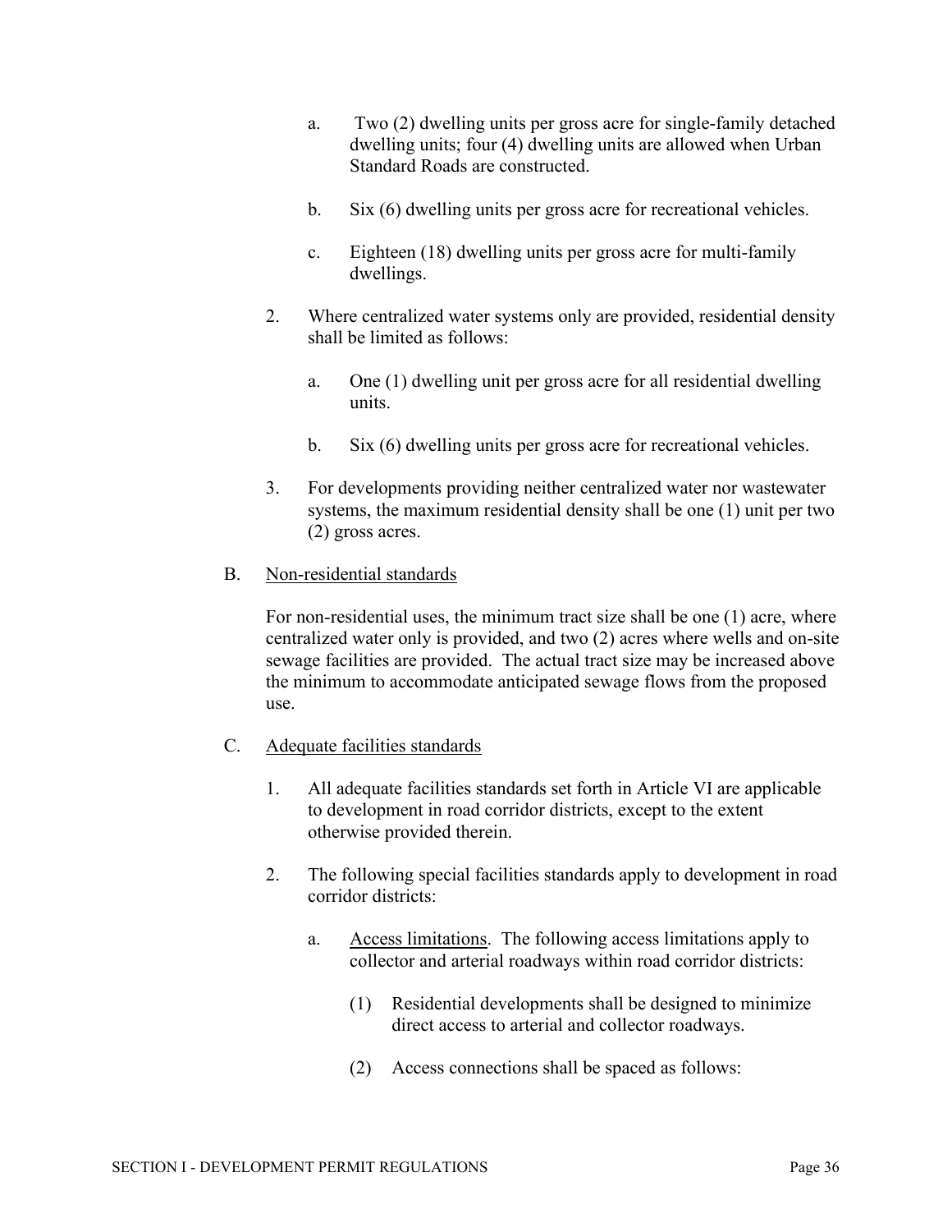a. Two (2) dwelling units per gross acre for single-family detached dwelling units; four (4) dwelling units are allowed when Urban Standard Roads are constructed.

b. Six (6) dwelling units per gross acre for recreational vehicles.

c. Eighteen (18) dwelling units per gross acre for multi-family dwellings.

2. Where centralized water systems only are provided, residential density shall be limited as follows:

   a. One (1) dwelling unit per gross acre for all residential dwelling units.

   b. Six (6) dwelling units per gross acre for recreational vehicles.

3. For developments providing neither centralized water nor wastewater systems, the maximum residential density shall be one (1) unit per two (2) gross acres.

B. Non-residential standards

For non-residential uses, the minimum tract size shall be one (1) acre, where centralized water only is provided, and two (2) acres where wells and on-site sewage facilities are provided. The actual tract size may be increased above the minimum to accommodate anticipated sewage flows from the proposed use.

C. Adequate facilities standards

1. All adequate facilities standards set forth in Article VI are applicable to development in road corridor districts, except to the extent otherwise provided therein.

2. The following special facilities standards apply to development in road corridor districts:

   a. Access limitations. The following access limitations apply to collector and arterial roadways within road corridor districts:

      (1) Residential developments shall be designed to minimize direct access to arterial and collector roadways.

      (2) Access connections shall be spaced as follows: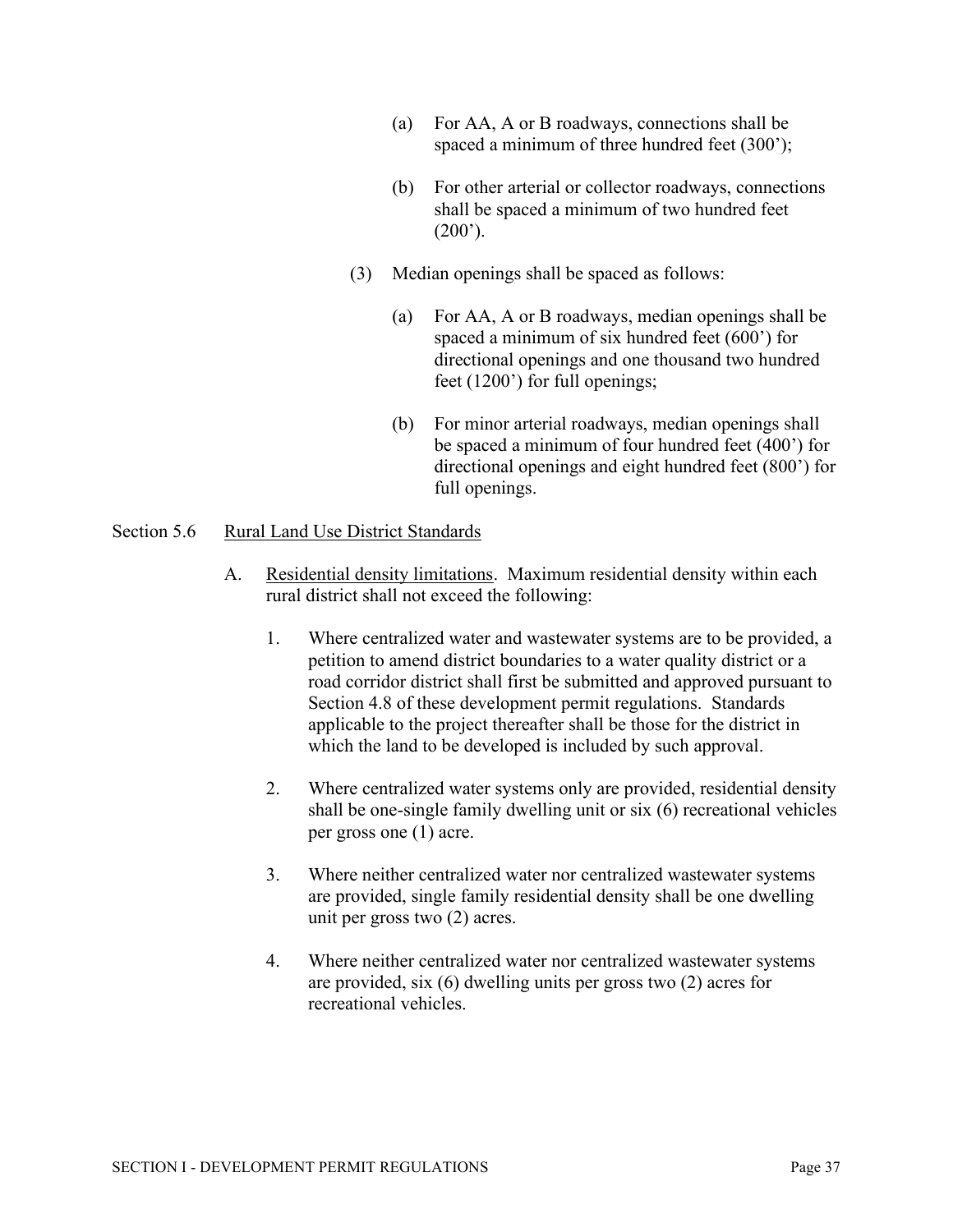(a) For AA, A or B roadways, connections shall be spaced a minimum of three hundred feet (300');

(b) For other arterial or collector roadways, connections shall be spaced a minimum of two hundred feet (200').

(3) Median openings shall be spaced as follows:

(a) For AA, A or B roadways, median openings shall be spaced a minimum of six hundred feet (600') for directional openings and one thousand two hundred feet (1200') for full openings;

(b) For minor arterial roadways, median openings shall be spaced a minimum of four hundred feet (400') for directional openings and eight hundred feet (800') for full openings.

## Section 5.6 Rural Land Use District Standards

A. Residential density limitations. Maximum residential density within each rural district shall not exceed the following:

1. Where centralized water and wastewater systems are to be provided, a petition to amend district boundaries to a water quality district or a road corridor district shall first be submitted and approved pursuant to Section 4.8 of these development permit regulations. Standards applicable to the project thereafter shall be those for the district in which the land to be developed is included by such approval.

2. Where centralized water systems only are provided, residential density shall be one-single family dwelling unit or six (6) recreational vehicles per gross one (1) acre.

3. Where neither centralized water nor centralized wastewater systems are provided, single family residential density shall be one dwelling unit per gross two (2) acres.

4. Where neither centralized water nor centralized wastewater systems are provided, six (6) dwelling units per gross two (2) acres for recreational vehicles.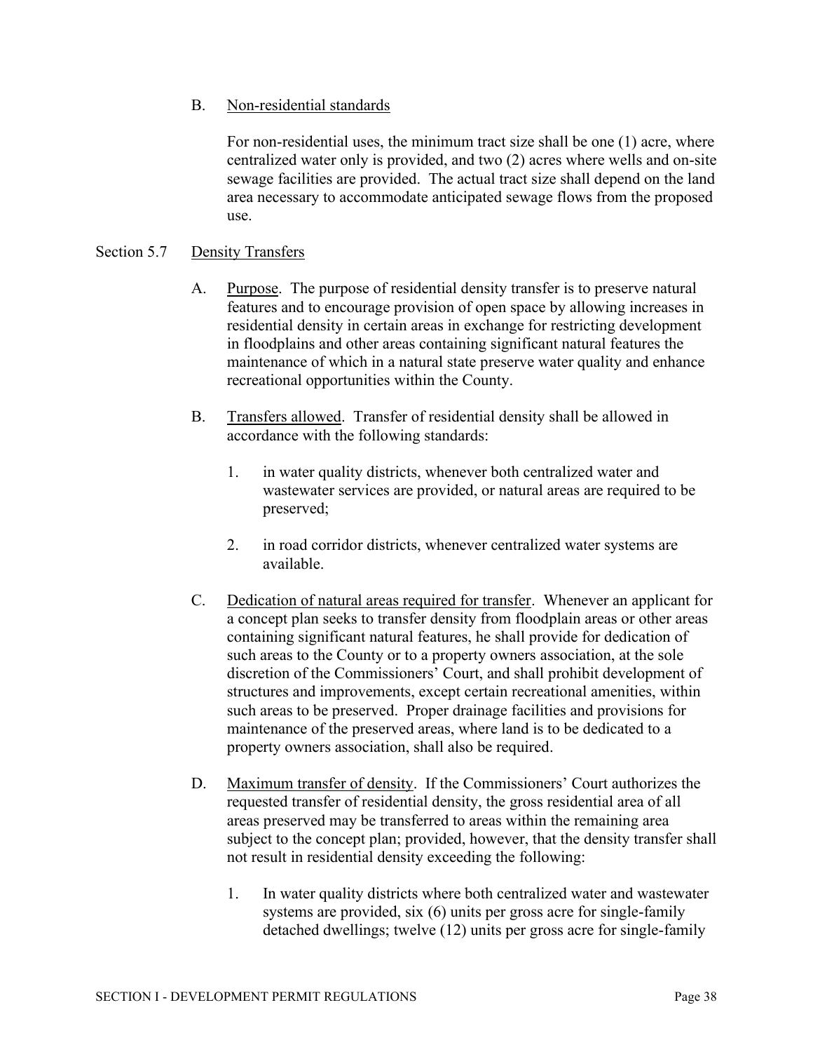B. Non-residential standards

For non-residential uses, the minimum tract size shall be one (1) acre, where centralized water only is provided, and two (2) acres where wells and on-site sewage facilities are provided. The actual tract size shall depend on the land area necessary to accommodate anticipated sewage flows from the proposed use.

## Section 5.7 Density Transfers

A. Purpose. The purpose of residential density transfer is to preserve natural features and to encourage provision of open space by allowing increases in residential density in certain areas in exchange for restricting development in floodplains and other areas containing significant natural features the maintenance of which in a natural state preserve water quality and enhance recreational opportunities within the County.

B. Transfers allowed. Transfer of residential density shall be allowed in accordance with the following standards:

1. in water quality districts, whenever both centralized water and wastewater services are provided, or natural areas are required to be preserved;

2. in road corridor districts, whenever centralized water systems are available.

C. Dedication of natural areas required for transfer. Whenever an applicant for a concept plan seeks to transfer density from floodplain areas or other areas containing significant natural features, he shall provide for dedication of such areas to the County or to a property owners association, at the sole discretion of the Commissioners' Court, and shall prohibit development of structures and improvements, except certain recreational amenities, within such areas to be preserved. Proper drainage facilities and provisions for maintenance of the preserved areas, where land is to be dedicated to a property owners association, shall also be required.

D. Maximum transfer of density. If the Commissioners' Court authorizes the requested transfer of residential density, the gross residential area of all areas preserved may be transferred to areas within the remaining area subject to the concept plan; provided, however, that the density transfer shall not result in residential density exceeding the following:

1. In water quality districts where both centralized water and wastewater systems are provided, six (6) units per gross acre for single-family detached dwellings; twelve (12) units per gross acre for single-family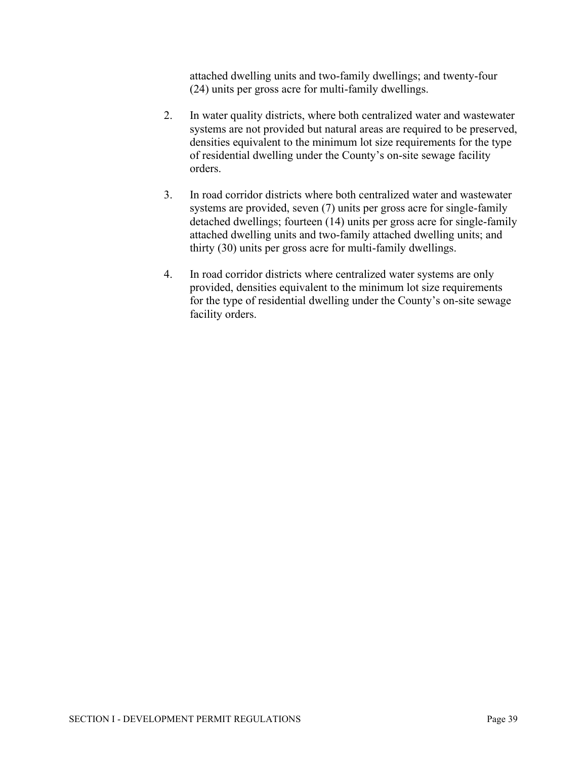attached dwelling units and two-family dwellings; and twenty-four (24) units per gross acre for multi-family dwellings.

2. In water quality districts, where both centralized water and wastewater systems are not provided but natural areas are required to be preserved, densities equivalent to the minimum lot size requirements for the type of residential dwelling under the County's on-site sewage facility orders.

3. In road corridor districts where both centralized water and wastewater systems are provided, seven (7) units per gross acre for single-family detached dwellings; fourteen (14) units per gross acre for single-family attached dwelling units and two-family attached dwelling units; and thirty (30) units per gross acre for multi-family dwellings.

4. In road corridor districts where centralized water systems are only provided, densities equivalent to the minimum lot size requirements for the type of residential dwelling under the County's on-site sewage facility orders.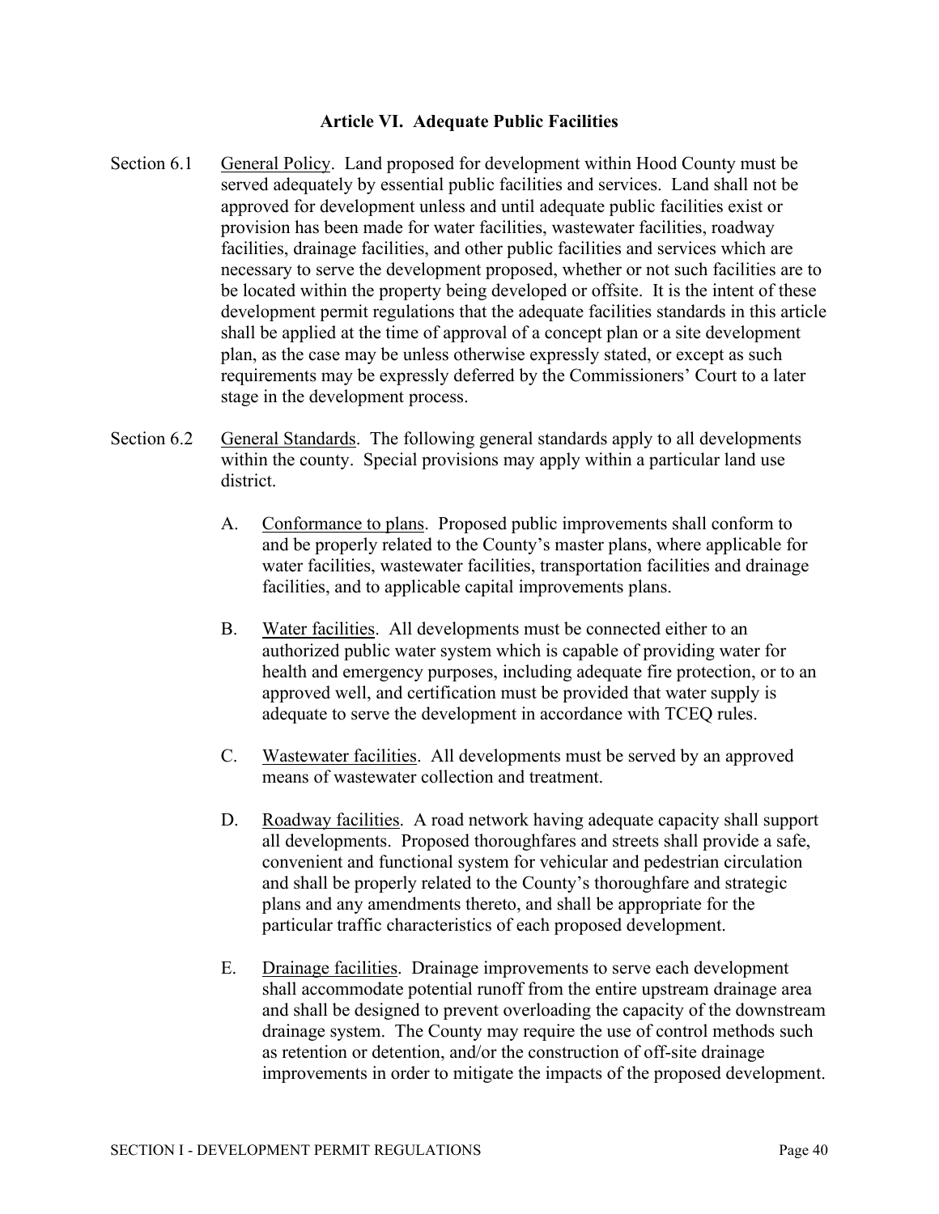## Article VI. Adequate Public Facilities

Section 6.1 General Policy. Land proposed for development within Hood County must be served adequately by essential public facilities and services. Land shall not be approved for development unless and until adequate public facilities exist or provision has been made for water facilities, wastewater facilities, roadway facilities, drainage facilities, and other public facilities and services which are necessary to serve the development proposed, whether or not such facilities are to be located within the property being developed or offsite. It is the intent of these development permit regulations that the adequate facilities standards in this article shall be applied at the time of approval of a concept plan or a site development plan, as the case may be unless otherwise expressly stated, or except as such requirements may be expressly deferred by the Commissioners' Court to a later stage in the development process.

Section 6.2 General Standards. The following general standards apply to all developments within the county. Special provisions may apply within a particular land use district.

A. Conformance to plans. Proposed public improvements shall conform to and be properly related to the County's master plans, where applicable for water facilities, wastewater facilities, transportation facilities and drainage facilities, and to applicable capital improvements plans.

B. Water facilities. All developments must be connected either to an authorized public water system which is capable of providing water for health and emergency purposes, including adequate fire protection, or to an approved well, and certification must be provided that water supply is adequate to serve the development in accordance with TCEQ rules.

C. Wastewater facilities. All developments must be served by an approved means of wastewater collection and treatment.

D. Roadway facilities. A road network having adequate capacity shall support all developments. Proposed thoroughfares and streets shall provide a safe, convenient and functional system for vehicular and pedestrian circulation and shall be properly related to the County's thoroughfare and strategic plans and any amendments thereto, and shall be appropriate for the particular traffic characteristics of each proposed development.

E. Drainage facilities. Drainage improvements to serve each development shall accommodate potential runoff from the entire upstream drainage area and shall be designed to prevent overloading the capacity of the downstream drainage system. The County may require the use of control methods such as retention or detention, and/or the construction of off-site drainage improvements in order to mitigate the impacts of the proposed development.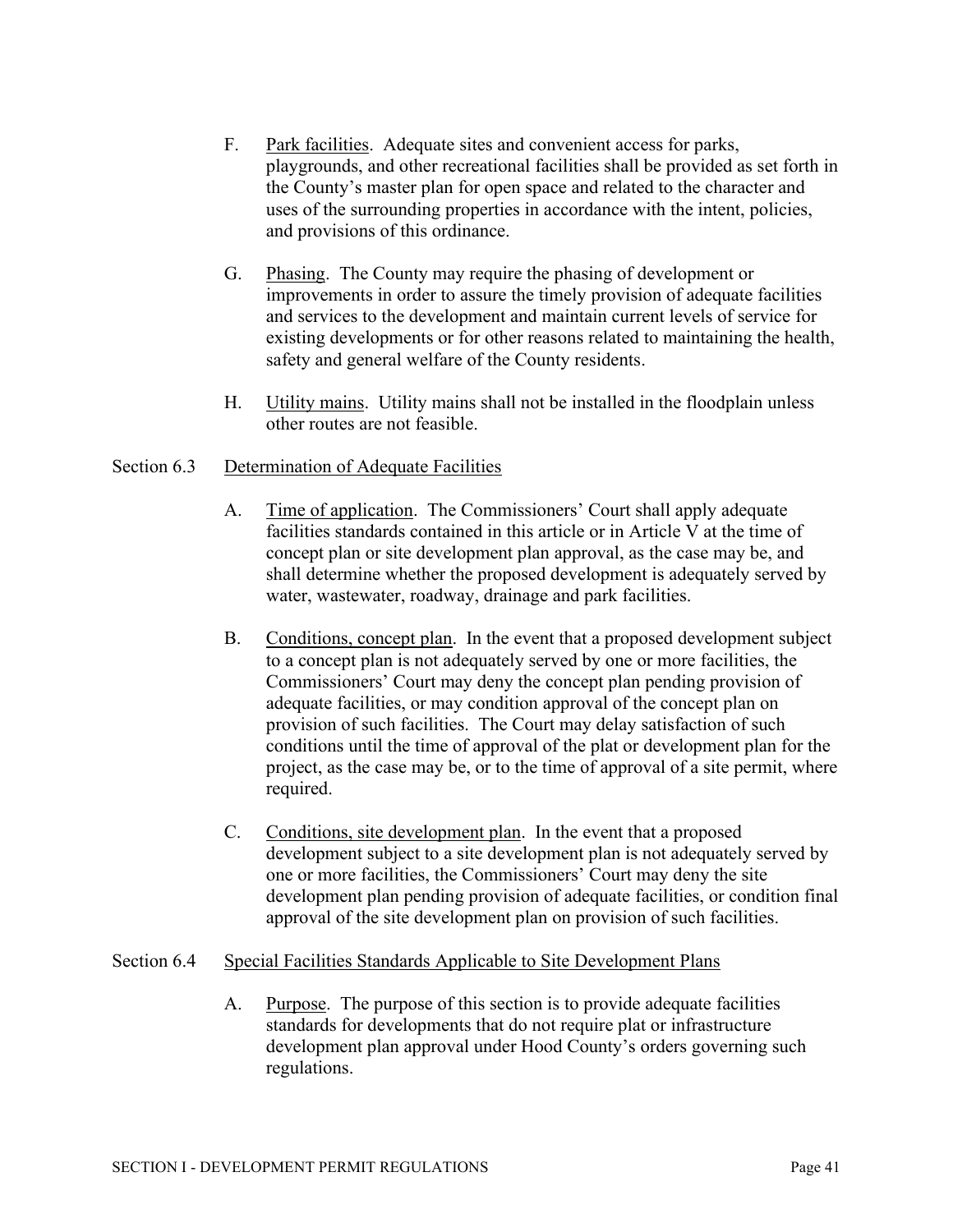F. Park facilities. Adequate sites and convenient access for parks, playgrounds, and other recreational facilities shall be provided as set forth in the County's master plan for open space and related to the character and uses of the surrounding properties in accordance with the intent, policies, and provisions of this ordinance.

G. Phasing. The County may require the phasing of development or improvements in order to assure the timely provision of adequate facilities and services to the development and maintain current levels of service for existing developments or for other reasons related to maintaining the health, safety and general welfare of the County residents.

H. Utility mains. Utility mains shall not be installed in the floodplain unless other routes are not feasible.

## Section 6.3 Determination of Adequate Facilities

A. Time of application. The Commissioners' Court shall apply adequate facilities standards contained in this article or in Article V at the time of concept plan or site development plan approval, as the case may be, and shall determine whether the proposed development is adequately served by water, wastewater, roadway, drainage and park facilities.

B. Conditions, concept plan. In the event that a proposed development subject to a concept plan is not adequately served by one or more facilities, the Commissioners' Court may deny the concept plan pending provision of adequate facilities, or may condition approval of the concept plan on provision of such facilities. The Court may delay satisfaction of such conditions until the time of approval of the plat or development plan for the project, as the case may be, or to the time of approval of a site permit, where required.

C. Conditions, site development plan. In the event that a proposed development subject to a site development plan is not adequately served by one or more facilities, the Commissioners' Court may deny the site development plan pending provision of adequate facilities, or condition final approval of the site development plan on provision of such facilities.

## Section 6.4 Special Facilities Standards Applicable to Site Development Plans

A. Purpose. The purpose of this section is to provide adequate facilities standards for developments that do not require plat or infrastructure development plan approval under Hood County's orders governing such regulations.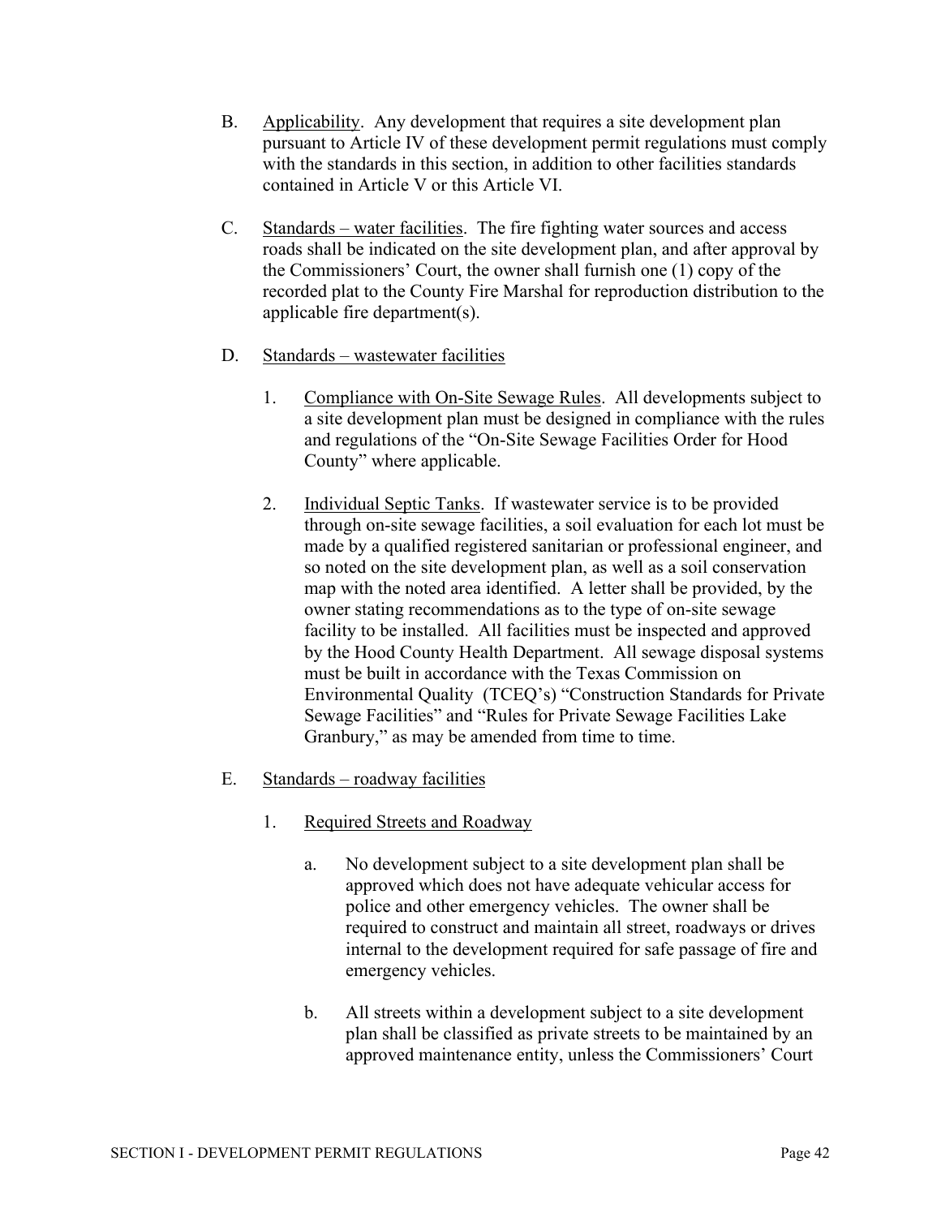B. <u>Applicability</u>. Any development that requires a site development plan pursuant to Article IV of these development permit regulations must comply with the standards in this section, in addition to other facilities standards contained in Article V or this Article VI.

C. <u>Standards – water facilities</u>. The fire fighting water sources and access roads shall be indicated on the site development plan, and after approval by the Commissioners' Court, the owner shall furnish one (1) copy of the recorded plat to the County Fire Marshal for reproduction distribution to the applicable fire department(s).

D. <u>Standards – wastewater facilities</u>

1. <u>Compliance with On-Site Sewage Rules</u>. All developments subject to a site development plan must be designed in compliance with the rules and regulations of the "On-Site Sewage Facilities Order for Hood County" where applicable.

2. <u>Individual Septic Tanks</u>. If wastewater service is to be provided through on-site sewage facilities, a soil evaluation for each lot must be made by a qualified registered sanitarian or professional engineer, and so noted on the site development plan, as well as a soil conservation map with the noted area identified. A letter shall be provided, by the owner stating recommendations as to the type of on-site sewage facility to be installed. All facilities must be inspected and approved by the Hood County Health Department. All sewage disposal systems must be built in accordance with the Texas Commission on Environmental Quality (TCEQ's) "Construction Standards for Private Sewage Facilities" and "Rules for Private Sewage Facilities Lake Granbury," as may be amended from time to time.

E. <u>Standards – roadway facilities</u>

1. <u>Required Streets and Roadway</u>

   a. No development subject to a site development plan shall be approved which does not have adequate vehicular access for police and other emergency vehicles. The owner shall be required to construct and maintain all street, roadways or drives internal to the development required for safe passage of fire and emergency vehicles.

   b. All streets within a development subject to a site development plan shall be classified as private streets to be maintained by an approved maintenance entity, unless the Commissioners' Court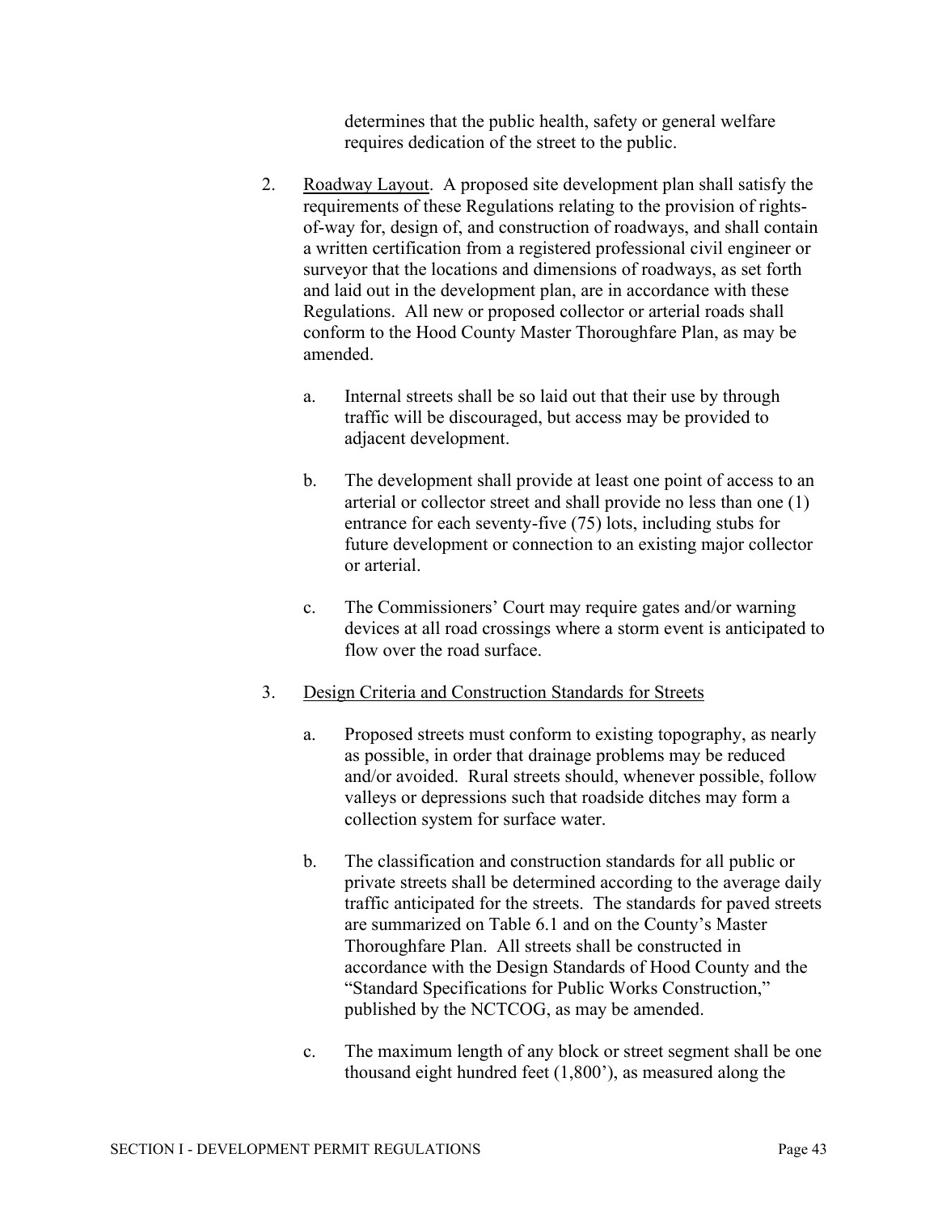determines that the public health, safety or general welfare requires dedication of the street to the public.

2. Roadway Layout. A proposed site development plan shall satisfy the requirements of these Regulations relating to the provision of rights-of-way for, design of, and construction of roadways, and shall contain a written certification from a registered professional civil engineer or surveyor that the locations and dimensions of roadways, as set forth and laid out in the development plan, are in accordance with these Regulations. All new or proposed collector or arterial roads shall conform to the Hood County Master Thoroughfare Plan, as may be amended.

   a. Internal streets shall be so laid out that their use by through traffic will be discouraged, but access may be provided to adjacent development.

   b. The development shall provide at least one point of access to an arterial or collector street and shall provide no less than one (1) entrance for each seventy-five (75) lots, including stubs for future development or connection to an existing major collector or arterial.

   c. The Commissioners' Court may require gates and/or warning devices at all road crossings where a storm event is anticipated to flow over the road surface.

3. Design Criteria and Construction Standards for Streets

   a. Proposed streets must conform to existing topography, as nearly as possible, in order that drainage problems may be reduced and/or avoided. Rural streets should, whenever possible, follow valleys or depressions such that roadside ditches may form a collection system for surface water.

   b. The classification and construction standards for all public or private streets shall be determined according to the average daily traffic anticipated for the streets. The standards for paved streets are summarized on Table 6.1 and on the County's Master Thoroughfare Plan. All streets shall be constructed in accordance with the Design Standards of Hood County and the "Standard Specifications for Public Works Construction," published by the NCTCOG, as may be amended.

   c. The maximum length of any block or street segment shall be one thousand eight hundred feet (1,800'), as measured along the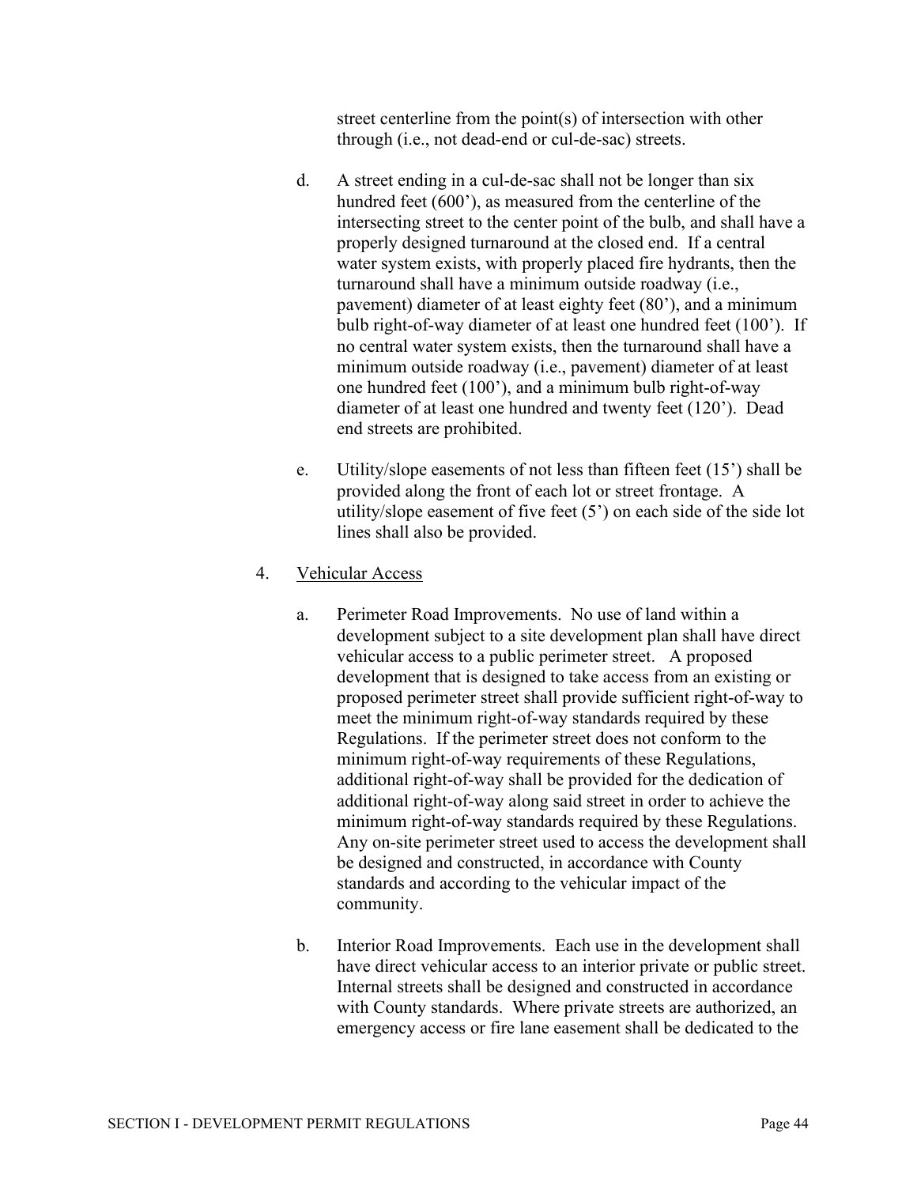street centerline from the point(s) of intersection with other through (i.e., not dead-end or cul-de-sac) streets.

d. A street ending in a cul-de-sac shall not be longer than six hundred feet (600'), as measured from the centerline of the intersecting street to the center point of the bulb, and shall have a properly designed turnaround at the closed end. If a central water system exists, with properly placed fire hydrants, then the turnaround shall have a minimum outside roadway (i.e., pavement) diameter of at least eighty feet (80'), and a minimum bulb right-of-way diameter of at least one hundred feet (100'). If no central water system exists, then the turnaround shall have a minimum outside roadway (i.e., pavement) diameter of at least one hundred feet (100'), and a minimum bulb right-of-way diameter of at least one hundred and twenty feet (120'). Dead end streets are prohibited.

e. Utility/slope easements of not less than fifteen feet (15') shall be provided along the front of each lot or street frontage. A utility/slope easement of five feet (5') on each side of the side lot lines shall also be provided.

4. Vehicular Access

a. Perimeter Road Improvements. No use of land within a development subject to a site development plan shall have direct vehicular access to a public perimeter street. A proposed development that is designed to take access from an existing or proposed perimeter street shall provide sufficient right-of-way to meet the minimum right-of-way standards required by these Regulations. If the perimeter street does not conform to the minimum right-of-way requirements of these Regulations, additional right-of-way shall be provided for the dedication of additional right-of-way along said street in order to achieve the minimum right-of-way standards required by these Regulations. Any on-site perimeter street used to access the development shall be designed and constructed, in accordance with County standards and according to the vehicular impact of the community.

b. Interior Road Improvements. Each use in the development shall have direct vehicular access to an interior private or public street. Internal streets shall be designed and constructed in accordance with County standards. Where private streets are authorized, an emergency access or fire lane easement shall be dedicated to the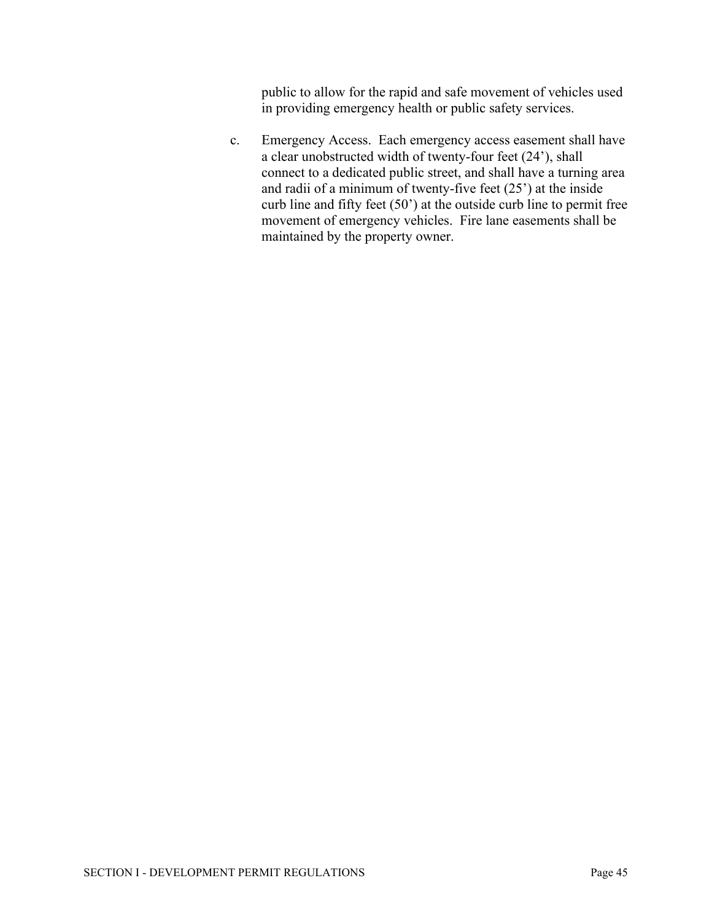public to allow for the rapid and safe movement of vehicles used in providing emergency health or public safety services.

c. Emergency Access. Each emergency access easement shall have a clear unobstructed width of twenty-four feet (24'), shall connect to a dedicated public street, and shall have a turning area and radii of a minimum of twenty-five feet (25') at the inside curb line and fifty feet (50') at the outside curb line to permit free movement of emergency vehicles. Fire lane easements shall be maintained by the property owner.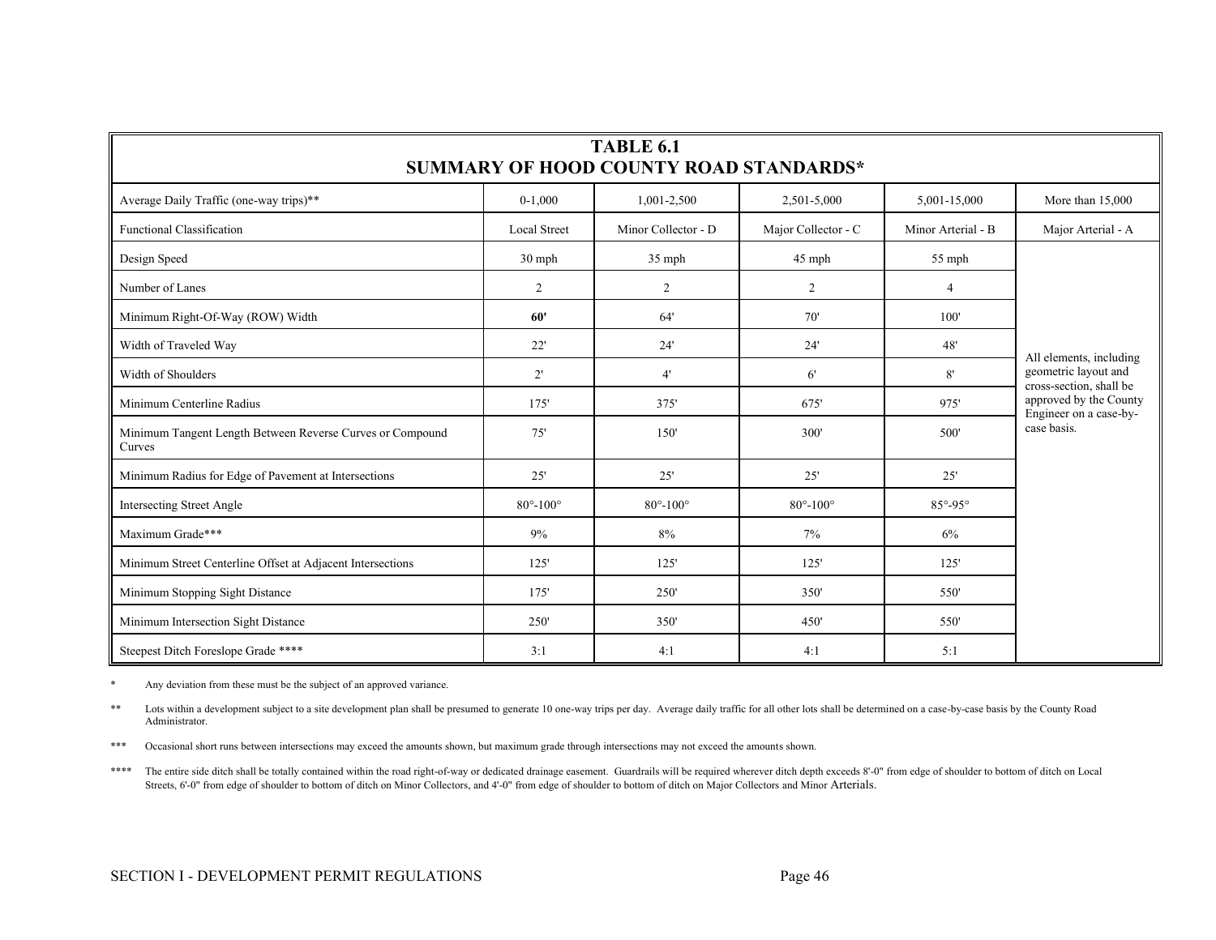## TABLE 6.1
## SUMMARY OF HOOD COUNTY ROAD STANDARDS*

| Average Daily Traffic (one-way trips)** | 0-1,000 | 1,001-2,500 | 2,501-5,000 | 5,001-15,000 | More than 15,000 |
|---|---|---|---|---|---|
| Functional Classification | Local Street | Minor Collector - D | Major Collector - C | Minor Arterial - B | Major Arterial - A |
| Design Speed | 30 mph | 35 mph | 45 mph | 55 mph | All elements, including geometric layout and cross-section, shall be approved by the County Engineer on a case-by-case basis. |
| Number of Lanes | 2 | 2 | 2 | 4 | |
| Minimum Right-Of-Way (ROW) Width | **60'** | 64' | 70' | 100' | |
| Width of Traveled Way | 22' | 24' | 24' | 48' | |
| Width of Shoulders | 2' | 4' | 6' | 8' | |
| Minimum Centerline Radius | 175' | 375' | 675' | 975' | |
| Minimum Tangent Length Between Reverse Curves or Compound Curves | 75' | 150' | 300' | 500' | |
| Minimum Radius for Edge of Pavement at Intersections | 25' | 25' | 25' | 25' | |
| Intersecting Street Angle | 80°-100° | 80°-100° | 80°-100° | 85°-95° | |
| Maximum Grade*** | 9% | 8% | 7% | 6% | |
| Minimum Street Centerline Offset at Adjacent Intersections | 125' | 125' | 125' | 125' | |
| Minimum Stopping Sight Distance | 175' | 250' | 350' | 550' | |
| Minimum Intersection Sight Distance | 250' | 350' | 450' | 550' | |
| Steepest Ditch Foreslope Grade **** | 3:1 | 4:1 | 4:1 | 5:1 | |

\* Any deviation from these must be the subject of an approved variance.

\*\* Lots within a development subject to a site development plan shall be presumed to generate 10 one-way trips per day. Average daily traffic for all other lots shall be determined on a case-by-case basis by the County Road Administrator.

\*\*\* Occasional short runs between intersections may exceed the amounts shown, but maximum grade through intersections may not exceed the amounts shown.

\*\*\*\* The entire side ditch shall be totally contained within the road right-of-way or dedicated drainage easement. Guardrails will be required wherever ditch depth exceeds 8'-0" from edge of shoulder to bottom of ditch on Local Streets, 6'-0" from edge of shoulder to bottom of ditch on Minor Collectors, and 4'-0" from edge of shoulder to bottom of ditch on Major Collectors and Minor Arterials.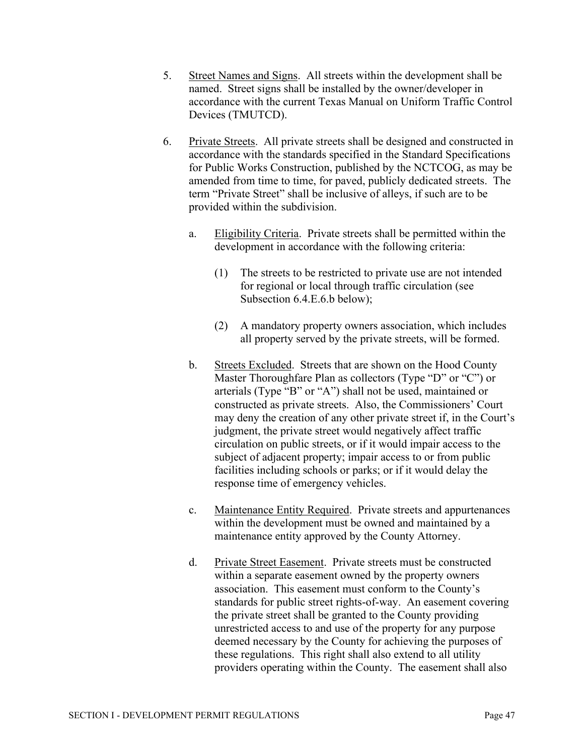5. Street Names and Signs. All streets within the development shall be named. Street signs shall be installed by the owner/developer in accordance with the current Texas Manual on Uniform Traffic Control Devices (TMUTCD).

6. Private Streets. All private streets shall be designed and constructed in accordance with the standards specified in the Standard Specifications for Public Works Construction, published by the NCTCOG, as may be amended from time to time, for paved, publicly dedicated streets. The term "Private Street" shall be inclusive of alleys, if such are to be provided within the subdivision.

   a. Eligibility Criteria. Private streets shall be permitted within the development in accordance with the following criteria:

      (1) The streets to be restricted to private use are not intended for regional or local through traffic circulation (see Subsection 6.4.E.6.b below);

      (2) A mandatory property owners association, which includes all property served by the private streets, will be formed.

   b. Streets Excluded. Streets that are shown on the Hood County Master Thoroughfare Plan as collectors (Type "D" or "C") or arterials (Type "B" or "A") shall not be used, maintained or constructed as private streets. Also, the Commissioners' Court may deny the creation of any other private street if, in the Court's judgment, the private street would negatively affect traffic circulation on public streets, or if it would impair access to the subject of adjacent property; impair access to or from public facilities including schools or parks; or if it would delay the response time of emergency vehicles.

   c. Maintenance Entity Required. Private streets and appurtenances within the development must be owned and maintained by a maintenance entity approved by the County Attorney.

   d. Private Street Easement. Private streets must be constructed within a separate easement owned by the property owners association. This easement must conform to the County's standards for public street rights-of-way. An easement covering the private street shall be granted to the County providing unrestricted access to and use of the property for any purpose deemed necessary by the County for achieving the purposes of these regulations. This right shall also extend to all utility providers operating within the County. The easement shall also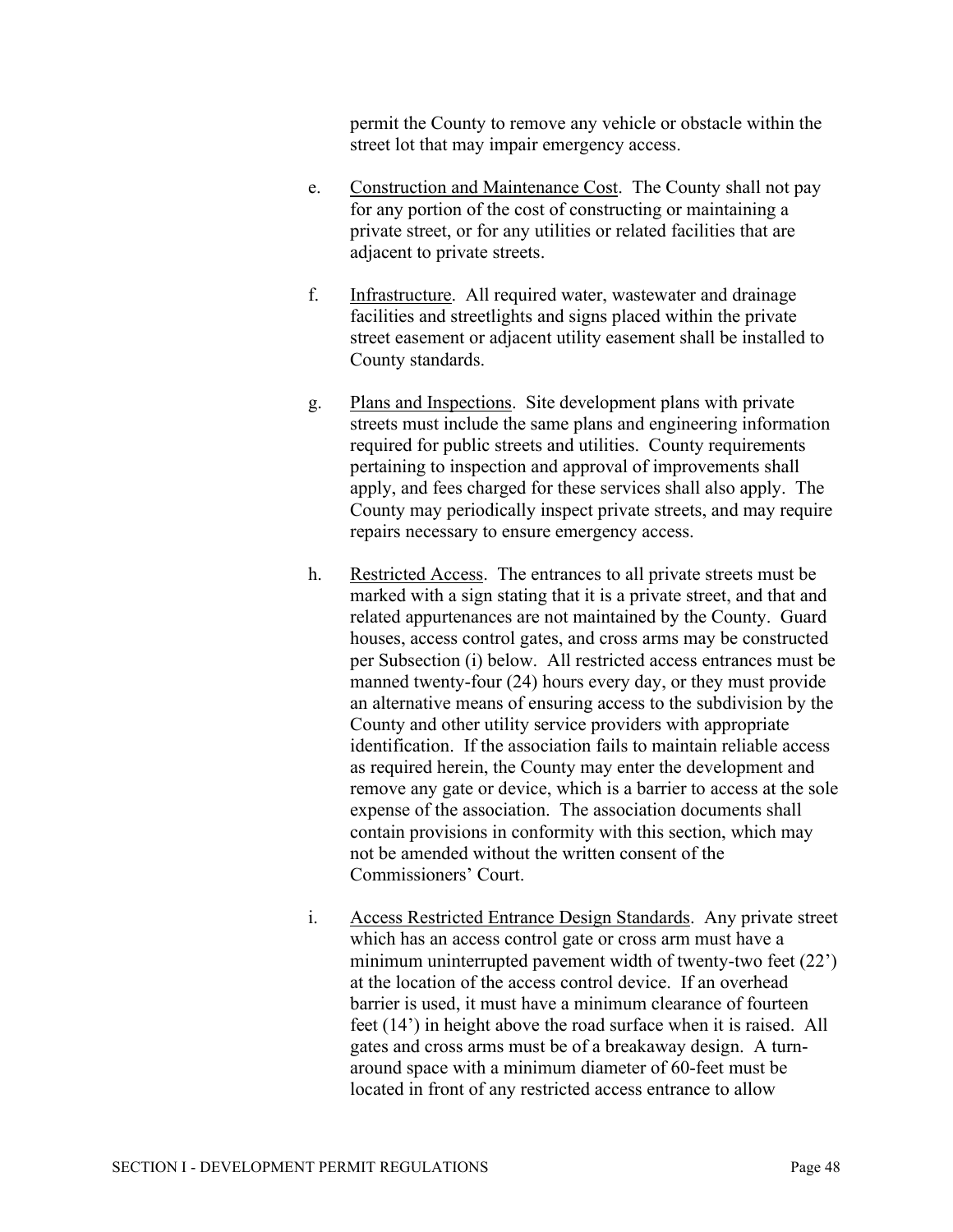permit the County to remove any vehicle or obstacle within the street lot that may impair emergency access.

e. Construction and Maintenance Cost. The County shall not pay for any portion of the cost of constructing or maintaining a private street, or for any utilities or related facilities that are adjacent to private streets.

f. Infrastructure. All required water, wastewater and drainage facilities and streetlights and signs placed within the private street easement or adjacent utility easement shall be installed to County standards.

g. Plans and Inspections. Site development plans with private streets must include the same plans and engineering information required for public streets and utilities. County requirements pertaining to inspection and approval of improvements shall apply, and fees charged for these services shall also apply. The County may periodically inspect private streets, and may require repairs necessary to ensure emergency access.

h. Restricted Access. The entrances to all private streets must be marked with a sign stating that it is a private street, and that and related appurtenances are not maintained by the County. Guard houses, access control gates, and cross arms may be constructed per Subsection (i) below. All restricted access entrances must be manned twenty-four (24) hours every day, or they must provide an alternative means of ensuring access to the subdivision by the County and other utility service providers with appropriate identification. If the association fails to maintain reliable access as required herein, the County may enter the development and remove any gate or device, which is a barrier to access at the sole expense of the association. The association documents shall contain provisions in conformity with this section, which may not be amended without the written consent of the Commissioners' Court.

i. Access Restricted Entrance Design Standards. Any private street which has an access control gate or cross arm must have a minimum uninterrupted pavement width of twenty-two feet (22') at the location of the access control device. If an overhead barrier is used, it must have a minimum clearance of fourteen feet (14') in height above the road surface when it is raised. All gates and cross arms must be of a breakaway design. A turn-around space with a minimum diameter of 60-feet must be located in front of any restricted access entrance to allow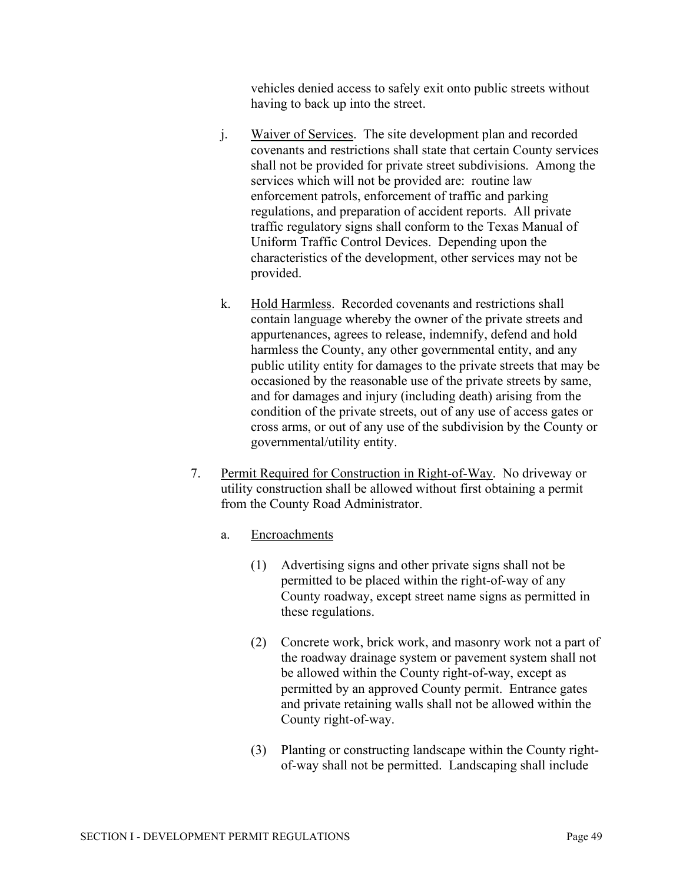vehicles denied access to safely exit onto public streets without having to back up into the street.

j. Waiver of Services. The site development plan and recorded covenants and restrictions shall state that certain County services shall not be provided for private street subdivisions. Among the services which will not be provided are: routine law enforcement patrols, enforcement of traffic and parking regulations, and preparation of accident reports. All private traffic regulatory signs shall conform to the Texas Manual of Uniform Traffic Control Devices. Depending upon the characteristics of the development, other services may not be provided.

k. Hold Harmless. Recorded covenants and restrictions shall contain language whereby the owner of the private streets and appurtenances, agrees to release, indemnify, defend and hold harmless the County, any other governmental entity, and any public utility entity for damages to the private streets that may be occasioned by the reasonable use of the private streets by same, and for damages and injury (including death) arising from the condition of the private streets, out of any use of access gates or cross arms, or out of any use of the subdivision by the County or governmental/utility entity.

7. Permit Required for Construction in Right-of-Way. No driveway or utility construction shall be allowed without first obtaining a permit from the County Road Administrator.

   a. Encroachments

      (1) Advertising signs and other private signs shall not be permitted to be placed within the right-of-way of any County roadway, except street name signs as permitted in these regulations.

      (2) Concrete work, brick work, and masonry work not a part of the roadway drainage system or pavement system shall not be allowed within the County right-of-way, except as permitted by an approved County permit. Entrance gates and private retaining walls shall not be allowed within the County right-of-way.

      (3) Planting or constructing landscape within the County right-of-way shall not be permitted. Landscaping shall include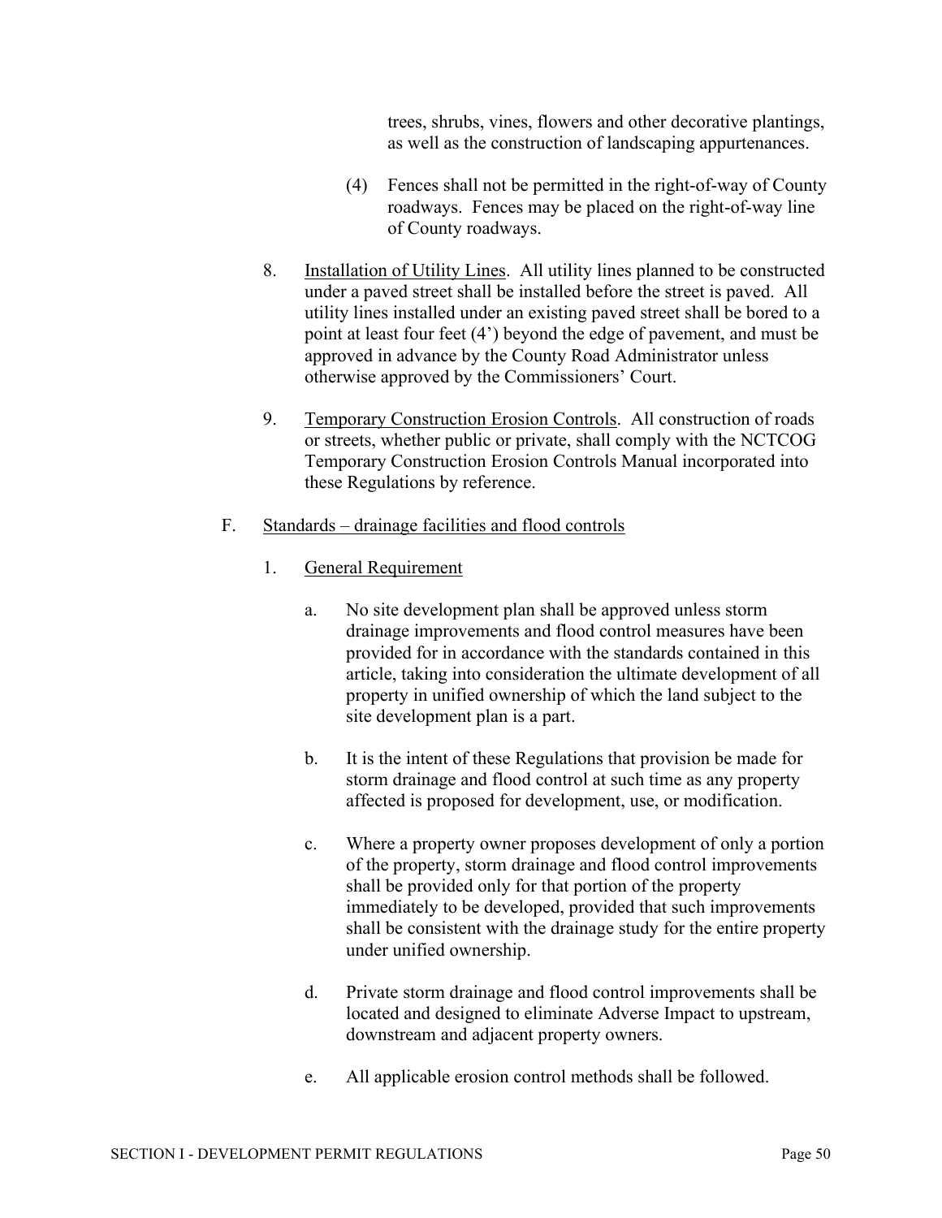trees, shrubs, vines, flowers and other decorative plantings, as well as the construction of landscaping appurtenances.

(4) Fences shall not be permitted in the right-of-way of County roadways. Fences may be placed on the right-of-way line of County roadways.

8. Installation of Utility Lines. All utility lines planned to be constructed under a paved street shall be installed before the street is paved. All utility lines installed under an existing paved street shall be bored to a point at least four feet (4') beyond the edge of pavement, and must be approved in advance by the County Road Administrator unless otherwise approved by the Commissioners' Court.

9. Temporary Construction Erosion Controls. All construction of roads or streets, whether public or private, shall comply with the NCTCOG Temporary Construction Erosion Controls Manual incorporated into these Regulations by reference.

F. Standards – drainage facilities and flood controls

1. General Requirement

a. No site development plan shall be approved unless storm drainage improvements and flood control measures have been provided for in accordance with the standards contained in this article, taking into consideration the ultimate development of all property in unified ownership of which the land subject to the site development plan is a part.

b. It is the intent of these Regulations that provision be made for storm drainage and flood control at such time as any property affected is proposed for development, use, or modification.

c. Where a property owner proposes development of only a portion of the property, storm drainage and flood control improvements shall be provided only for that portion of the property immediately to be developed, provided that such improvements shall be consistent with the drainage study for the entire property under unified ownership.

d. Private storm drainage and flood control improvements shall be located and designed to eliminate Adverse Impact to upstream, downstream and adjacent property owners.

e. All applicable erosion control methods shall be followed.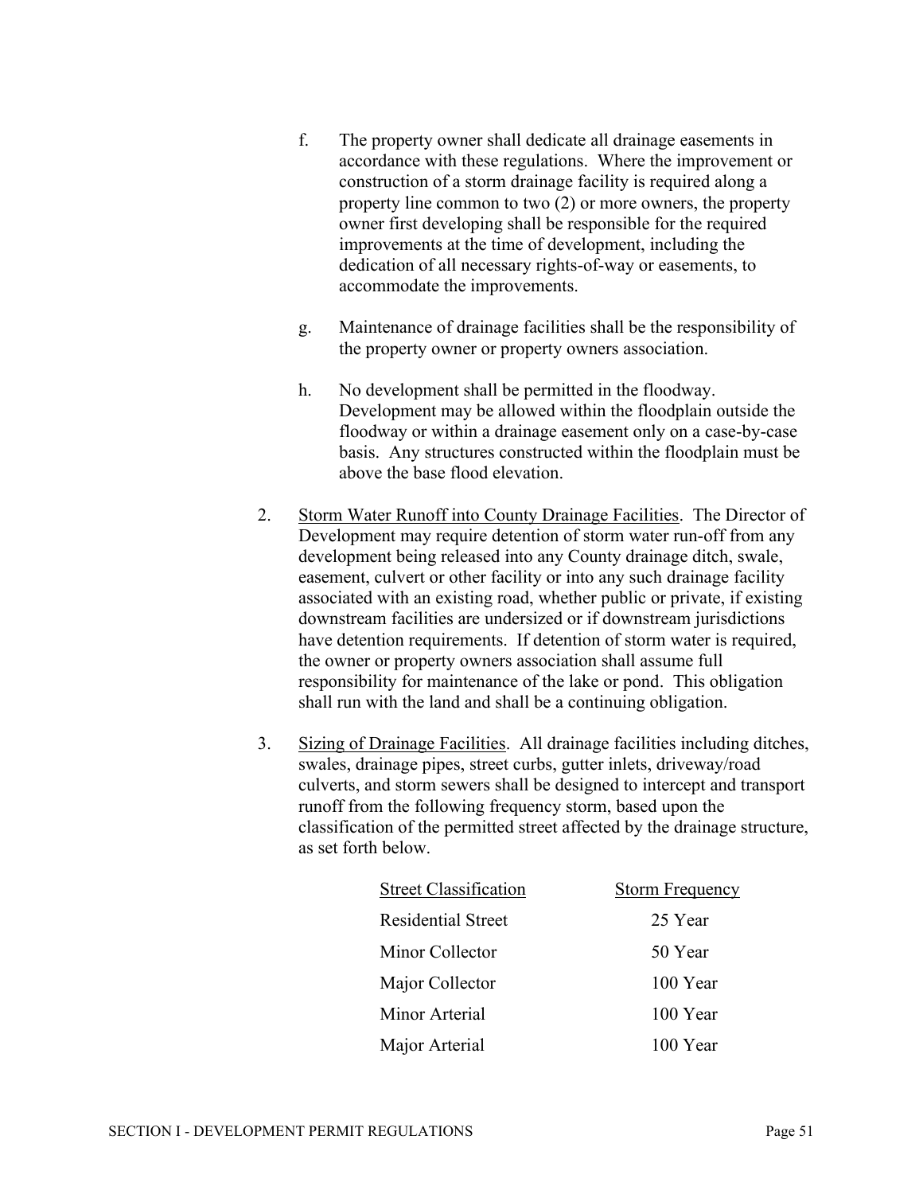f. The property owner shall dedicate all drainage easements in accordance with these regulations. Where the improvement or construction of a storm drainage facility is required along a property line common to two (2) or more owners, the property owner first developing shall be responsible for the required improvements at the time of development, including the dedication of all necessary rights-of-way or easements, to accommodate the improvements.

g. Maintenance of drainage facilities shall be the responsibility of the property owner or property owners association.

h. No development shall be permitted in the floodway. Development may be allowed within the floodplain outside the floodway or within a drainage easement only on a case-by-case basis. Any structures constructed within the floodplain must be above the base flood elevation.

2. Storm Water Runoff into County Drainage Facilities. The Director of Development may require detention of storm water run-off from any development being released into any County drainage ditch, swale, easement, culvert or other facility or into any such drainage facility associated with an existing road, whether public or private, if existing downstream facilities are undersized or if downstream jurisdictions have detention requirements. If detention of storm water is required, the owner or property owners association shall assume full responsibility for maintenance of the lake or pond. This obligation shall run with the land and shall be a continuing obligation.

3. Sizing of Drainage Facilities. All drainage facilities including ditches, swales, drainage pipes, street curbs, gutter inlets, driveway/road culverts, and storm sewers shall be designed to intercept and transport runoff from the following frequency storm, based upon the classification of the permitted street affected by the drainage structure, as set forth below.

| Street Classification | Storm Frequency |
| --- | --- |
| Residential Street | 25 Year |
| Minor Collector | 50 Year |
| Major Collector | 100 Year |
| Minor Arterial | 100 Year |
| Major Arterial | 100 Year |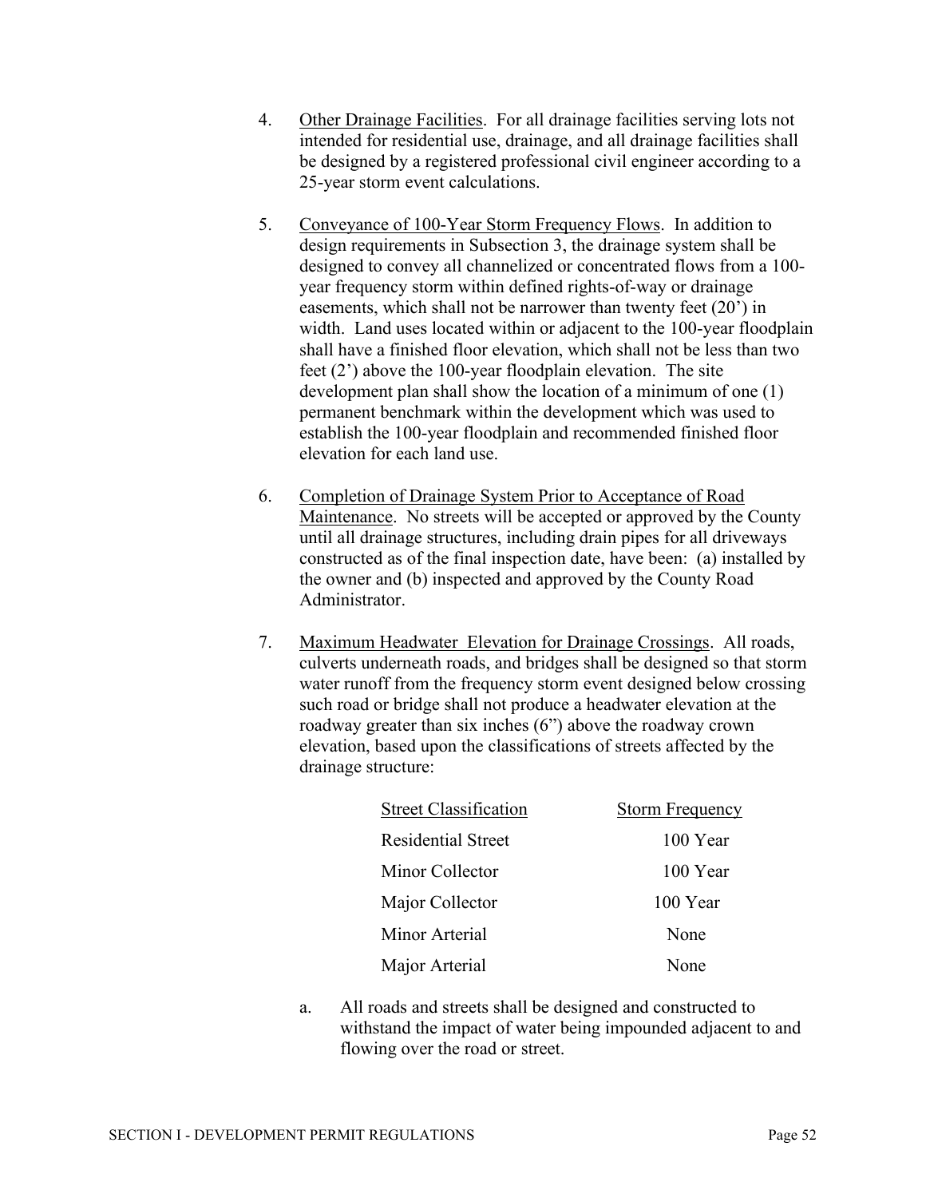4. <u>Other Drainage Facilities</u>. For all drainage facilities serving lots not intended for residential use, drainage, and all drainage facilities shall be designed by a registered professional civil engineer according to a 25-year storm event calculations.

5. <u>Conveyance of 100-Year Storm Frequency Flows</u>. In addition to design requirements in Subsection 3, the drainage system shall be designed to convey all channelized or concentrated flows from a 100-year frequency storm within defined rights-of-way or drainage easements, which shall not be narrower than twenty feet (20') in width. Land uses located within or adjacent to the 100-year floodplain shall have a finished floor elevation, which shall not be less than two feet (2') above the 100-year floodplain elevation. The site development plan shall show the location of a minimum of one (1) permanent benchmark within the development which was used to establish the 100-year floodplain and recommended finished floor elevation for each land use.

6. <u>Completion of Drainage System Prior to Acceptance of Road Maintenance</u>. No streets will be accepted or approved by the County until all drainage structures, including drain pipes for all driveways constructed as of the final inspection date, have been: (a) installed by the owner and (b) inspected and approved by the County Road Administrator.

7. <u>Maximum Headwater Elevation for Drainage Crossings</u>. All roads, culverts underneath roads, and bridges shall be designed so that storm water runoff from the frequency storm event designed below crossing such road or bridge shall not produce a headwater elevation at the roadway greater than six inches (6") above the roadway crown elevation, based upon the classifications of streets affected by the drainage structure:

| Street Classification | Storm Frequency |
|---|---|
| Residential Street | 100 Year |
| Minor Collector | 100 Year |
| Major Collector | 100 Year |
| Minor Arterial | None |
| Major Arterial | None |

   a. All roads and streets shall be designed and constructed to withstand the impact of water being impounded adjacent to and flowing over the road or street.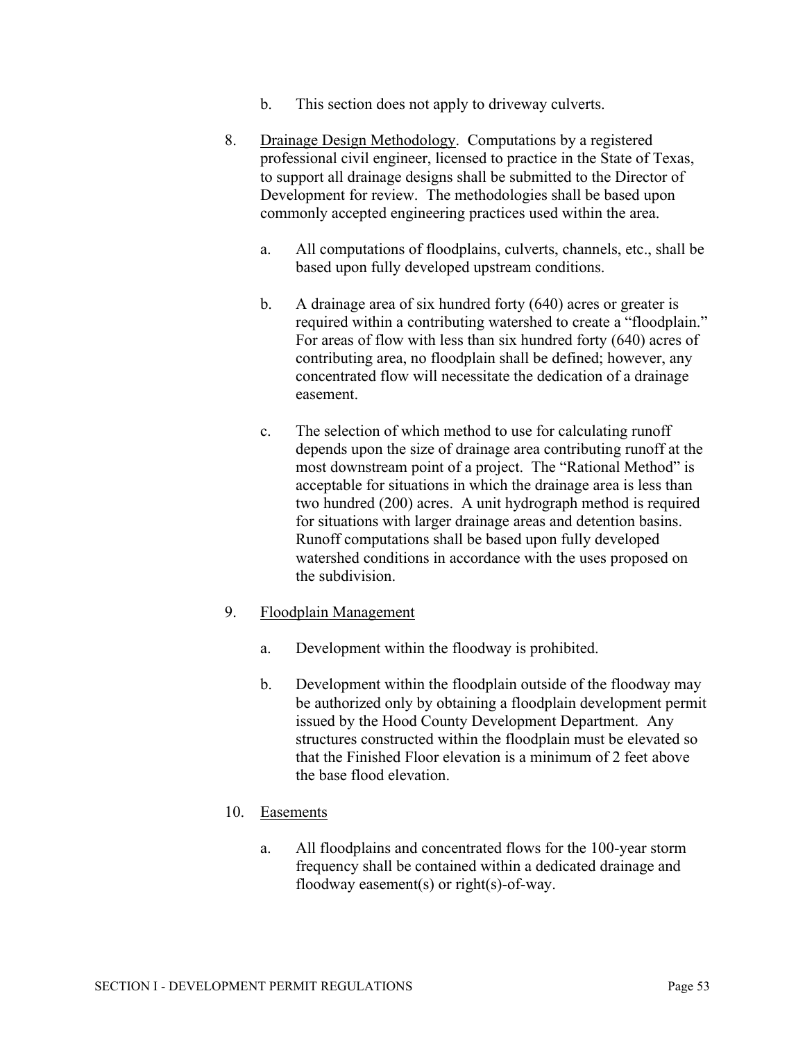b. This section does not apply to driveway culverts.

8. Drainage Design Methodology. Computations by a registered professional civil engineer, licensed to practice in the State of Texas, to support all drainage designs shall be submitted to the Director of Development for review. The methodologies shall be based upon commonly accepted engineering practices used within the area.

   a. All computations of floodplains, culverts, channels, etc., shall be based upon fully developed upstream conditions.

   b. A drainage area of six hundred forty (640) acres or greater is required within a contributing watershed to create a "floodplain." For areas of flow with less than six hundred forty (640) acres of contributing area, no floodplain shall be defined; however, any concentrated flow will necessitate the dedication of a drainage easement.

   c. The selection of which method to use for calculating runoff depends upon the size of drainage area contributing runoff at the most downstream point of a project. The "Rational Method" is acceptable for situations in which the drainage area is less than two hundred (200) acres. A unit hydrograph method is required for situations with larger drainage areas and detention basins. Runoff computations shall be based upon fully developed watershed conditions in accordance with the uses proposed on the subdivision.

9. Floodplain Management

   a. Development within the floodway is prohibited.

   b. Development within the floodplain outside of the floodway may be authorized only by obtaining a floodplain development permit issued by the Hood County Development Department. Any structures constructed within the floodplain must be elevated so that the Finished Floor elevation is a minimum of 2 feet above the base flood elevation.

10. Easements

   a. All floodplains and concentrated flows for the 100-year storm frequency shall be contained within a dedicated drainage and floodway easement(s) or right(s)-of-way.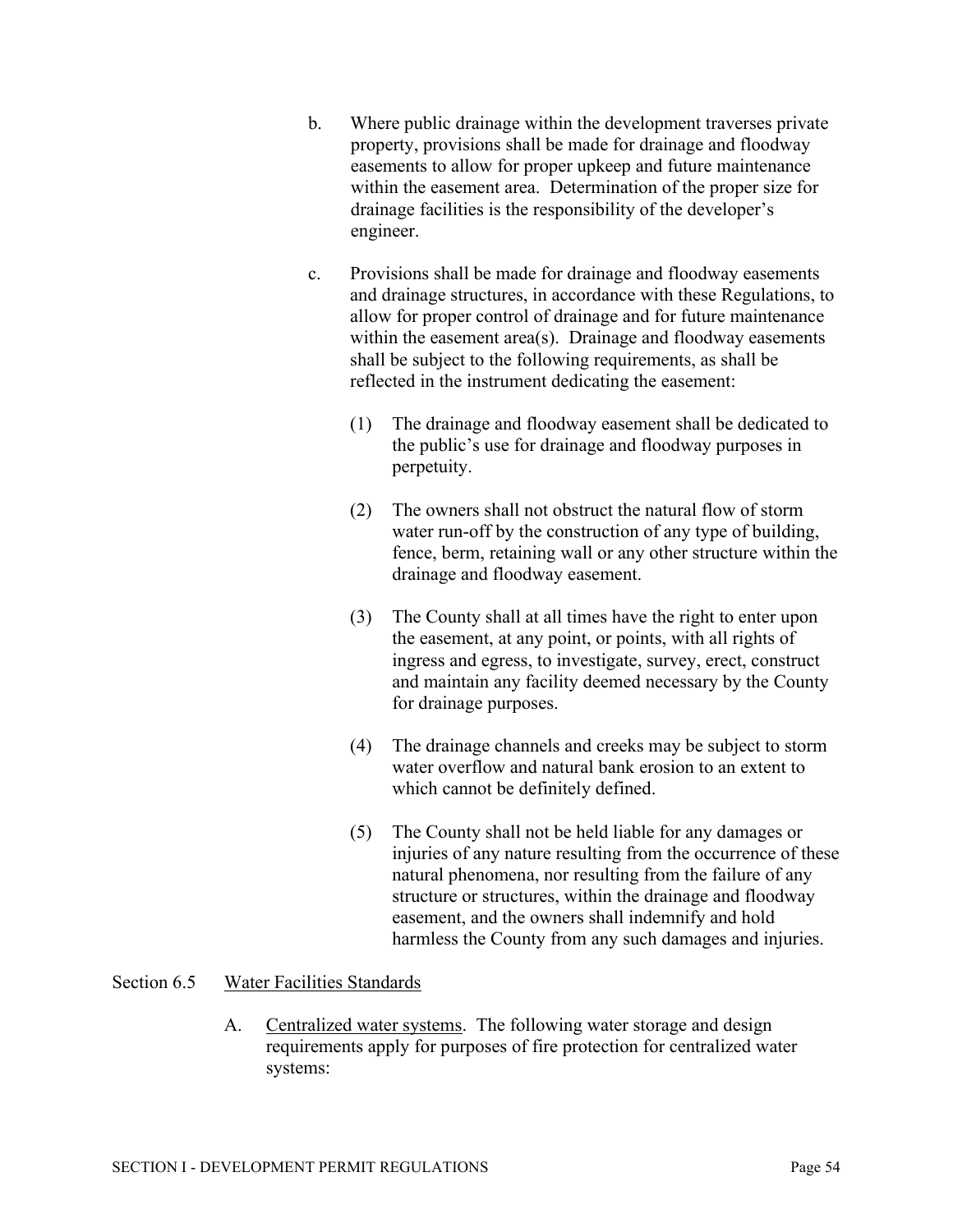b. Where public drainage within the development traverses private property, provisions shall be made for drainage and floodway easements to allow for proper upkeep and future maintenance within the easement area. Determination of the proper size for drainage facilities is the responsibility of the developer's engineer.

c. Provisions shall be made for drainage and floodway easements and drainage structures, in accordance with these Regulations, to allow for proper control of drainage and for future maintenance within the easement area(s). Drainage and floodway easements shall be subject to the following requirements, as shall be reflected in the instrument dedicating the easement:

   (1) The drainage and floodway easement shall be dedicated to the public's use for drainage and floodway purposes in perpetuity.

   (2) The owners shall not obstruct the natural flow of storm water run-off by the construction of any type of building, fence, berm, retaining wall or any other structure within the drainage and floodway easement.

   (3) The County shall at all times have the right to enter upon the easement, at any point, or points, with all rights of ingress and egress, to investigate, survey, erect, construct and maintain any facility deemed necessary by the County for drainage purposes.

   (4) The drainage channels and creeks may be subject to storm water overflow and natural bank erosion to an extent to which cannot be definitely defined.

   (5) The County shall not be held liable for any damages or injuries of any nature resulting from the occurrence of these natural phenomena, nor resulting from the failure of any structure or structures, within the drainage and floodway easement, and the owners shall indemnify and hold harmless the County from any such damages and injuries.

## Section 6.5 Water Facilities Standards

A. Centralized water systems. The following water storage and design requirements apply for purposes of fire protection for centralized water systems: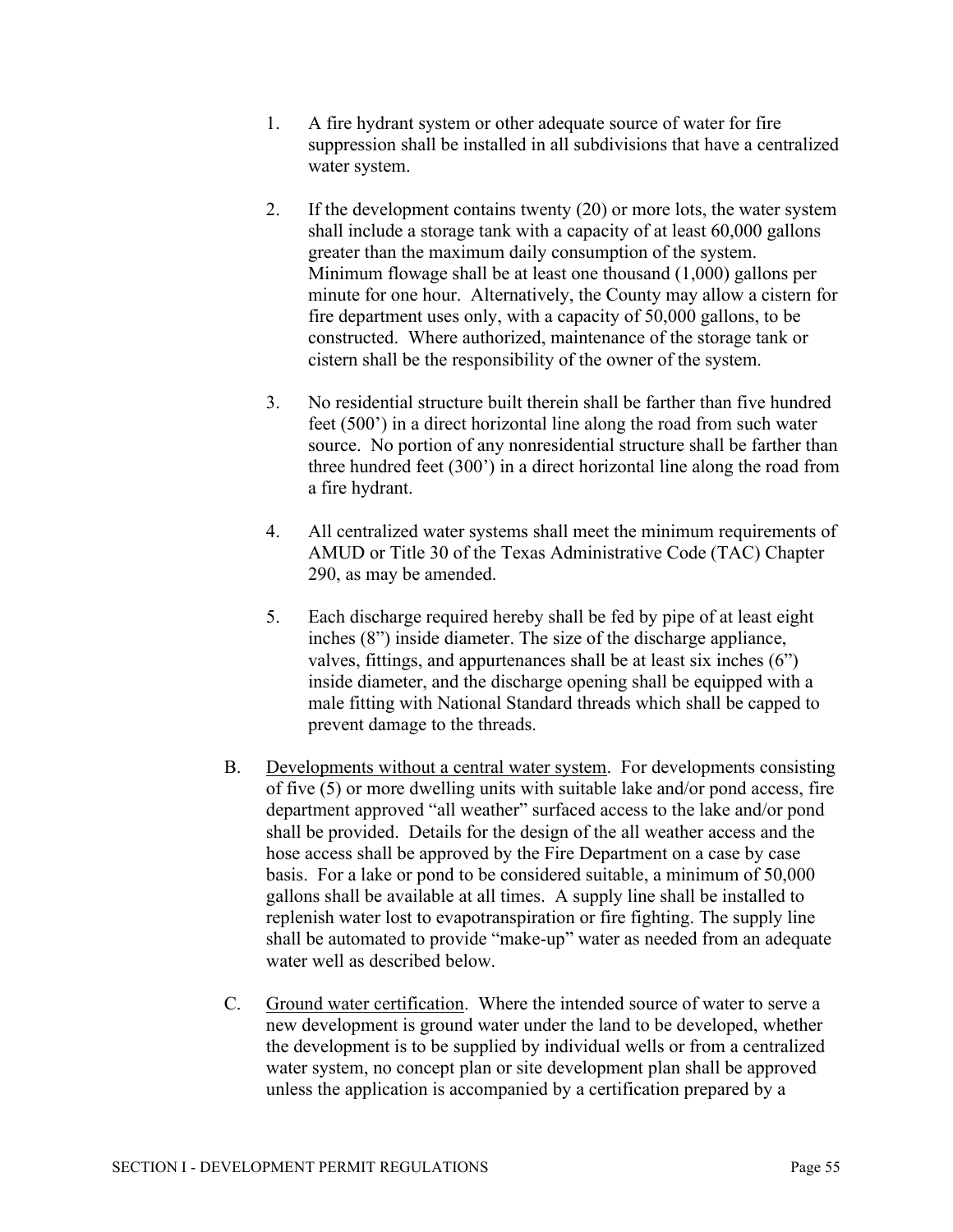1. A fire hydrant system or other adequate source of water for fire suppression shall be installed in all subdivisions that have a centralized water system.

2. If the development contains twenty (20) or more lots, the water system shall include a storage tank with a capacity of at least 60,000 gallons greater than the maximum daily consumption of the system. Minimum flowage shall be at least one thousand (1,000) gallons per minute for one hour. Alternatively, the County may allow a cistern for fire department uses only, with a capacity of 50,000 gallons, to be constructed. Where authorized, maintenance of the storage tank or cistern shall be the responsibility of the owner of the system.

3. No residential structure built therein shall be farther than five hundred feet (500') in a direct horizontal line along the road from such water source. No portion of any nonresidential structure shall be farther than three hundred feet (300') in a direct horizontal line along the road from a fire hydrant.

4. All centralized water systems shall meet the minimum requirements of AMUD or Title 30 of the Texas Administrative Code (TAC) Chapter 290, as may be amended.

5. Each discharge required hereby shall be fed by pipe of at least eight inches (8") inside diameter. The size of the discharge appliance, valves, fittings, and appurtenances shall be at least six inches (6") inside diameter, and the discharge opening shall be equipped with a male fitting with National Standard threads which shall be capped to prevent damage to the threads.

B. Developments without a central water system. For developments consisting of five (5) or more dwelling units with suitable lake and/or pond access, fire department approved "all weather" surfaced access to the lake and/or pond shall be provided. Details for the design of the all weather access and the hose access shall be approved by the Fire Department on a case by case basis. For a lake or pond to be considered suitable, a minimum of 50,000 gallons shall be available at all times. A supply line shall be installed to replenish water lost to evapotranspiration or fire fighting. The supply line shall be automated to provide "make-up" water as needed from an adequate water well as described below.

C. Ground water certification. Where the intended source of water to serve a new development is ground water under the land to be developed, whether the development is to be supplied by individual wells or from a centralized water system, no concept plan or site development plan shall be approved unless the application is accompanied by a certification prepared by a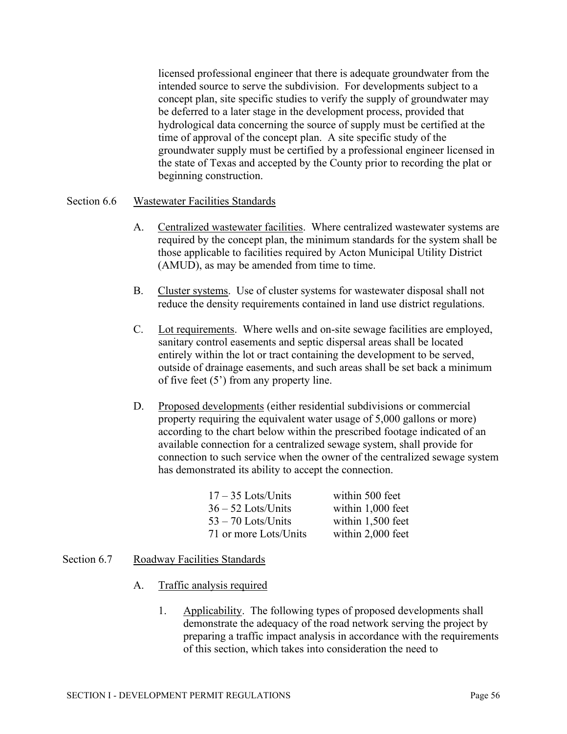licensed professional engineer that there is adequate groundwater from the intended source to serve the subdivision. For developments subject to a concept plan, site specific studies to verify the supply of groundwater may be deferred to a later stage in the development process, provided that hydrological data concerning the source of supply must be certified at the time of approval of the concept plan. A site specific study of the groundwater supply must be certified by a professional engineer licensed in the state of Texas and accepted by the County prior to recording the plat or beginning construction.

## Section 6.6 Wastewater Facilities Standards

A. Centralized wastewater facilities. Where centralized wastewater systems are required by the concept plan, the minimum standards for the system shall be those applicable to facilities required by Acton Municipal Utility District (AMUD), as may be amended from time to time.

B. Cluster systems. Use of cluster systems for wastewater disposal shall not reduce the density requirements contained in land use district regulations.

C. Lot requirements. Where wells and on-site sewage facilities are employed, sanitary control easements and septic dispersal areas shall be located entirely within the lot or tract containing the development to be served, outside of drainage easements, and such areas shall be set back a minimum of five feet (5') from any property line.

D. Proposed developments (either residential subdivisions or commercial property requiring the equivalent water usage of 5,000 gallons or more) according to the chart below within the prescribed footage indicated of an available connection for a centralized sewage system, shall provide for connection to such service when the owner of the centralized sewage system has demonstrated its ability to accept the connection.

| | |
|---|---|
| 17 – 35 Lots/Units | within 500 feet |
| 36 – 52 Lots/Units | within 1,000 feet |
| 53 – 70 Lots/Units | within 1,500 feet |
| 71 or more Lots/Units | within 2,000 feet |

## Section 6.7 Roadway Facilities Standards

A. Traffic analysis required

1. Applicability. The following types of proposed developments shall demonstrate the adequacy of the road network serving the project by preparing a traffic impact analysis in accordance with the requirements of this section, which takes into consideration the need to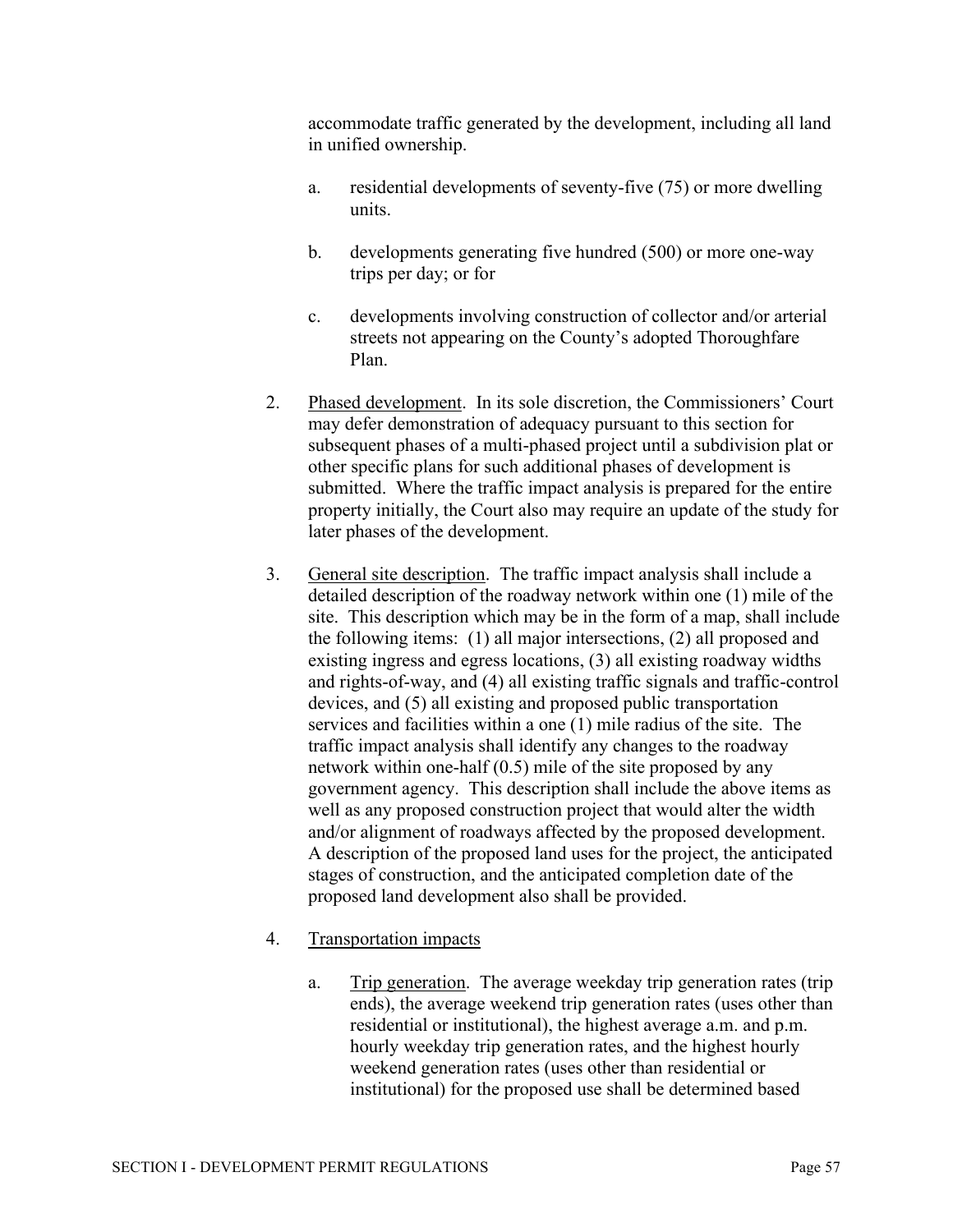accommodate traffic generated by the development, including all land in unified ownership.

a. residential developments of seventy-five (75) or more dwelling units.

b. developments generating five hundred (500) or more one-way trips per day; or for

c. developments involving construction of collector and/or arterial streets not appearing on the County's adopted Thoroughfare Plan.

2. Phased development. In its sole discretion, the Commissioners' Court may defer demonstration of adequacy pursuant to this section for subsequent phases of a multi-phased project until a subdivision plat or other specific plans for such additional phases of development is submitted. Where the traffic impact analysis is prepared for the entire property initially, the Court also may require an update of the study for later phases of the development.

3. General site description. The traffic impact analysis shall include a detailed description of the roadway network within one (1) mile of the site. This description which may be in the form of a map, shall include the following items: (1) all major intersections, (2) all proposed and existing ingress and egress locations, (3) all existing roadway widths and rights-of-way, and (4) all existing traffic signals and traffic-control devices, and (5) all existing and proposed public transportation services and facilities within a one (1) mile radius of the site. The traffic impact analysis shall identify any changes to the roadway network within one-half (0.5) mile of the site proposed by any government agency. This description shall include the above items as well as any proposed construction project that would alter the width and/or alignment of roadways affected by the proposed development. A description of the proposed land uses for the project, the anticipated stages of construction, and the anticipated completion date of the proposed land development also shall be provided.

4. Transportation impacts

a. Trip generation. The average weekday trip generation rates (trip ends), the average weekend trip generation rates (uses other than residential or institutional), the highest average a.m. and p.m. hourly weekday trip generation rates, and the highest hourly weekend generation rates (uses other than residential or institutional) for the proposed use shall be determined based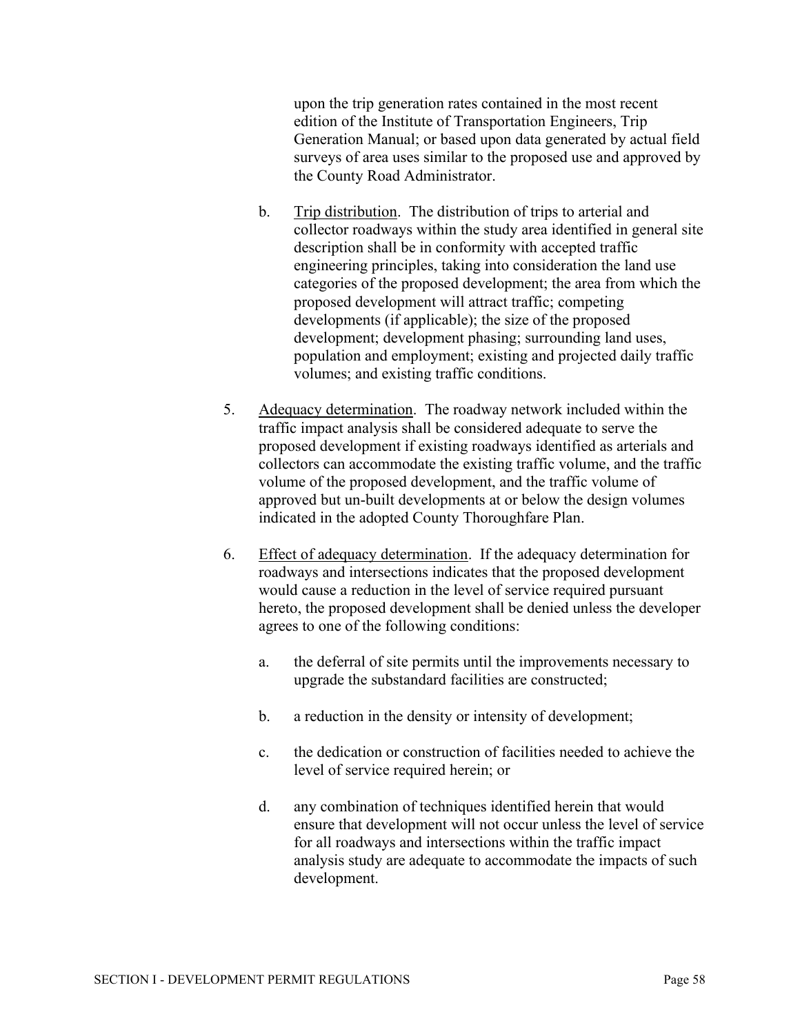upon the trip generation rates contained in the most recent edition of the Institute of Transportation Engineers, Trip Generation Manual; or based upon data generated by actual field surveys of area uses similar to the proposed use and approved by the County Road Administrator.

b. Trip distribution. The distribution of trips to arterial and collector roadways within the study area identified in general site description shall be in conformity with accepted traffic engineering principles, taking into consideration the land use categories of the proposed development; the area from which the proposed development will attract traffic; competing developments (if applicable); the size of the proposed development; development phasing; surrounding land uses, population and employment; existing and projected daily traffic volumes; and existing traffic conditions.

5. Adequacy determination. The roadway network included within the traffic impact analysis shall be considered adequate to serve the proposed development if existing roadways identified as arterials and collectors can accommodate the existing traffic volume, and the traffic volume of the proposed development, and the traffic volume of approved but un-built developments at or below the design volumes indicated in the adopted County Thoroughfare Plan.

6. Effect of adequacy determination. If the adequacy determination for roadways and intersections indicates that the proposed development would cause a reduction in the level of service required pursuant hereto, the proposed development shall be denied unless the developer agrees to one of the following conditions:

   a. the deferral of site permits until the improvements necessary to upgrade the substandard facilities are constructed;

   b. a reduction in the density or intensity of development;

   c. the dedication or construction of facilities needed to achieve the level of service required herein; or

   d. any combination of techniques identified herein that would ensure that development will not occur unless the level of service for all roadways and intersections within the traffic impact analysis study are adequate to accommodate the impacts of such development.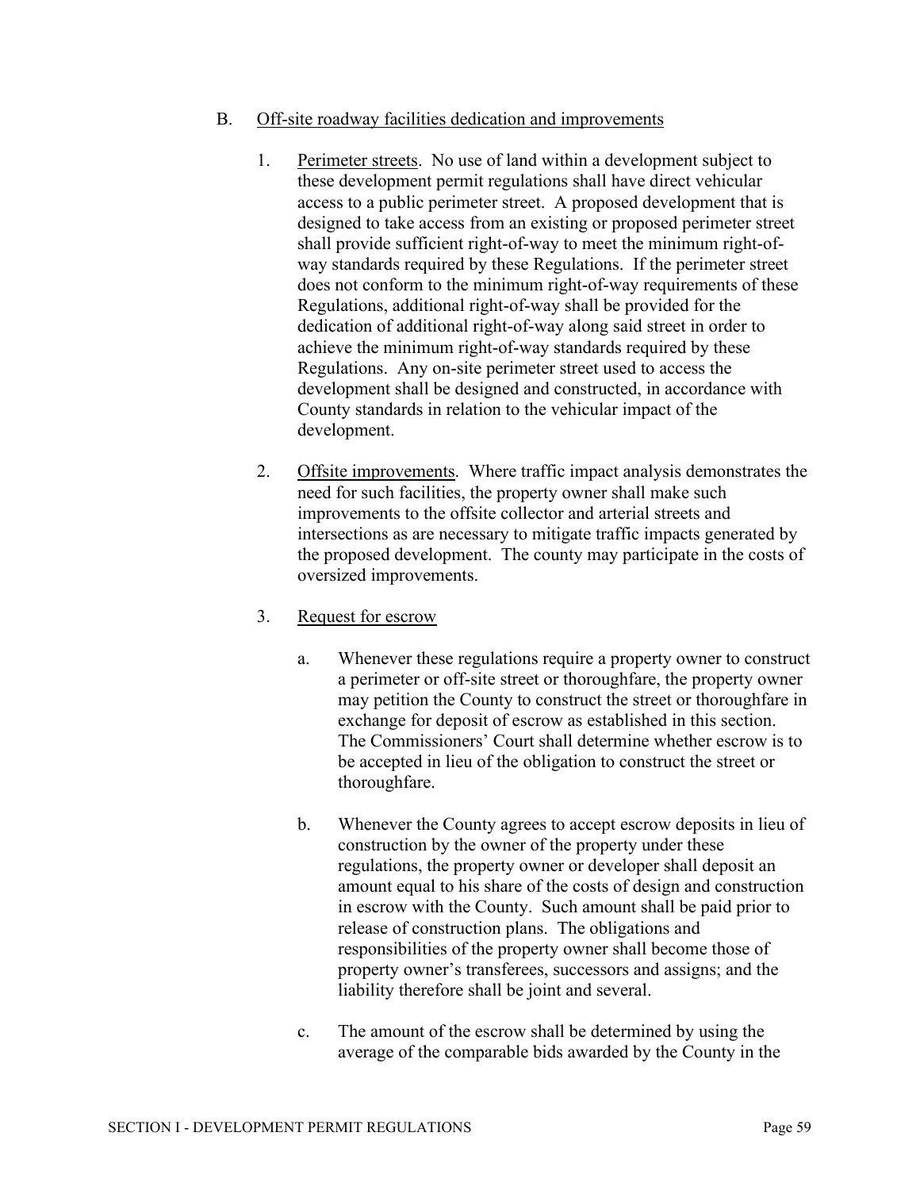B. Off-site roadway facilities dedication and improvements

1. Perimeter streets. No use of land within a development subject to these development permit regulations shall have direct vehicular access to a public perimeter street. A proposed development that is designed to take access from an existing or proposed perimeter street shall provide sufficient right-of-way to meet the minimum right-of-way standards required by these Regulations. If the perimeter street does not conform to the minimum right-of-way requirements of these Regulations, additional right-of-way shall be provided for the dedication of additional right-of-way along said street in order to achieve the minimum right-of-way standards required by these Regulations. Any on-site perimeter street used to access the development shall be designed and constructed, in accordance with County standards in relation to the vehicular impact of the development.

2. Offsite improvements. Where traffic impact analysis demonstrates the need for such facilities, the property owner shall make such improvements to the offsite collector and arterial streets and intersections as are necessary to mitigate traffic impacts generated by the proposed development. The county may participate in the costs of oversized improvements.

3. Request for escrow

   a. Whenever these regulations require a property owner to construct a perimeter or off-site street or thoroughfare, the property owner may petition the County to construct the street or thoroughfare in exchange for deposit of escrow as established in this section. The Commissioners' Court shall determine whether escrow is to be accepted in lieu of the obligation to construct the street or thoroughfare.

   b. Whenever the County agrees to accept escrow deposits in lieu of construction by the owner of the property under these regulations, the property owner or developer shall deposit an amount equal to his share of the costs of design and construction in escrow with the County. Such amount shall be paid prior to release of construction plans. The obligations and responsibilities of the property owner shall become those of property owner's transferees, successors and assigns; and the liability therefore shall be joint and several.

   c. The amount of the escrow shall be determined by using the average of the comparable bids awarded by the County in the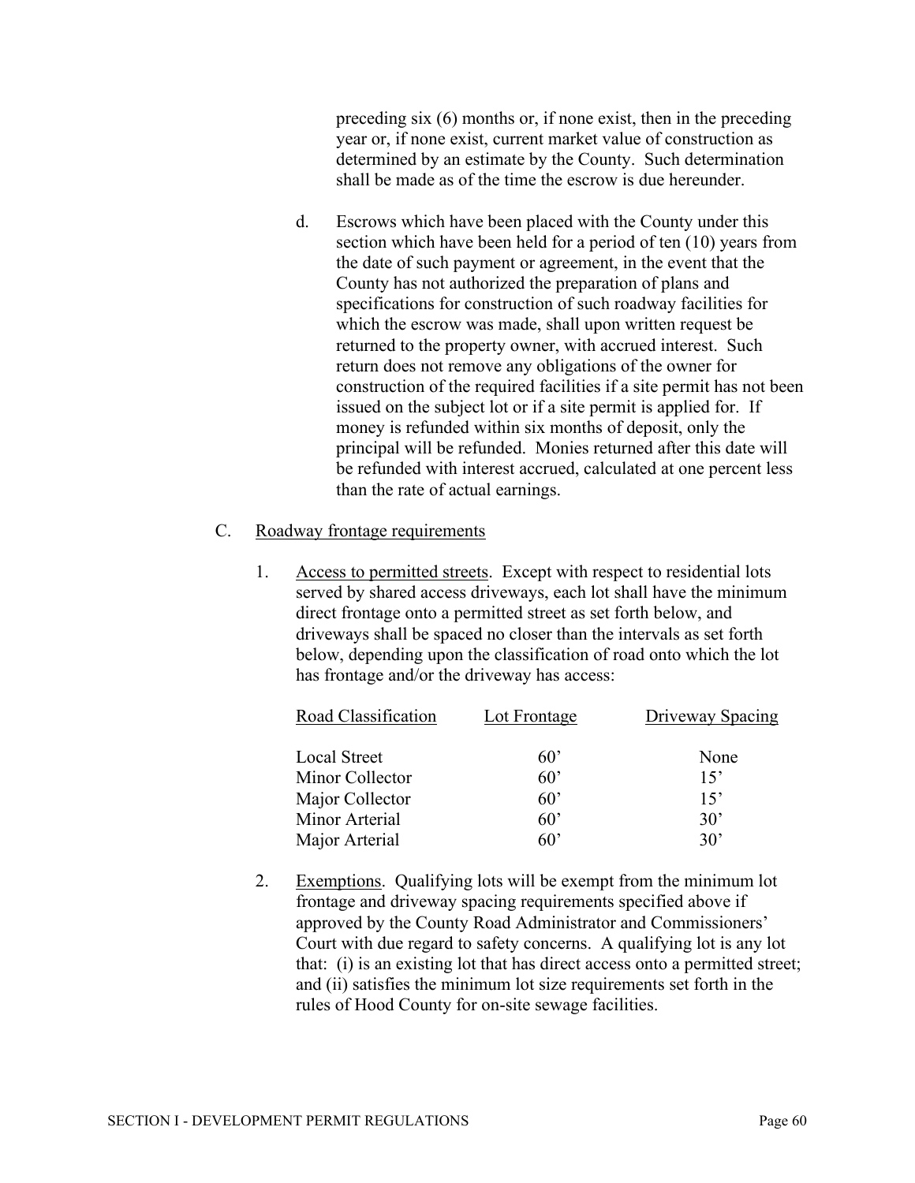preceding six (6) months or, if none exist, then in the preceding year or, if none exist, current market value of construction as determined by an estimate by the County. Such determination shall be made as of the time the escrow is due hereunder.

d. Escrows which have been placed with the County under this section which have been held for a period of ten (10) years from the date of such payment or agreement, in the event that the County has not authorized the preparation of plans and specifications for construction of such roadway facilities for which the escrow was made, shall upon written request be returned to the property owner, with accrued interest. Such return does not remove any obligations of the owner for construction of the required facilities if a site permit has not been issued on the subject lot or if a site permit is applied for. If money is refunded within six months of deposit, only the principal will be refunded. Monies returned after this date will be refunded with interest accrued, calculated at one percent less than the rate of actual earnings.

C. Roadway frontage requirements

1. Access to permitted streets. Except with respect to residential lots served by shared access driveways, each lot shall have the minimum direct frontage onto a permitted street as set forth below, and driveways shall be spaced no closer than the intervals as set forth below, depending upon the classification of road onto which the lot has frontage and/or the driveway has access:

| Road Classification | Lot Frontage | Driveway Spacing |
|---|---|---|
| Local Street | 60’ | None |
| Minor Collector | 60’ | 15’ |
| Major Collector | 60’ | 15’ |
| Minor Arterial | 60’ | 30’ |
| Major Arterial | 60’ | 30’ |

2. Exemptions. Qualifying lots will be exempt from the minimum lot frontage and driveway spacing requirements specified above if approved by the County Road Administrator and Commissioners’ Court with due regard to safety concerns. A qualifying lot is any lot that: (i) is an existing lot that has direct access onto a permitted street; and (ii) satisfies the minimum lot size requirements set forth in the rules of Hood County for on-site sewage facilities.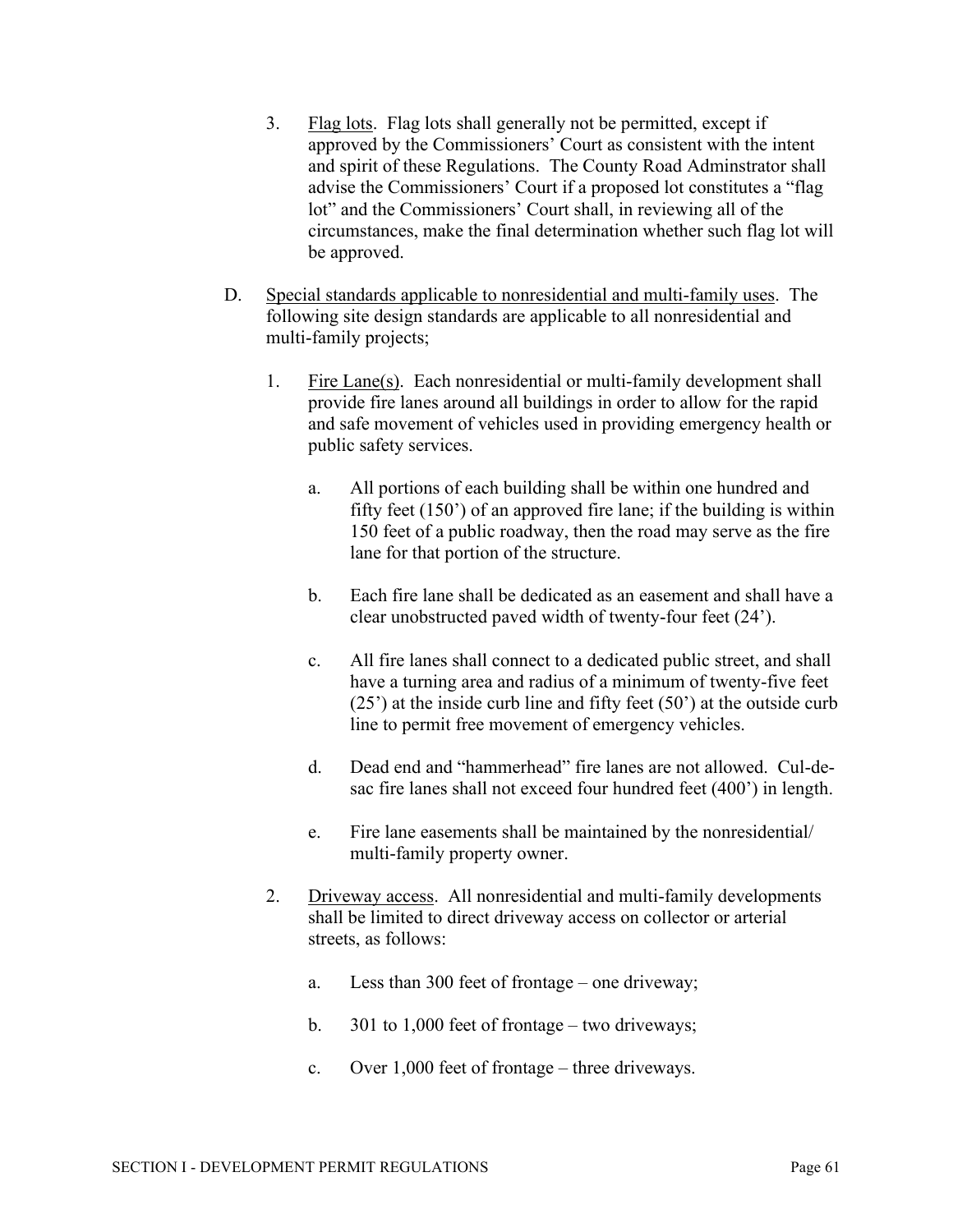3. <u>Flag lots</u>. Flag lots shall generally not be permitted, except if approved by the Commissioners' Court as consistent with the intent and spirit of these Regulations. The County Road Adminstrator shall advise the Commissioners' Court if a proposed lot constitutes a "flag lot" and the Commissioners' Court shall, in reviewing all of the circumstances, make the final determination whether such flag lot will be approved.

D. <u>Special standards applicable to nonresidential and multi-family uses</u>. The following site design standards are applicable to all nonresidential and multi-family projects;

   1. <u>Fire Lane(s)</u>. Each nonresidential or multi-family development shall provide fire lanes around all buildings in order to allow for the rapid and safe movement of vehicles used in providing emergency health or public safety services.

      a. All portions of each building shall be within one hundred and fifty feet (150') of an approved fire lane; if the building is within 150 feet of a public roadway, then the road may serve as the fire lane for that portion of the structure.

      b. Each fire lane shall be dedicated as an easement and shall have a clear unobstructed paved width of twenty-four feet (24').

      c. All fire lanes shall connect to a dedicated public street, and shall have a turning area and radius of a minimum of twenty-five feet (25') at the inside curb line and fifty feet (50') at the outside curb line to permit free movement of emergency vehicles.

      d. Dead end and "hammerhead" fire lanes are not allowed. Cul-de-sac fire lanes shall not exceed four hundred feet (400') in length.

      e. Fire lane easements shall be maintained by the nonresidential/ multi-family property owner.

   2. <u>Driveway access</u>. All nonresidential and multi-family developments shall be limited to direct driveway access on collector or arterial streets, as follows:

      a. Less than 300 feet of frontage – one driveway;

      b. 301 to 1,000 feet of frontage – two driveways;

      c. Over 1,000 feet of frontage – three driveways.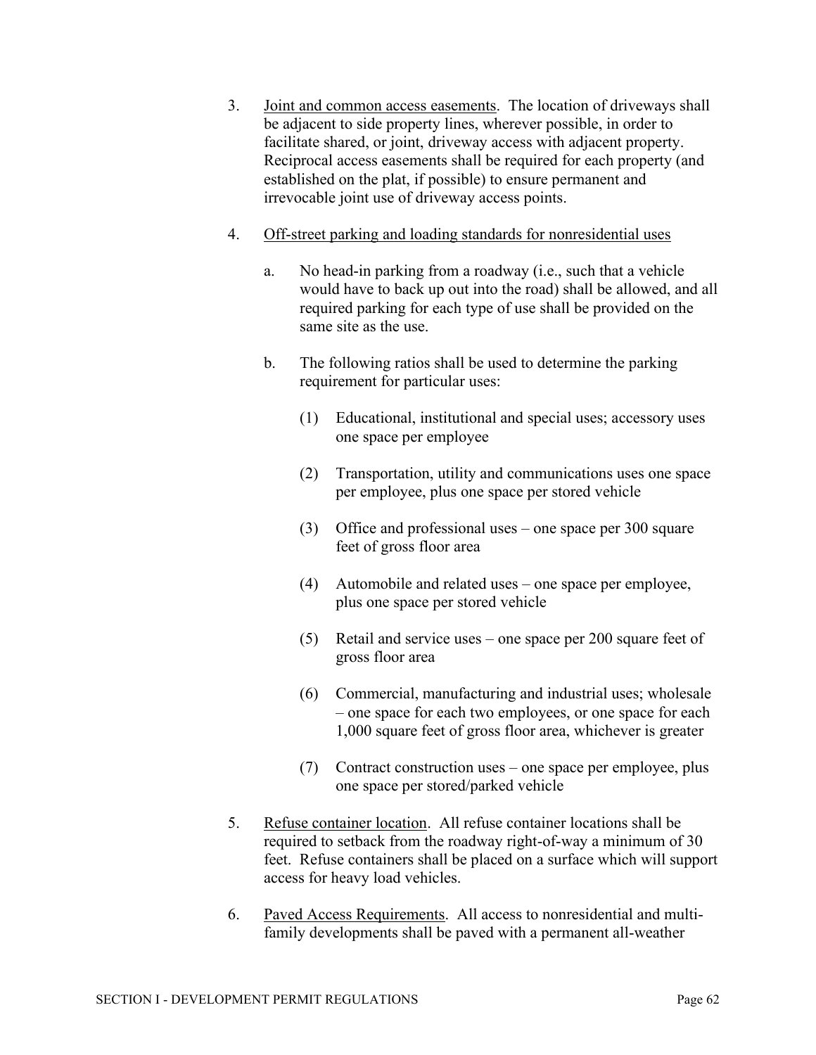3. <u>Joint and common access easements</u>. The location of driveways shall be adjacent to side property lines, wherever possible, in order to facilitate shared, or joint, driveway access with adjacent property. Reciprocal access easements shall be required for each property (and established on the plat, if possible) to ensure permanent and irrevocable joint use of driveway access points.

4. <u>Off-street parking and loading standards for nonresidential uses</u>

   a. No head-in parking from a roadway (i.e., such that a vehicle would have to back up out into the road) shall be allowed, and all required parking for each type of use shall be provided on the same site as the use.

   b. The following ratios shall be used to determine the parking requirement for particular uses:

      (1) Educational, institutional and special uses; accessory uses one space per employee

      (2) Transportation, utility and communications uses one space per employee, plus one space per stored vehicle

      (3) Office and professional uses – one space per 300 square feet of gross floor area

      (4) Automobile and related uses – one space per employee, plus one space per stored vehicle

      (5) Retail and service uses – one space per 200 square feet of gross floor area

      (6) Commercial, manufacturing and industrial uses; wholesale – one space for each two employees, or one space for each 1,000 square feet of gross floor area, whichever is greater

      (7) Contract construction uses – one space per employee, plus one space per stored/parked vehicle

5. <u>Refuse container location</u>. All refuse container locations shall be required to setback from the roadway right-of-way a minimum of 30 feet. Refuse containers shall be placed on a surface which will support access for heavy load vehicles.

6. <u>Paved Access Requirements</u>. All access to nonresidential and multi-family developments shall be paved with a permanent all-weather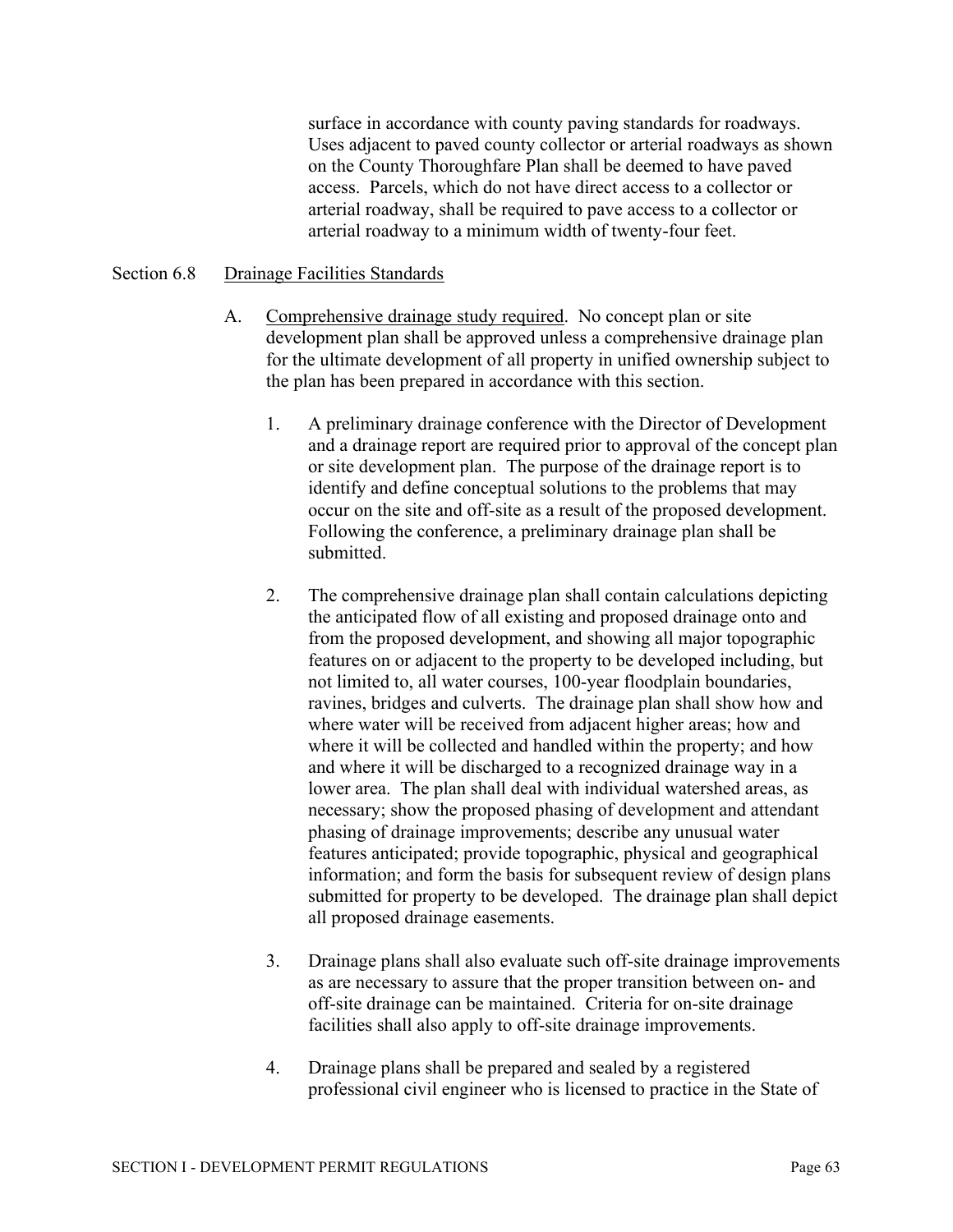surface in accordance with county paving standards for roadways. Uses adjacent to paved county collector or arterial roadways as shown on the County Thoroughfare Plan shall be deemed to have paved access. Parcels, which do not have direct access to a collector or arterial roadway, shall be required to pave access to a collector or arterial roadway to a minimum width of twenty-four feet.

## Section 6.8 Drainage Facilities Standards

A. Comprehensive drainage study required. No concept plan or site development plan shall be approved unless a comprehensive drainage plan for the ultimate development of all property in unified ownership subject to the plan has been prepared in accordance with this section.

1. A preliminary drainage conference with the Director of Development and a drainage report are required prior to approval of the concept plan or site development plan. The purpose of the drainage report is to identify and define conceptual solutions to the problems that may occur on the site and off-site as a result of the proposed development. Following the conference, a preliminary drainage plan shall be submitted.

2. The comprehensive drainage plan shall contain calculations depicting the anticipated flow of all existing and proposed drainage onto and from the proposed development, and showing all major topographic features on or adjacent to the property to be developed including, but not limited to, all water courses, 100-year floodplain boundaries, ravines, bridges and culverts. The drainage plan shall show how and where water will be received from adjacent higher areas; how and where it will be collected and handled within the property; and how and where it will be discharged to a recognized drainage way in a lower area. The plan shall deal with individual watershed areas, as necessary; show the proposed phasing of development and attendant phasing of drainage improvements; describe any unusual water features anticipated; provide topographic, physical and geographical information; and form the basis for subsequent review of design plans submitted for property to be developed. The drainage plan shall depict all proposed drainage easements.

3. Drainage plans shall also evaluate such off-site drainage improvements as are necessary to assure that the proper transition between on- and off-site drainage can be maintained. Criteria for on-site drainage facilities shall also apply to off-site drainage improvements.

4. Drainage plans shall be prepared and sealed by a registered professional civil engineer who is licensed to practice in the State of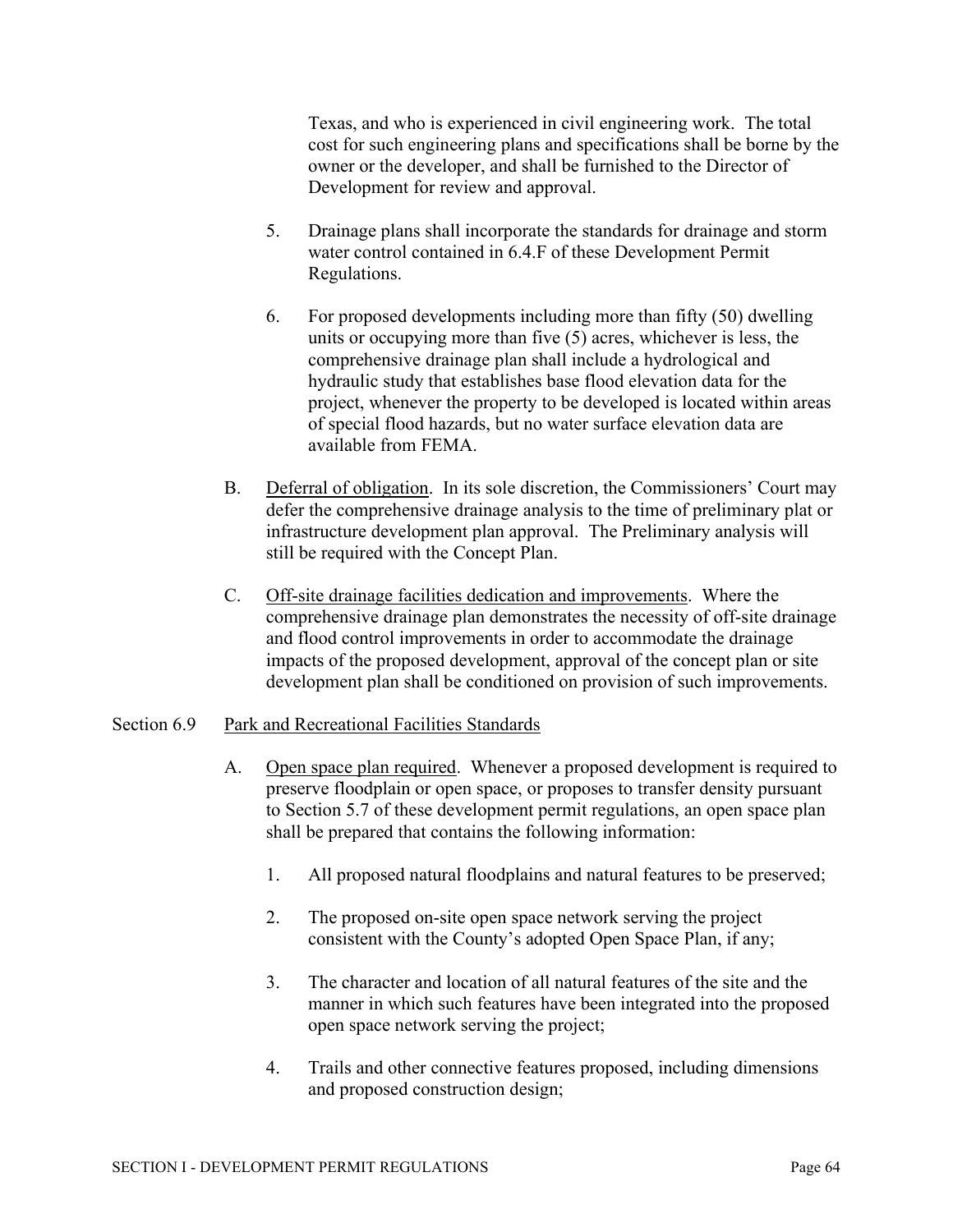Texas, and who is experienced in civil engineering work. The total cost for such engineering plans and specifications shall be borne by the owner or the developer, and shall be furnished to the Director of Development for review and approval.

5. Drainage plans shall incorporate the standards for drainage and storm water control contained in 6.4.F of these Development Permit Regulations.

6. For proposed developments including more than fifty (50) dwelling units or occupying more than five (5) acres, whichever is less, the comprehensive drainage plan shall include a hydrological and hydraulic study that establishes base flood elevation data for the project, whenever the property to be developed is located within areas of special flood hazards, but no water surface elevation data are available from FEMA.

B. Deferral of obligation. In its sole discretion, the Commissioners' Court may defer the comprehensive drainage analysis to the time of preliminary plat or infrastructure development plan approval. The Preliminary analysis will still be required with the Concept Plan.

C. Off-site drainage facilities dedication and improvements. Where the comprehensive drainage plan demonstrates the necessity of off-site drainage and flood control improvements in order to accommodate the drainage impacts of the proposed development, approval of the concept plan or site development plan shall be conditioned on provision of such improvements.

## Section 6.9 Park and Recreational Facilities Standards

A. Open space plan required. Whenever a proposed development is required to preserve floodplain or open space, or proposes to transfer density pursuant to Section 5.7 of these development permit regulations, an open space plan shall be prepared that contains the following information:

1. All proposed natural floodplains and natural features to be preserved;

2. The proposed on-site open space network serving the project consistent with the County's adopted Open Space Plan, if any;

3. The character and location of all natural features of the site and the manner in which such features have been integrated into the proposed open space network serving the project;

4. Trails and other connective features proposed, including dimensions and proposed construction design;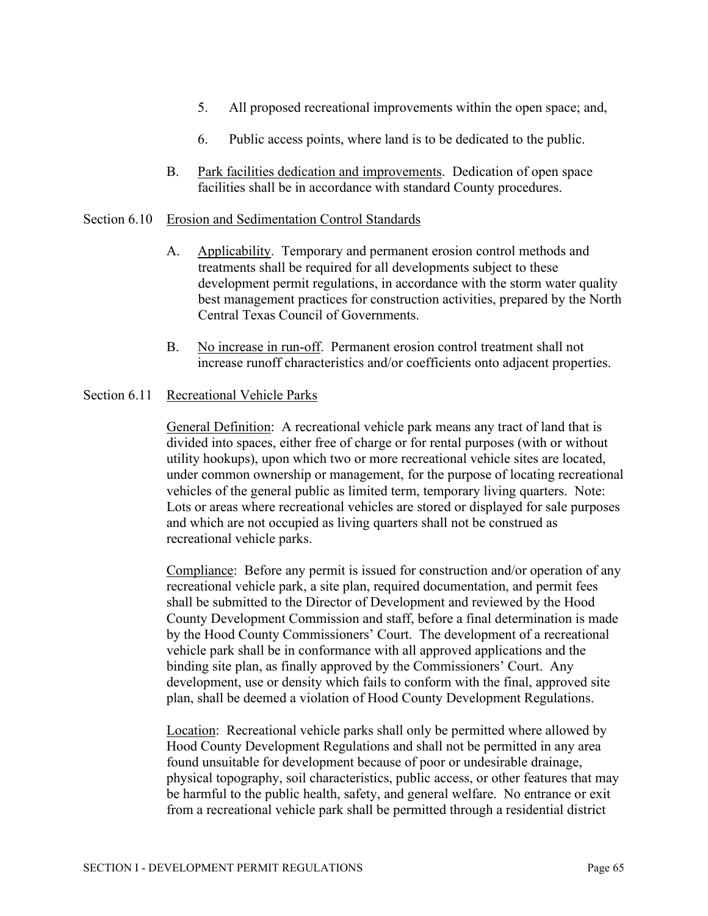5. All proposed recreational improvements within the open space; and,

6. Public access points, where land is to be dedicated to the public.

B. Park facilities dedication and improvements. Dedication of open space facilities shall be in accordance with standard County procedures.

## Section 6.10 Erosion and Sedimentation Control Standards

A. Applicability. Temporary and permanent erosion control methods and treatments shall be required for all developments subject to these development permit regulations, in accordance with the storm water quality best management practices for construction activities, prepared by the North Central Texas Council of Governments.

B. No increase in run-off. Permanent erosion control treatment shall not increase runoff characteristics and/or coefficients onto adjacent properties.

## Section 6.11 Recreational Vehicle Parks

General Definition: A recreational vehicle park means any tract of land that is divided into spaces, either free of charge or for rental purposes (with or without utility hookups), upon which two or more recreational vehicle sites are located, under common ownership or management, for the purpose of locating recreational vehicles of the general public as limited term, temporary living quarters. Note: Lots or areas where recreational vehicles are stored or displayed for sale purposes and which are not occupied as living quarters shall not be construed as recreational vehicle parks.

Compliance: Before any permit is issued for construction and/or operation of any recreational vehicle park, a site plan, required documentation, and permit fees shall be submitted to the Director of Development and reviewed by the Hood County Development Commission and staff, before a final determination is made by the Hood County Commissioners' Court. The development of a recreational vehicle park shall be in conformance with all approved applications and the binding site plan, as finally approved by the Commissioners' Court. Any development, use or density which fails to conform with the final, approved site plan, shall be deemed a violation of Hood County Development Regulations.

Location: Recreational vehicle parks shall only be permitted where allowed by Hood County Development Regulations and shall not be permitted in any area found unsuitable for development because of poor or undesirable drainage, physical topography, soil characteristics, public access, or other features that may be harmful to the public health, safety, and general welfare. No entrance or exit from a recreational vehicle park shall be permitted through a residential district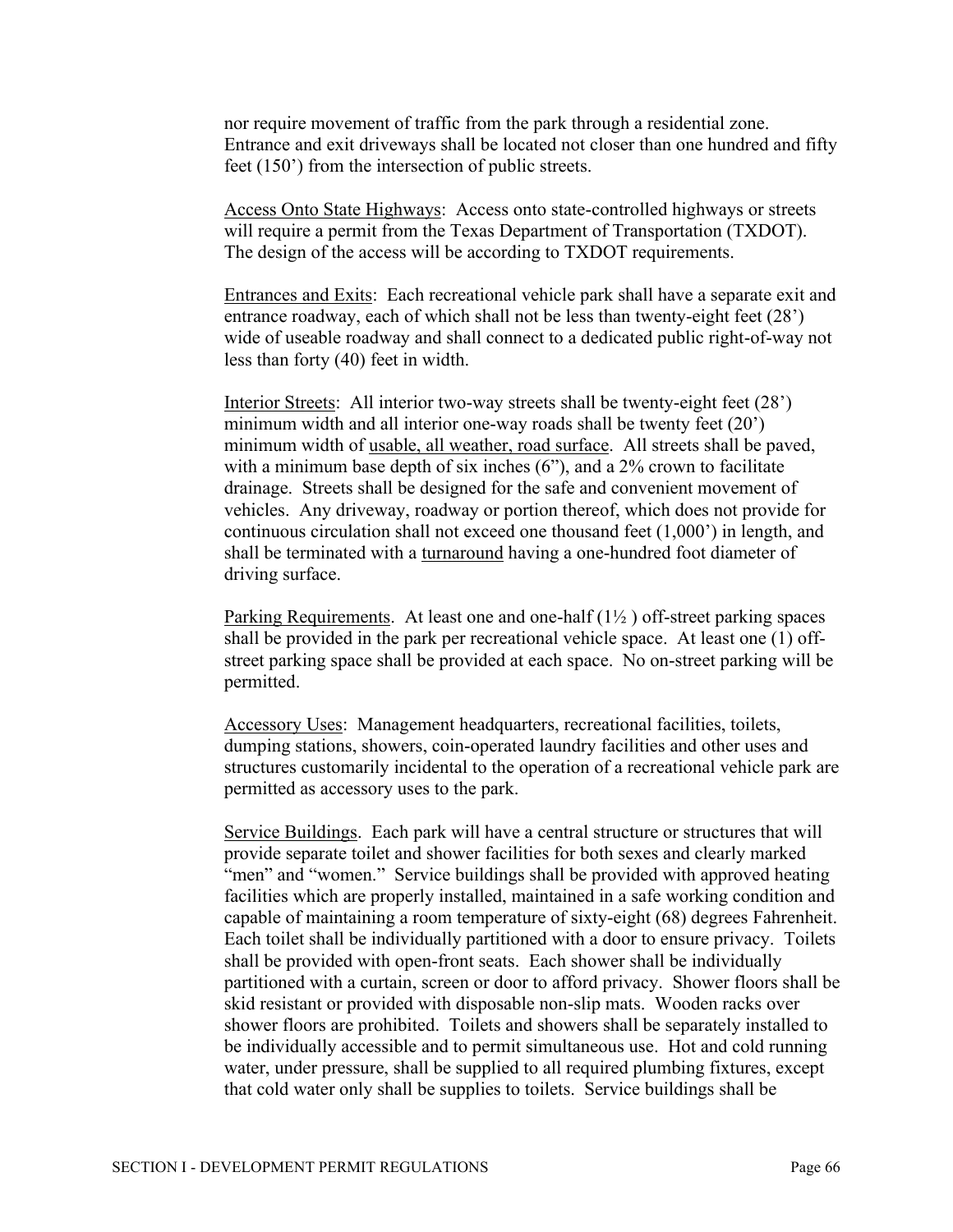nor require movement of traffic from the park through a residential zone. Entrance and exit driveways shall be located not closer than one hundred and fifty feet (150') from the intersection of public streets.

<u>Access Onto State Highways</u>: Access onto state-controlled highways or streets will require a permit from the Texas Department of Transportation (TXDOT). The design of the access will be according to TXDOT requirements.

<u>Entrances and Exits</u>: Each recreational vehicle park shall have a separate exit and entrance roadway, each of which shall not be less than twenty-eight feet (28') wide of useable roadway and shall connect to a dedicated public right-of-way not less than forty (40) feet in width.

<u>Interior Streets</u>: All interior two-way streets shall be twenty-eight feet (28') minimum width and all interior one-way roads shall be twenty feet (20') minimum width of <u>usable, all weather, road surface</u>. All streets shall be paved, with a minimum base depth of six inches (6"), and a 2% crown to facilitate drainage. Streets shall be designed for the safe and convenient movement of vehicles. Any driveway, roadway or portion thereof, which does not provide for continuous circulation shall not exceed one thousand feet (1,000') in length, and shall be terminated with a <u>turnaround</u> having a one-hundred foot diameter of driving surface.

<u>Parking Requirements</u>. At least one and one-half (1½ ) off-street parking spaces shall be provided in the park per recreational vehicle space. At least one (1) off-street parking space shall be provided at each space. No on-street parking will be permitted.

<u>Accessory Uses</u>: Management headquarters, recreational facilities, toilets, dumping stations, showers, coin-operated laundry facilities and other uses and structures customarily incidental to the operation of a recreational vehicle park are permitted as accessory uses to the park.

<u>Service Buildings</u>. Each park will have a central structure or structures that will provide separate toilet and shower facilities for both sexes and clearly marked "men" and "women." Service buildings shall be provided with approved heating facilities which are properly installed, maintained in a safe working condition and capable of maintaining a room temperature of sixty-eight (68) degrees Fahrenheit. Each toilet shall be individually partitioned with a door to ensure privacy. Toilets shall be provided with open-front seats. Each shower shall be individually partitioned with a curtain, screen or door to afford privacy. Shower floors shall be skid resistant or provided with disposable non-slip mats. Wooden racks over shower floors are prohibited. Toilets and showers shall be separately installed to be individually accessible and to permit simultaneous use. Hot and cold running water, under pressure, shall be supplied to all required plumbing fixtures, except that cold water only shall be supplies to toilets. Service buildings shall be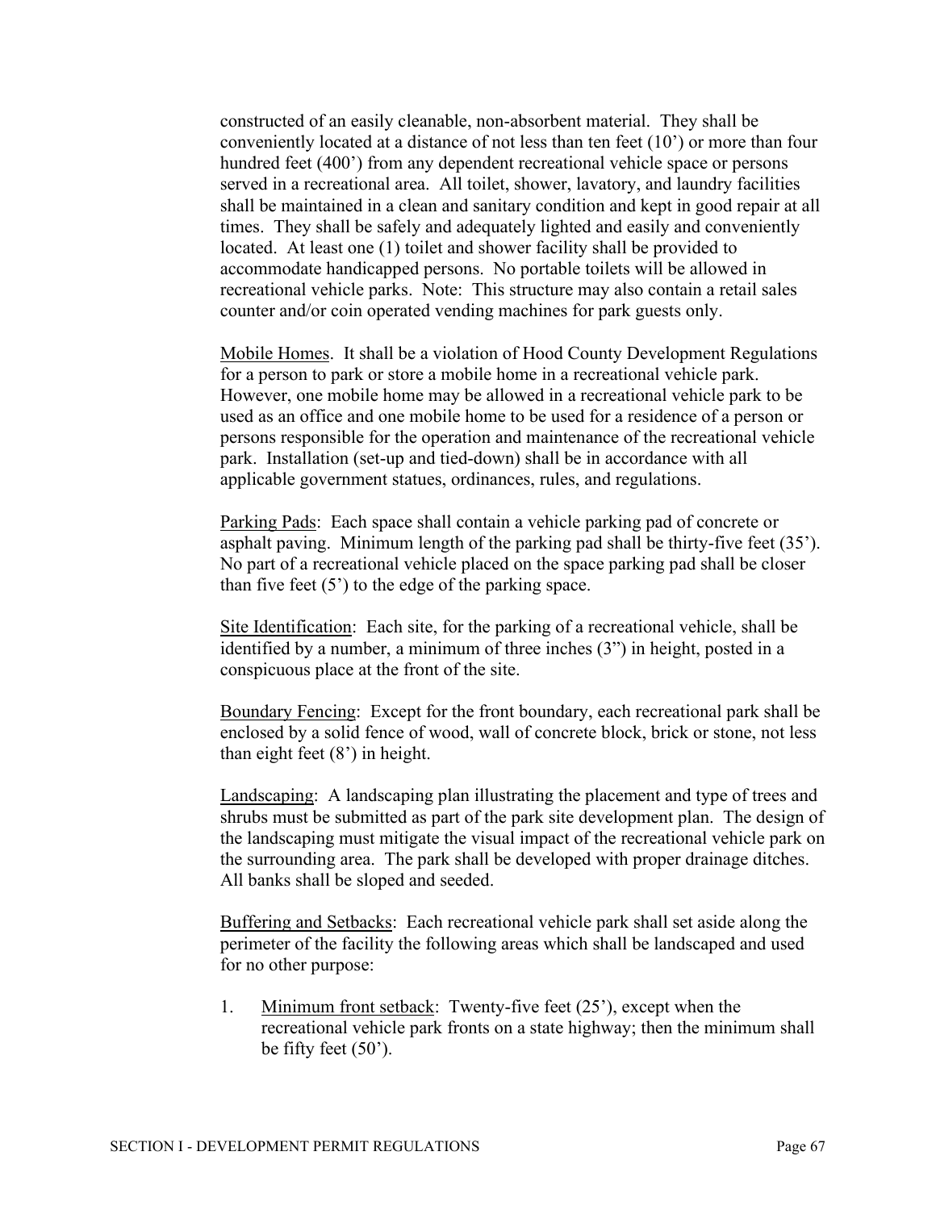constructed of an easily cleanable, non-absorbent material. They shall be conveniently located at a distance of not less than ten feet (10') or more than four hundred feet (400') from any dependent recreational vehicle space or persons served in a recreational area. All toilet, shower, lavatory, and laundry facilities shall be maintained in a clean and sanitary condition and kept in good repair at all times. They shall be safely and adequately lighted and easily and conveniently located. At least one (1) toilet and shower facility shall be provided to accommodate handicapped persons. No portable toilets will be allowed in recreational vehicle parks. Note: This structure may also contain a retail sales counter and/or coin operated vending machines for park guests only.

<u>Mobile Homes</u>. It shall be a violation of Hood County Development Regulations for a person to park or store a mobile home in a recreational vehicle park. However, one mobile home may be allowed in a recreational vehicle park to be used as an office and one mobile home to be used for a residence of a person or persons responsible for the operation and maintenance of the recreational vehicle park. Installation (set-up and tied-down) shall be in accordance with all applicable government statues, ordinances, rules, and regulations.

<u>Parking Pads</u>: Each space shall contain a vehicle parking pad of concrete or asphalt paving. Minimum length of the parking pad shall be thirty-five feet (35'). No part of a recreational vehicle placed on the space parking pad shall be closer than five feet (5') to the edge of the parking space.

<u>Site Identification</u>: Each site, for the parking of a recreational vehicle, shall be identified by a number, a minimum of three inches (3") in height, posted in a conspicuous place at the front of the site.

<u>Boundary Fencing</u>: Except for the front boundary, each recreational park shall be enclosed by a solid fence of wood, wall of concrete block, brick or stone, not less than eight feet (8') in height.

<u>Landscaping</u>: A landscaping plan illustrating the placement and type of trees and shrubs must be submitted as part of the park site development plan. The design of the landscaping must mitigate the visual impact of the recreational vehicle park on the surrounding area. The park shall be developed with proper drainage ditches. All banks shall be sloped and seeded.

<u>Buffering and Setbacks</u>: Each recreational vehicle park shall set aside along the perimeter of the facility the following areas which shall be landscaped and used for no other purpose:

1. <u>Minimum front setback</u>: Twenty-five feet (25'), except when the recreational vehicle park fronts on a state highway; then the minimum shall be fifty feet (50').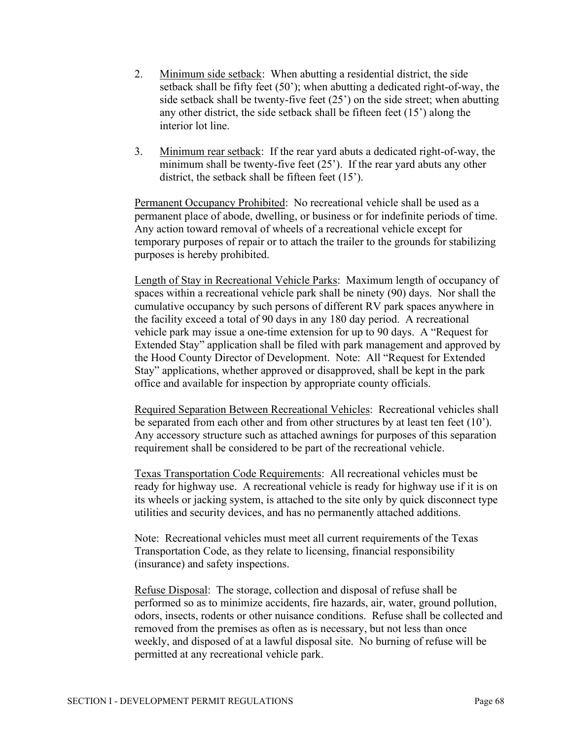2. <u>Minimum side setback</u>: When abutting a residential district, the side setback shall be fifty feet (50'); when abutting a dedicated right-of-way, the side setback shall be twenty-five feet (25') on the side street; when abutting any other district, the side setback shall be fifteen feet (15') along the interior lot line.

3. <u>Minimum rear setback</u>: If the rear yard abuts a dedicated right-of-way, the minimum shall be twenty-five feet (25'). If the rear yard abuts any other district, the setback shall be fifteen feet (15').

<u>Permanent Occupancy Prohibited</u>: No recreational vehicle shall be used as a permanent place of abode, dwelling, or business or for indefinite periods of time. Any action toward removal of wheels of a recreational vehicle except for temporary purposes of repair or to attach the trailer to the grounds for stabilizing purposes is hereby prohibited.

<u>Length of Stay in Recreational Vehicle Parks</u>: Maximum length of occupancy of spaces within a recreational vehicle park shall be ninety (90) days. Nor shall the cumulative occupancy by such persons of different RV park spaces anywhere in the facility exceed a total of 90 days in any 180 day period. A recreational vehicle park may issue a one-time extension for up to 90 days. A "Request for Extended Stay" application shall be filed with park management and approved by the Hood County Director of Development. Note: All "Request for Extended Stay" applications, whether approved or disapproved, shall be kept in the park office and available for inspection by appropriate county officials.

<u>Required Separation Between Recreational Vehicles</u>: Recreational vehicles shall be separated from each other and from other structures by at least ten feet (10'). Any accessory structure such as attached awnings for purposes of this separation requirement shall be considered to be part of the recreational vehicle.

<u>Texas Transportation Code Requirements</u>: All recreational vehicles must be ready for highway use. A recreational vehicle is ready for highway use if it is on its wheels or jacking system, is attached to the site only by quick disconnect type utilities and security devices, and has no permanently attached additions.

Note: Recreational vehicles must meet all current requirements of the Texas Transportation Code, as they relate to licensing, financial responsibility (insurance) and safety inspections.

<u>Refuse Disposal</u>: The storage, collection and disposal of refuse shall be performed so as to minimize accidents, fire hazards, air, water, ground pollution, odors, insects, rodents or other nuisance conditions. Refuse shall be collected and removed from the premises as often as is necessary, but not less than once weekly, and disposed of at a lawful disposal site. No burning of refuse will be permitted at any recreational vehicle park.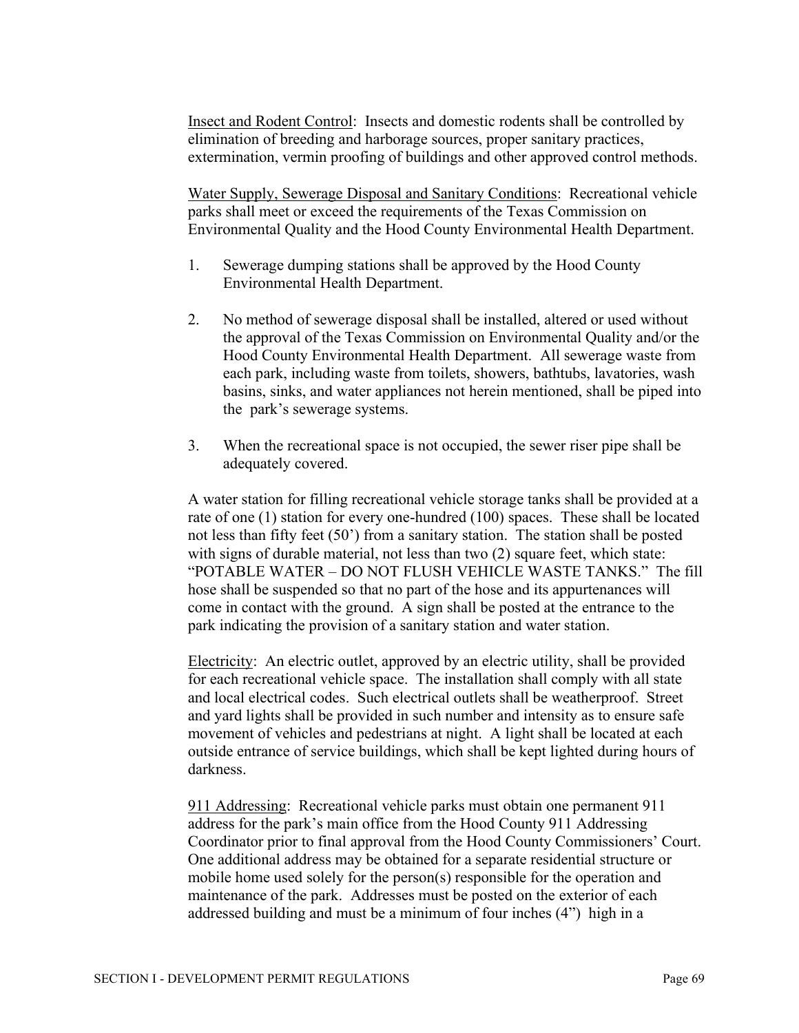<u>Insect and Rodent Control</u>: Insects and domestic rodents shall be controlled by elimination of breeding and harborage sources, proper sanitary practices, extermination, vermin proofing of buildings and other approved control methods.

<u>Water Supply, Sewerage Disposal and Sanitary Conditions</u>: Recreational vehicle parks shall meet or exceed the requirements of the Texas Commission on Environmental Quality and the Hood County Environmental Health Department.

1. Sewerage dumping stations shall be approved by the Hood County Environmental Health Department.

2. No method of sewerage disposal shall be installed, altered or used without the approval of the Texas Commission on Environmental Quality and/or the Hood County Environmental Health Department. All sewerage waste from each park, including waste from toilets, showers, bathtubs, lavatories, wash basins, sinks, and water appliances not herein mentioned, shall be piped into the park's sewerage systems.

3. When the recreational space is not occupied, the sewer riser pipe shall be adequately covered.

A water station for filling recreational vehicle storage tanks shall be provided at a rate of one (1) station for every one-hundred (100) spaces. These shall be located not less than fifty feet (50') from a sanitary station. The station shall be posted with signs of durable material, not less than two (2) square feet, which state: "POTABLE WATER – DO NOT FLUSH VEHICLE WASTE TANKS." The fill hose shall be suspended so that no part of the hose and its appurtenances will come in contact with the ground. A sign shall be posted at the entrance to the park indicating the provision of a sanitary station and water station.

<u>Electricity</u>: An electric outlet, approved by an electric utility, shall be provided for each recreational vehicle space. The installation shall comply with all state and local electrical codes. Such electrical outlets shall be weatherproof. Street and yard lights shall be provided in such number and intensity as to ensure safe movement of vehicles and pedestrians at night. A light shall be located at each outside entrance of service buildings, which shall be kept lighted during hours of darkness.

<u>911 Addressing</u>: Recreational vehicle parks must obtain one permanent 911 address for the park's main office from the Hood County 911 Addressing Coordinator prior to final approval from the Hood County Commissioners' Court. One additional address may be obtained for a separate residential structure or mobile home used solely for the person(s) responsible for the operation and maintenance of the park. Addresses must be posted on the exterior of each addressed building and must be a minimum of four inches (4") high in a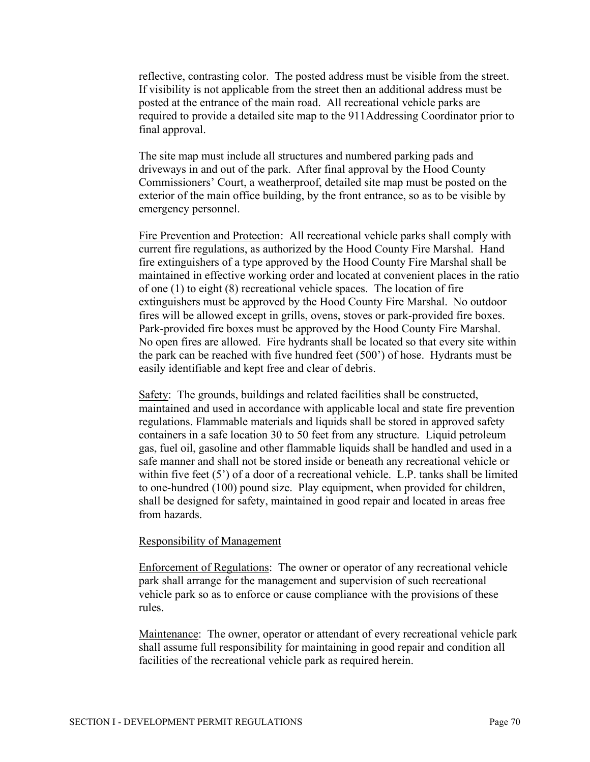reflective, contrasting color. The posted address must be visible from the street. If visibility is not applicable from the street then an additional address must be posted at the entrance of the main road. All recreational vehicle parks are required to provide a detailed site map to the 911Addressing Coordinator prior to final approval.

The site map must include all structures and numbered parking pads and driveways in and out of the park. After final approval by the Hood County Commissioners' Court, a weatherproof, detailed site map must be posted on the exterior of the main office building, by the front entrance, so as to be visible by emergency personnel.

<u>Fire Prevention and Protection</u>: All recreational vehicle parks shall comply with current fire regulations, as authorized by the Hood County Fire Marshal. Hand fire extinguishers of a type approved by the Hood County Fire Marshal shall be maintained in effective working order and located at convenient places in the ratio of one (1) to eight (8) recreational vehicle spaces. The location of fire extinguishers must be approved by the Hood County Fire Marshal. No outdoor fires will be allowed except in grills, ovens, stoves or park-provided fire boxes. Park-provided fire boxes must be approved by the Hood County Fire Marshal. No open fires are allowed. Fire hydrants shall be located so that every site within the park can be reached with five hundred feet (500') of hose. Hydrants must be easily identifiable and kept free and clear of debris.

<u>Safety</u>: The grounds, buildings and related facilities shall be constructed, maintained and used in accordance with applicable local and state fire prevention regulations. Flammable materials and liquids shall be stored in approved safety containers in a safe location 30 to 50 feet from any structure. Liquid petroleum gas, fuel oil, gasoline and other flammable liquids shall be handled and used in a safe manner and shall not be stored inside or beneath any recreational vehicle or within five feet (5') of a door of a recreational vehicle. L.P. tanks shall be limited to one-hundred (100) pound size. Play equipment, when provided for children, shall be designed for safety, maintained in good repair and located in areas free from hazards.

<u>Responsibility of Management</u>

<u>Enforcement of Regulations</u>: The owner or operator of any recreational vehicle park shall arrange for the management and supervision of such recreational vehicle park so as to enforce or cause compliance with the provisions of these rules.

<u>Maintenance</u>: The owner, operator or attendant of every recreational vehicle park shall assume full responsibility for maintaining in good repair and condition all facilities of the recreational vehicle park as required herein.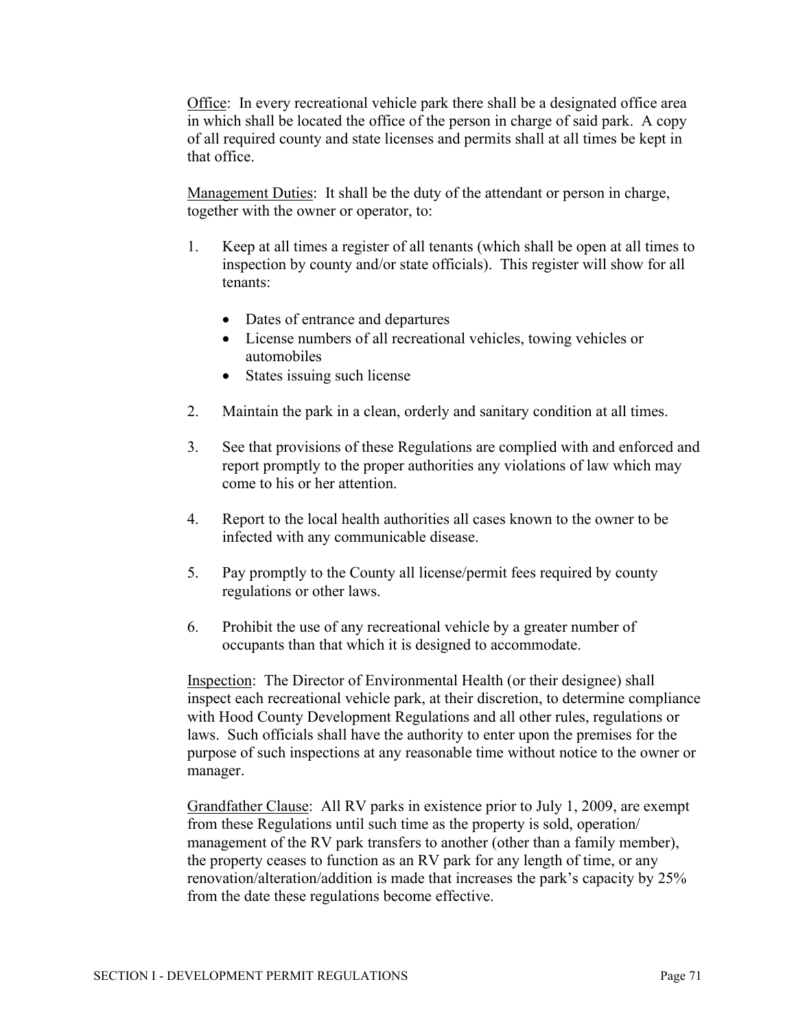<u>Office</u>: In every recreational vehicle park there shall be a designated office area in which shall be located the office of the person in charge of said park. A copy of all required county and state licenses and permits shall at all times be kept in that office.

<u>Management Duties</u>: It shall be the duty of the attendant or person in charge, together with the owner or operator, to:

1. Keep at all times a register of all tenants (which shall be open at all times to inspection by county and/or state officials). This register will show for all tenants:

    - Dates of entrance and departures
    - License numbers of all recreational vehicles, towing vehicles or automobiles
    - States issuing such license

2. Maintain the park in a clean, orderly and sanitary condition at all times.

3. See that provisions of these Regulations are complied with and enforced and report promptly to the proper authorities any violations of law which may come to his or her attention.

4. Report to the local health authorities all cases known to the owner to be infected with any communicable disease.

5. Pay promptly to the County all license/permit fees required by county regulations or other laws.

6. Prohibit the use of any recreational vehicle by a greater number of occupants than that which it is designed to accommodate.

<u>Inspection</u>: The Director of Environmental Health (or their designee) shall inspect each recreational vehicle park, at their discretion, to determine compliance with Hood County Development Regulations and all other rules, regulations or laws. Such officials shall have the authority to enter upon the premises for the purpose of such inspections at any reasonable time without notice to the owner or manager.

<u>Grandfather Clause</u>: All RV parks in existence prior to July 1, 2009, are exempt from these Regulations until such time as the property is sold, operation/ management of the RV park transfers to another (other than a family member), the property ceases to function as an RV park for any length of time, or any renovation/alteration/addition is made that increases the park's capacity by 25% from the date these regulations become effective.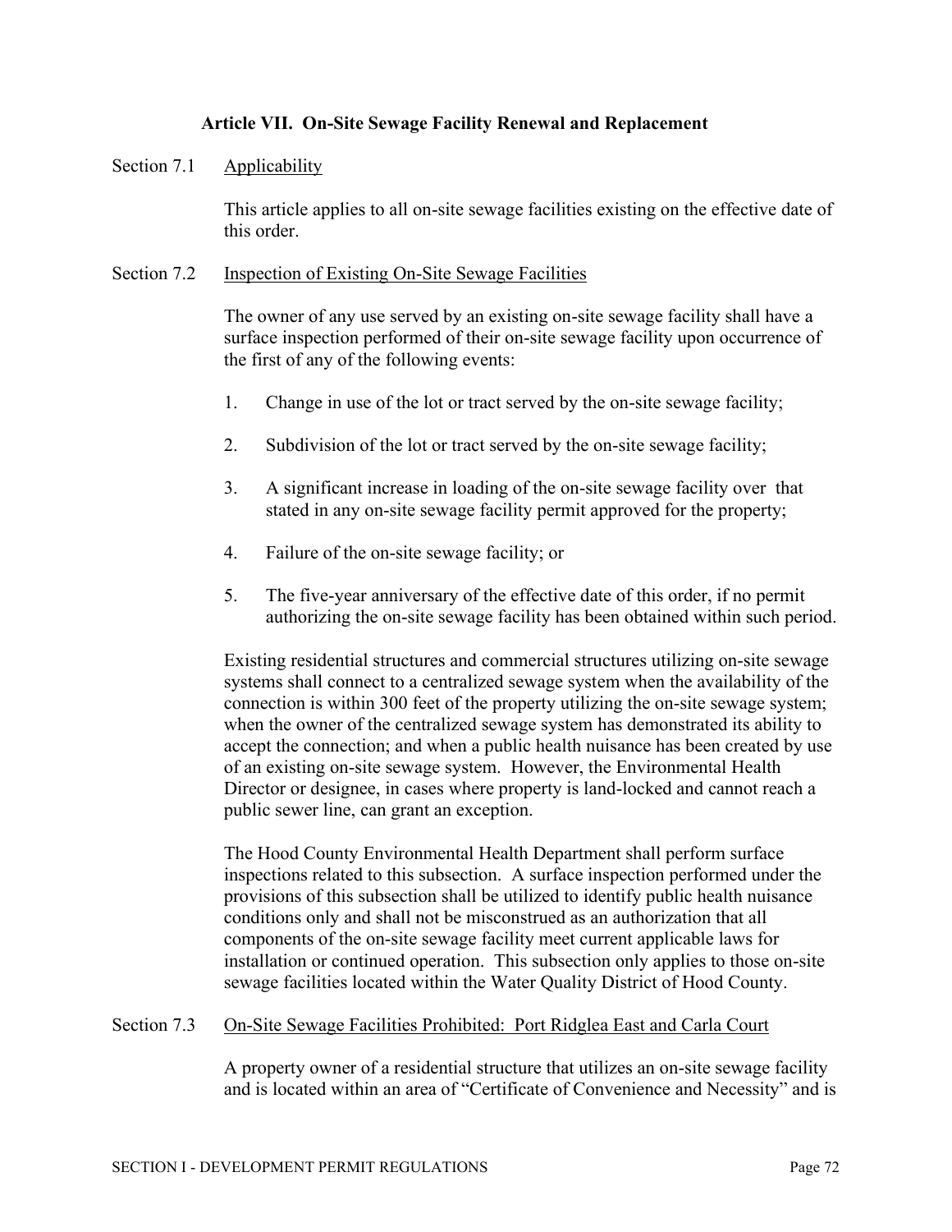## Article VII. On-Site Sewage Facility Renewal and Replacement

Section 7.1 Applicability

This article applies to all on-site sewage facilities existing on the effective date of this order.

Section 7.2 Inspection of Existing On-Site Sewage Facilities

The owner of any use served by an existing on-site sewage facility shall have a surface inspection performed of their on-site sewage facility upon occurrence of the first of any of the following events:

1. Change in use of the lot or tract served by the on-site sewage facility;

2. Subdivision of the lot or tract served by the on-site sewage facility;

3. A significant increase in loading of the on-site sewage facility over that stated in any on-site sewage facility permit approved for the property;

4. Failure of the on-site sewage facility; or

5. The five-year anniversary of the effective date of this order, if no permit authorizing the on-site sewage facility has been obtained within such period.

Existing residential structures and commercial structures utilizing on-site sewage systems shall connect to a centralized sewage system when the availability of the connection is within 300 feet of the property utilizing the on-site sewage system; when the owner of the centralized sewage system has demonstrated its ability to accept the connection; and when a public health nuisance has been created by use of an existing on-site sewage system. However, the Environmental Health Director or designee, in cases where property is land-locked and cannot reach a public sewer line, can grant an exception.

The Hood County Environmental Health Department shall perform surface inspections related to this subsection. A surface inspection performed under the provisions of this subsection shall be utilized to identify public health nuisance conditions only and shall not be misconstrued as an authorization that all components of the on-site sewage facility meet current applicable laws for installation or continued operation. This subsection only applies to those on-site sewage facilities located within the Water Quality District of Hood County.

Section 7.3 On-Site Sewage Facilities Prohibited: Port Ridglea East and Carla Court

A property owner of a residential structure that utilizes an on-site sewage facility and is located within an area of "Certificate of Convenience and Necessity" and is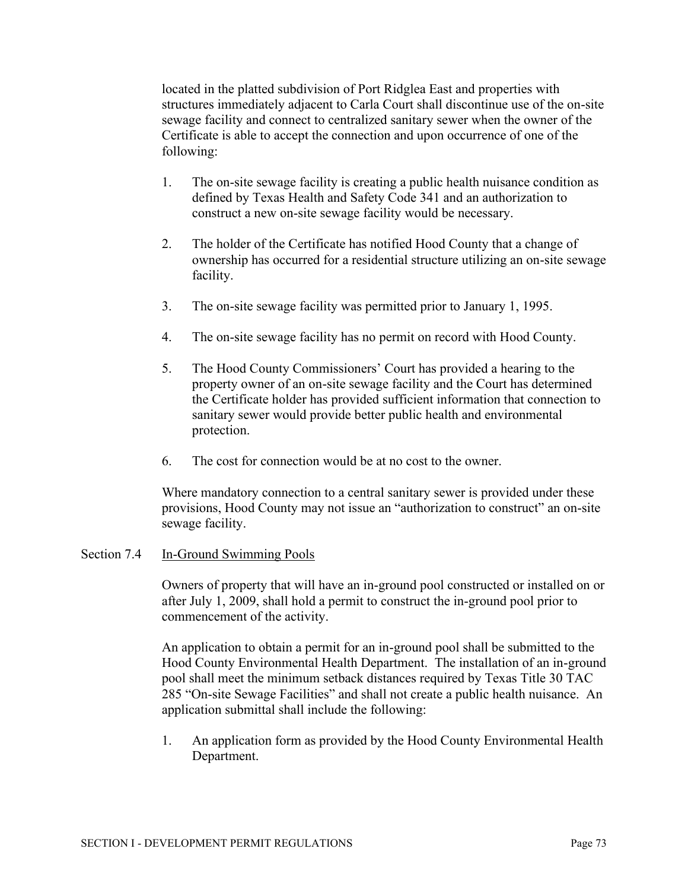located in the platted subdivision of Port Ridglea East and properties with structures immediately adjacent to Carla Court shall discontinue use of the on-site sewage facility and connect to carlazied sanitary sewer when the owner of the Certificate is able to accept the connection and upon occurrence of one of the following:

1. The on-site sewage facility is creating a public health nuisance condition as defined by Texas Health and Safety Code 341 and an authorization to construct a new on-site sewage facility would be necessary.

2. The holder of the Certificate has notified Hood County that a change of ownership has occurred for a residential structure utilizing an on-site sewage facility.

3. The on-site sewage facility was permitted prior to January 1, 1995.

4. The on-site sewage facility has no permit on record with Hood County.

5. The Hood County Commissioners' Court has provided a hearing to the property owner of an on-site sewage facility and the Court has determined the Certificate holder has provided sufficient information that connection to sanitary sewer would provide better public health and environmental protection.

6. The cost for connection would be at no cost to the owner.

Where mandatory connection to a central sanitary sewer is provided under these provisions, Hood County may not issue an "authorization to construct" an on-site sewage facility.

Section 7.4 In-Ground Swimming Pools

Owners of property that will have an in-ground pool constructed or installed on or after July 1, 2009, shall hold a permit to construct the in-ground pool prior to commencement of the activity.

An application to obtain a permit for an in-ground pool shall be submitted to the Hood County Environmental Health Department. The installation of an in-ground pool shall meet the minimum setback distances required by Texas Title 30 TAC 285 "On-site Sewage Facilities" and shall not create a public health nuisance. An application submittal shall include the following:

1. An application form as provided by the Hood County Environmental Health Department.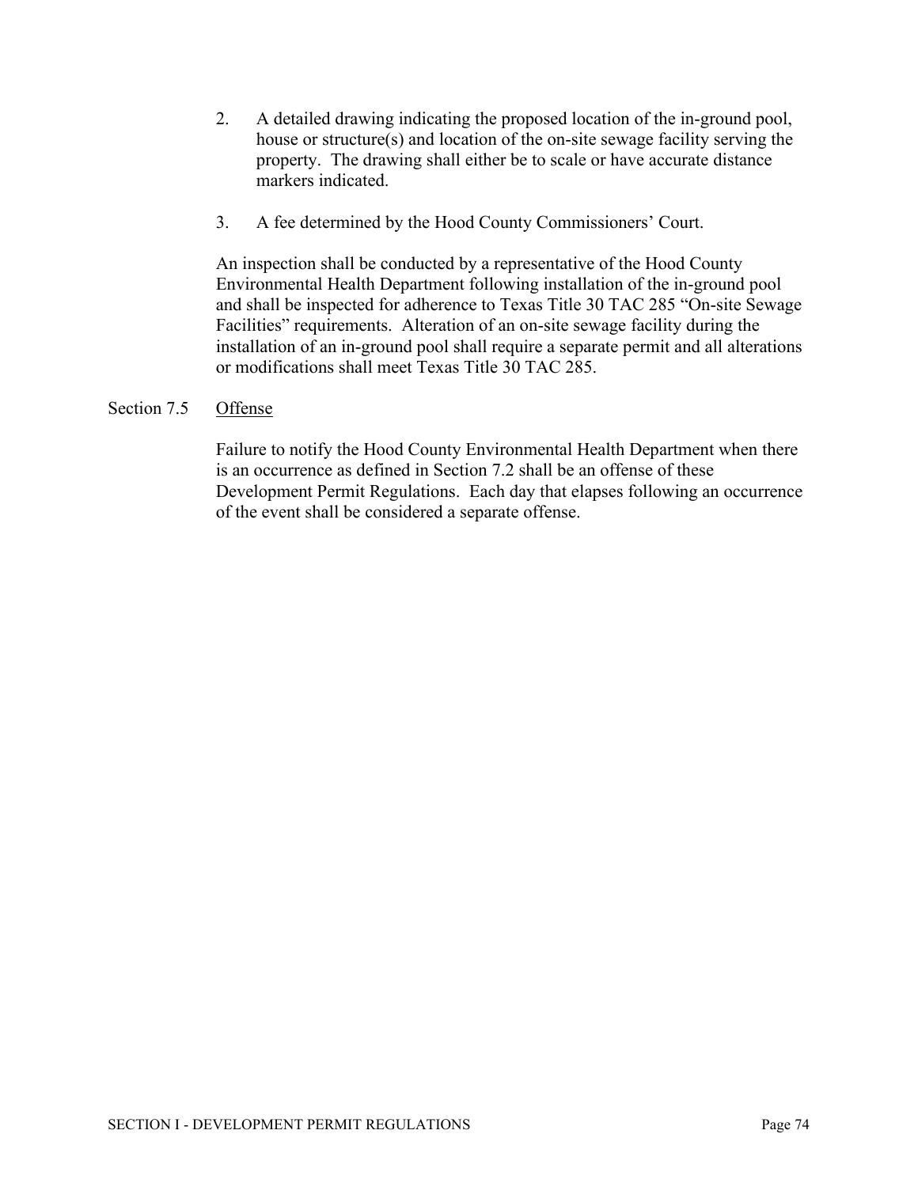2. A detailed drawing indicating the proposed location of the in-ground pool, house or structure(s) and location of the on-site sewage facility serving the property. The drawing shall either be to scale or have accurate distance markers indicated.

3. A fee determined by the Hood County Commissioners' Court.

An inspection shall be conducted by a representative of the Hood County Environmental Health Department following installation of the in-ground pool and shall be inspected for adherence to Texas Title 30 TAC 285 "On-site Sewage Facilities" requirements. Alteration of an on-site sewage facility during the installation of an in-ground pool shall require a separate permit and all alterations or modifications shall meet Texas Title 30 TAC 285.

## Section 7.5 Offense

Failure to notify the Hood County Environmental Health Department when there is an occurrence as defined in Section 7.2 shall be an offense of these Development Permit Regulations. Each day that elapses following an occurrence of the event shall be considered a separate offense.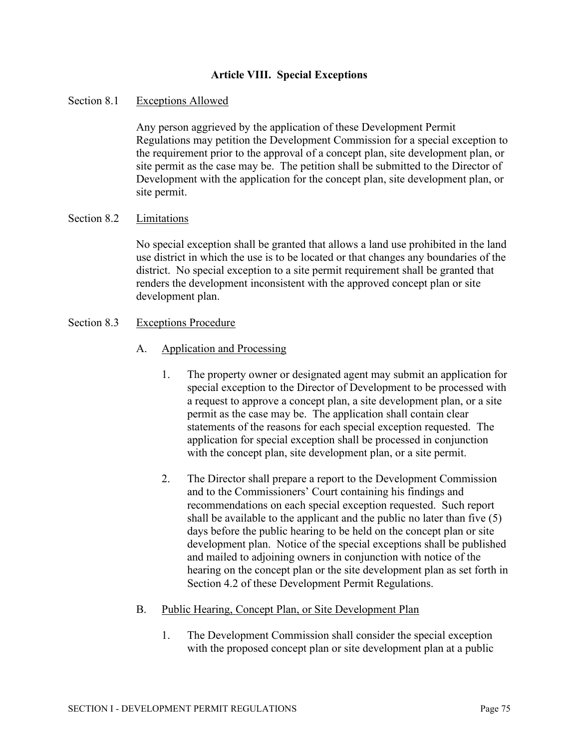## Article VIII. Special Exceptions

Section 8.1 Exceptions Allowed

Any person aggrieved by the application of these Development Permit Regulations may petition the Development Commission for a special exception to the requirement prior to the approval of a concept plan, site development plan, or site permit as the case may be. The petition shall be submitted to the Director of Development with the application for the concept plan, site development plan, or site permit.

Section 8.2 Limitations

No special exception shall be granted that allows a land use prohibited in the land use district in which the use is to be located or that changes any boundaries of the district. No special exception to a site permit requirement shall be granted that renders the development inconsistent with the approved concept plan or site development plan.

Section 8.3 Exceptions Procedure

A. Application and Processing

1. The property owner or designated agent may submit an application for special exception to the Director of Development to be processed with a request to approve a concept plan, a site development plan, or a site permit as the case may be. The application shall contain clear statements of the reasons for each special exception requested. The application for special exception shall be processed in conjunction with the concept plan, site development plan, or a site permit.

2. The Director shall prepare a report to the Development Commission and to the Commissioners' Court containing his findings and recommendations on each special exception requested. Such report shall be available to the applicant and the public no later than five (5) days before the public hearing to be held on the concept plan or site development plan. Notice of the special exceptions shall be published and mailed to adjoining owners in conjunction with notice of the hearing on the concept plan or the site development plan as set forth in Section 4.2 of these Development Permit Regulations.

B. Public Hearing, Concept Plan, or Site Development Plan

1. The Development Commission shall consider the special exception with the proposed concept plan or site development plan at a public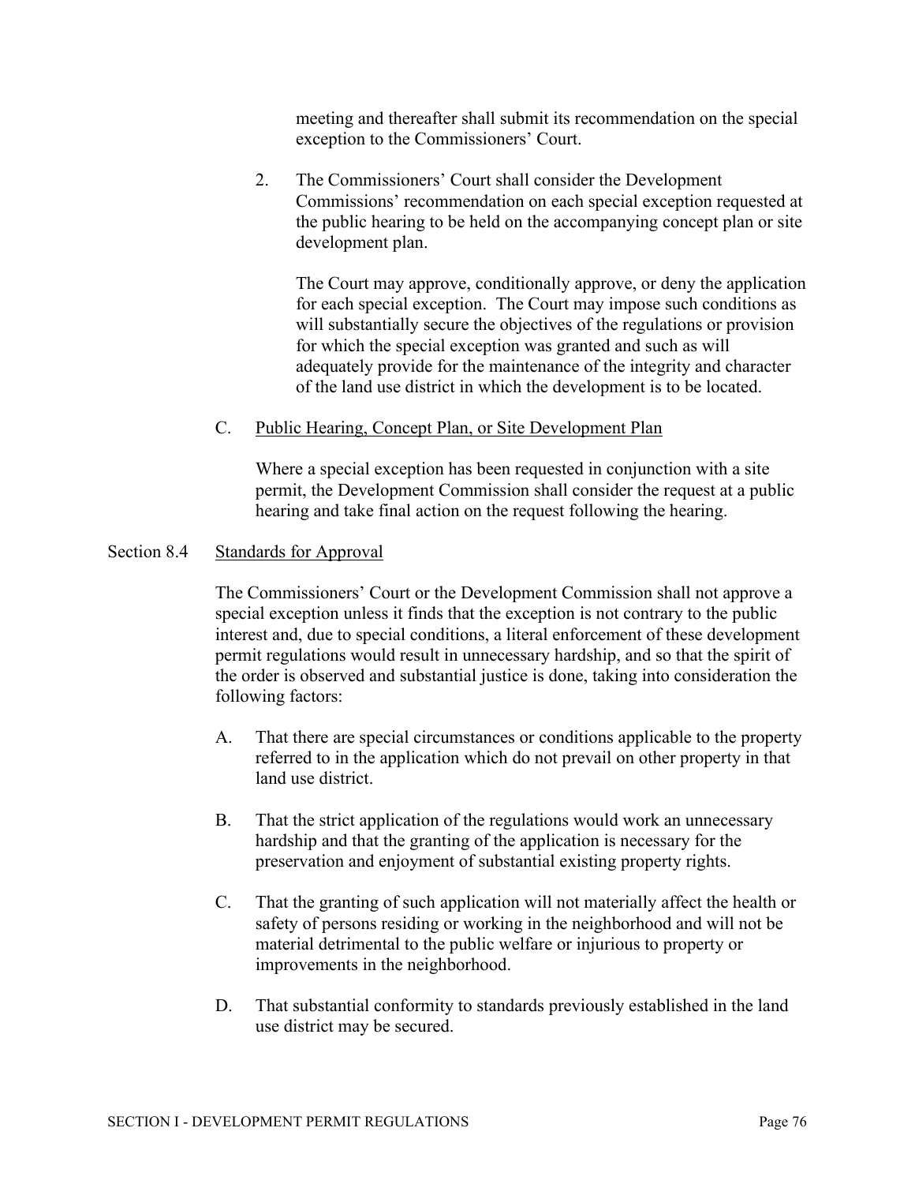meeting and thereafter shall submit its recommendation on the special exception to the Commissioners' Court.

2. The Commissioners' Court shall consider the Development Commissions' recommendation on each special exception requested at the public hearing to be held on the accompanying concept plan or site development plan.

   The Court may approve, conditionally approve, or deny the application for each special exception. The Court may impose such conditions as will substantially secure the objectives of the regulations or provision for which the special exception was granted and such as will adequately provide for the maintenance of the integrity and character of the land use district in which the development is to be located.

C. Public Hearing, Concept Plan, or Site Development Plan

Where a special exception has been requested in conjunction with a site permit, the Development Commission shall consider the request at a public hearing and take final action on the request following the hearing.

## Section 8.4 Standards for Approval

The Commissioners' Court or the Development Commission shall not approve a special exception unless it finds that the exception is not contrary to the public interest and, due to special conditions, a literal enforcement of these development permit regulations would result in unnecessary hardship, and so that the spirit of the order is observed and substantial justice is done, taking into consideration the following factors:

A. That there are special circumstances or conditions applicable to the property referred to in the application which do not prevail on other property in that land use district.

B. That the strict application of the regulations would work an unnecessary hardship and that the granting of the application is necessary for the preservation and enjoyment of substantial existing property rights.

C. That the granting of such application will not materially affect the health or safety of persons residing or working in the neighborhood and will not be material detrimental to the public welfare or injurious to property or improvements in the neighborhood.

D. That substantial conformity to standards previously established in the land use district may be secured.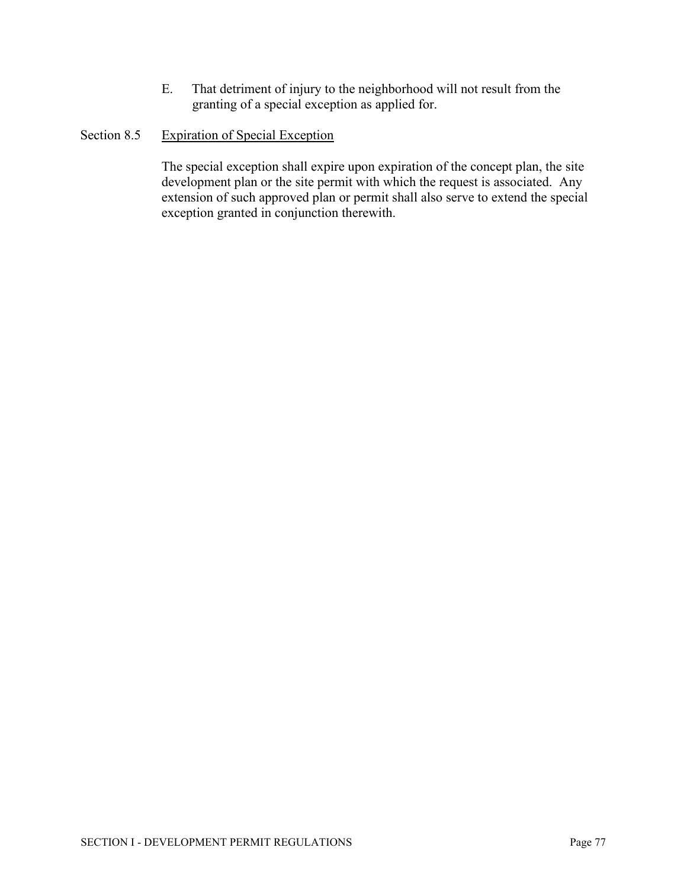E. That detriment of injury to the neighborhood will not result from the granting of a special exception as applied for.

### Section 8.5 Expiration of Special Exception

The special exception shall expire upon expiration of the concept plan, the site development plan or the site permit with which the request is associated. Any extension of such approved plan or permit shall also serve to extend the special exception granted in conjunction therewith.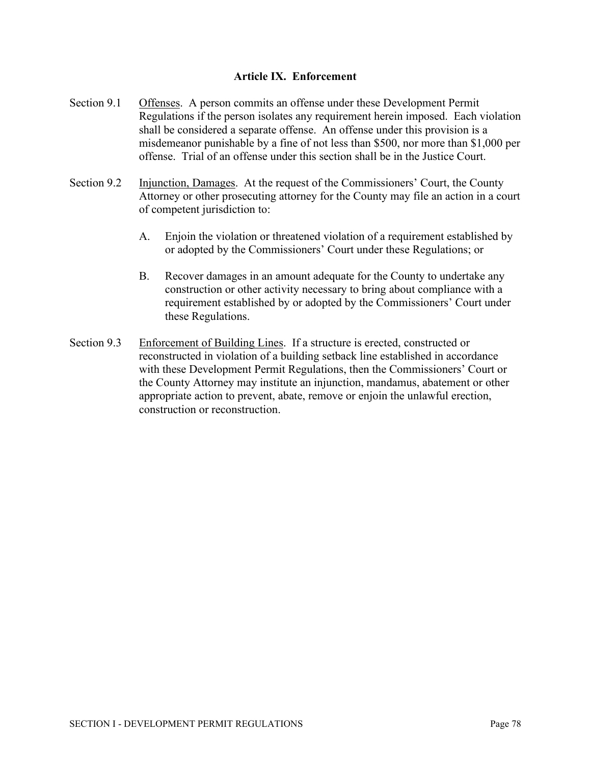## Article IX. Enforcement

Section 9.1 Offenses. A person commits an offense under these Development Permit Regulations if the person isolates any requirement herein imposed. Each violation shall be considered a separate offense. An offense under this provision is a misdemeanor punishable by a fine of not less than $500, nor more than $1,000 per offense. Trial of an offense under this section shall be in the Justice Court.

Section 9.2 Injunction, Damages. At the request of the Commissioners' Court, the County Attorney or other prosecuting attorney for the County may file an action in a court of competent jurisdiction to:

A. Enjoin the violation or threatened violation of a requirement established by or adopted by the Commissioners' Court under these Regulations; or

B. Recover damages in an amount adequate for the County to undertake any construction or other activity necessary to bring about compliance with a requirement established by or adopted by the Commissioners' Court under these Regulations.

Section 9.3 Enforcement of Building Lines. If a structure is erected, constructed or reconstructed in violation of a building setback line established in accordance with these Development Permit Regulations, then the Commissioners' Court or the County Attorney may institute an injunction, mandamus, abatement or other appropriate action to prevent, abate, remove or enjoin the unlawful erection, construction or reconstruction.